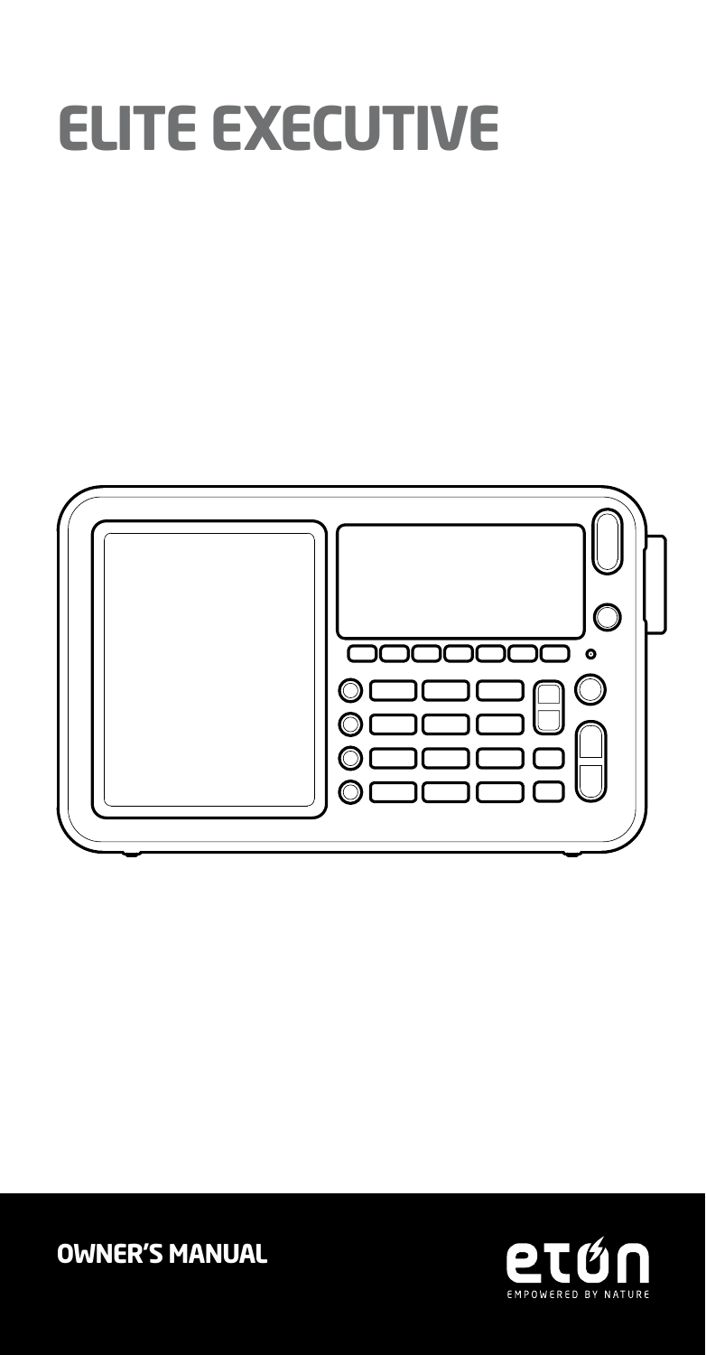# ELITE EXECUTIVE

**OWNER'S MANUAL**

eton

EMPOWERED BY NATURE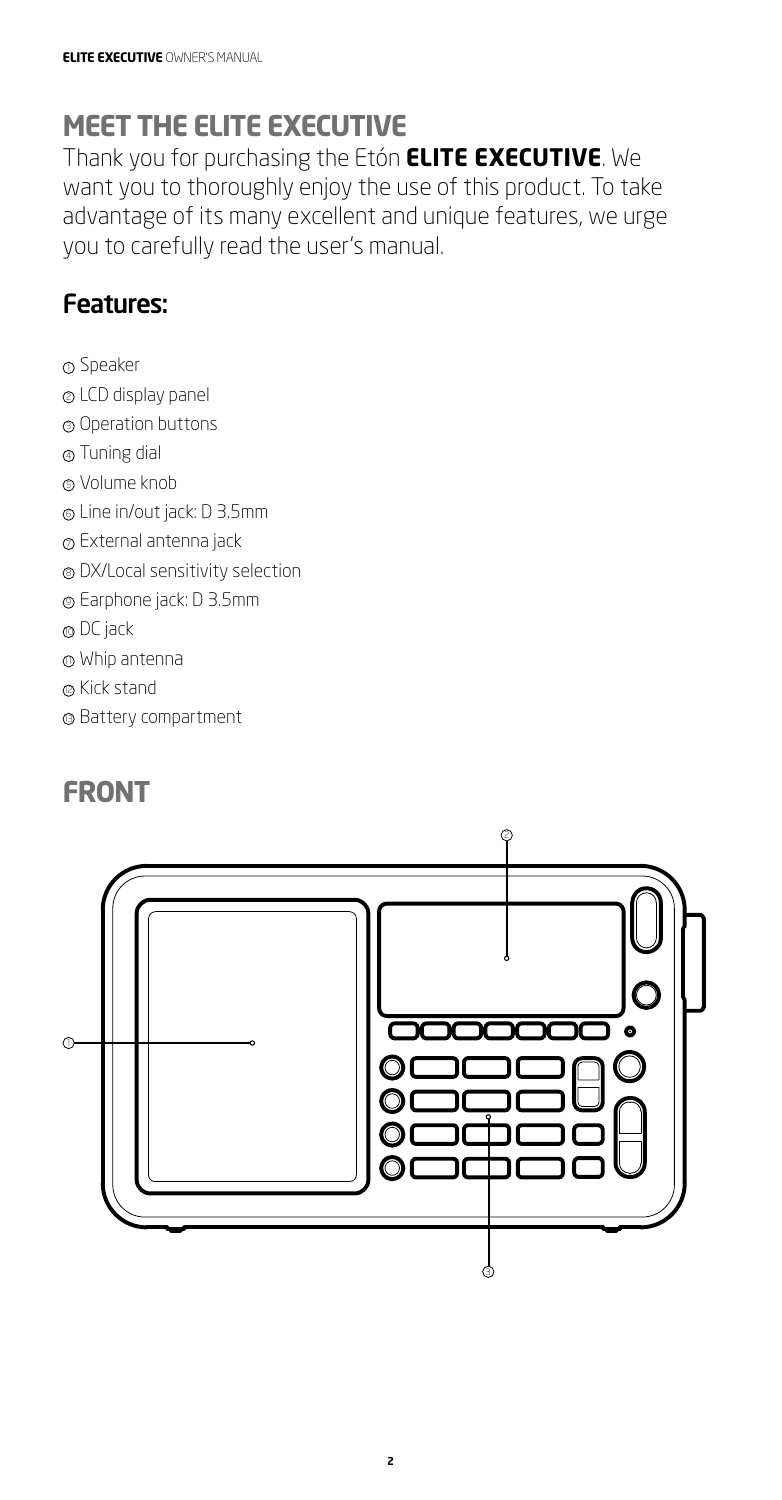## MEET THE ELITE EXECUTIVE

Thank you for purchasing the Etón **ELITE EXECUTIVE**. We want you to thoroughly enjoy the use of this product. To take advantage of its many excellent and unique features, we urge you to carefully read the user's manual.

### Features:

1. Speaker
2. LCD display panel
3. Operation buttons
4. Tuning dial
5. Volume knob
6. Line in/out jack: D 3.5mm
7. External antenna jack
8. DX/Local sensitivity selection
9. Earphone jack: D 3.5mm
10. DC jack
11. Whip antenna
12. Kick stand
13. Battery compartment

## FRONT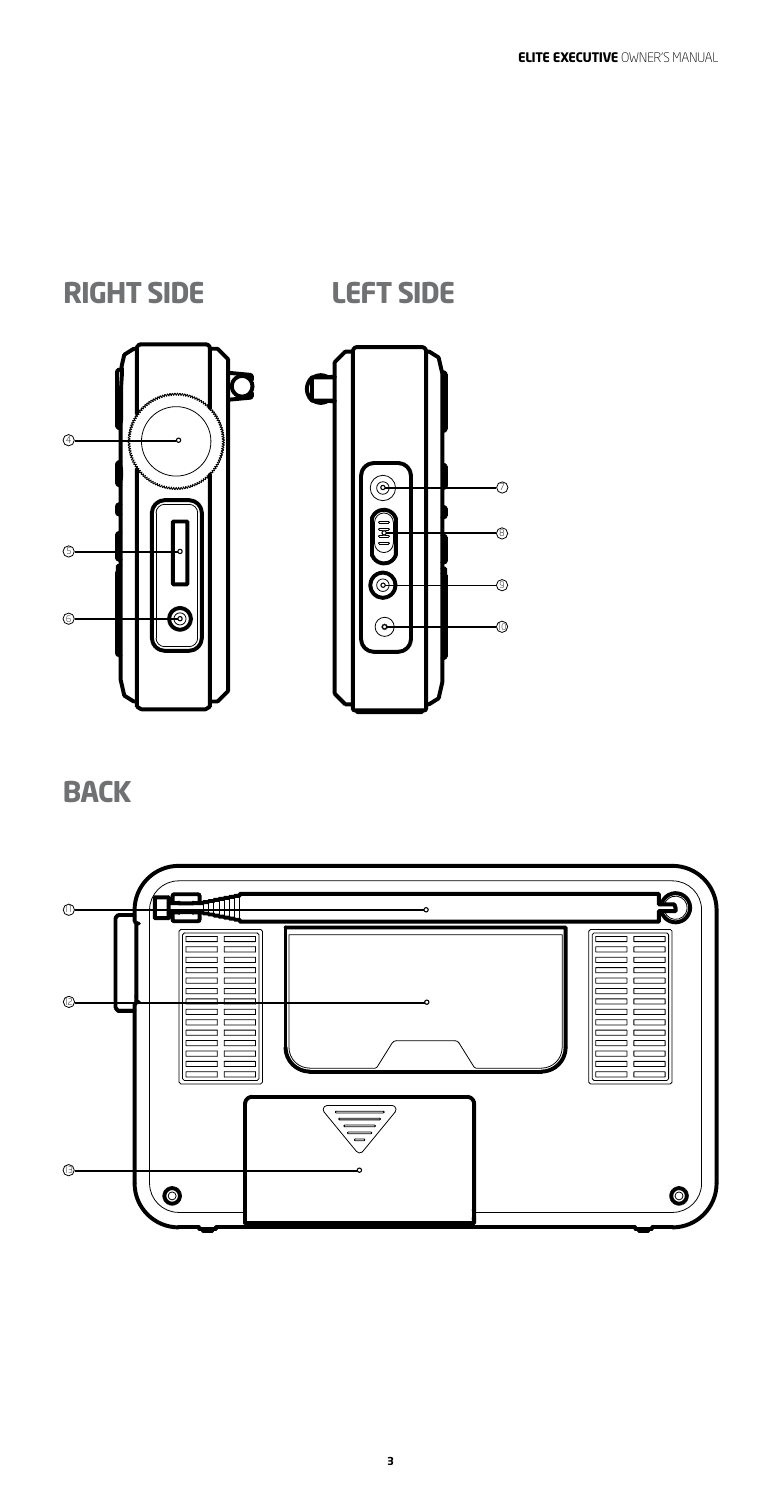## RIGHT SIDE

④

⑤

⑥

## LEFT SIDE

⑦

⑧

⑨

⑩

## BACK

⑪

⑫

⑬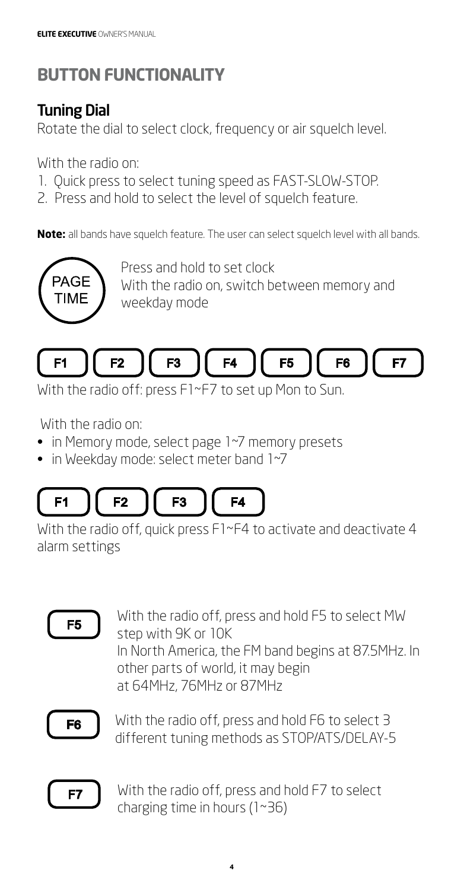# BUTTON FUNCTIONALITY

## Tuning Dial

Rotate the dial to select clock, frequency or air squelch level.

With the radio on:

1. Quick press to select tuning speed as FAST-SLOW-STOP.
2. Press and hold to select the level of squelch feature.

**Note:** all bands have squelch feature. The user can select squelch level with all bands.

PAGE TIME

Press and hold to set clock
With the radio on, switch between memory and weekday mode

F1 F2 F3 F4 F5 F6 F7

With the radio off: press F1~F7 to set up Mon to Sun.

With the radio on:

- in Memory mode, select page 1~7 memory presets
- in Weekday mode: select meter band 1~7

F1 F2 F3 F4

With the radio off, quick press F1~F4 to activate and deactivate 4 alarm settings

F5

With the radio off, press and hold F5 to select MW step with 9K or 10K
In North America, the FM band begins at 87.5MHz. In other parts of world, it may begin at 64MHz, 76MHz or 87MHz

F6

With the radio off, press and hold F6 to select 3 different tuning methods as STOP/ATS/DELAY-5

F7

With the radio off, press and hold F7 to select charging time in hours (1~36)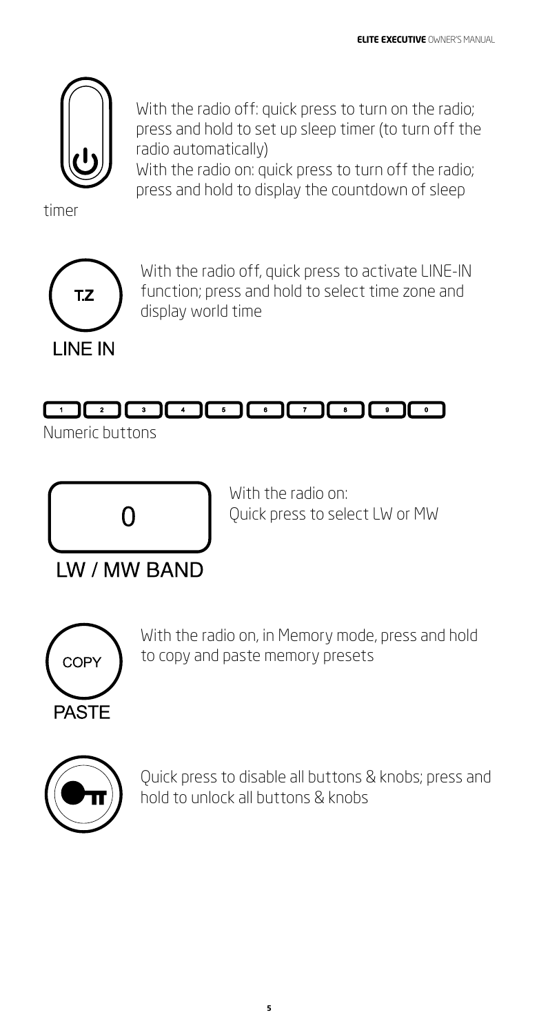With the radio off: quick press to turn on the radio; press and hold to set up sleep timer (to turn off the radio automatically)
With the radio on: quick press to turn off the radio; press and hold to display the countdown of sleep timer

T.Z
LINE IN

With the radio off, quick press to activate LINE-IN function; press and hold to select time zone and display world time

1 2 3 4 5 6 7 8 9 0
Numeric buttons

0
LW / MW BAND

With the radio on:
Quick press to select LW or MW

COPY
PASTE

With the radio on, in Memory mode, press and hold to copy and paste memory presets

Quick press to disable all buttons & knobs; press and hold to unlock all buttons & knobs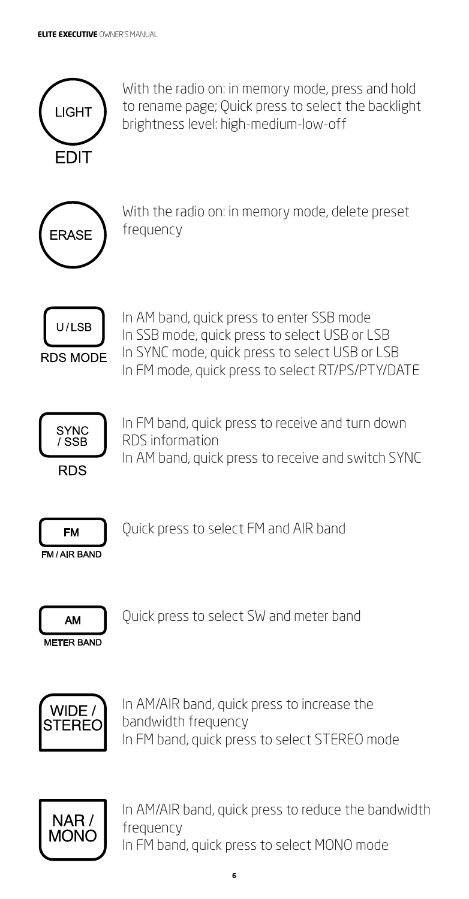**LIGHT / EDIT**
With the radio on: in memory mode, press and hold to rename page; Quick press to select the backlight brightness level: high-medium-low-off

**ERASE**
With the radio on: in memory mode, delete preset frequency

**U/LSB / RDS MODE**
In AM band, quick press to enter SSB mode
In SSB mode, quick press to select USB or LSB
In SYNC mode, quick press to select USB or LSB
In FM mode, quick press to select RT/PS/PTY/DATE

**SYNC / SSB / RDS**
In FM band, quick press to receive and turn down RDS information
In AM band, quick press to receive and switch SYNC

**FM / FM/AIR BAND**
Quick press to select FM and AIR band

**AM / METER BAND**
Quick press to select SW and meter band

**WIDE / STEREO**
In AM/AIR band, quick press to increase the bandwidth frequency
In FM band, quick press to select STEREO mode

**NAR / MONO**
In AM/AIR band, quick press to reduce the bandwidth frequency
In FM band, quick press to select MONO mode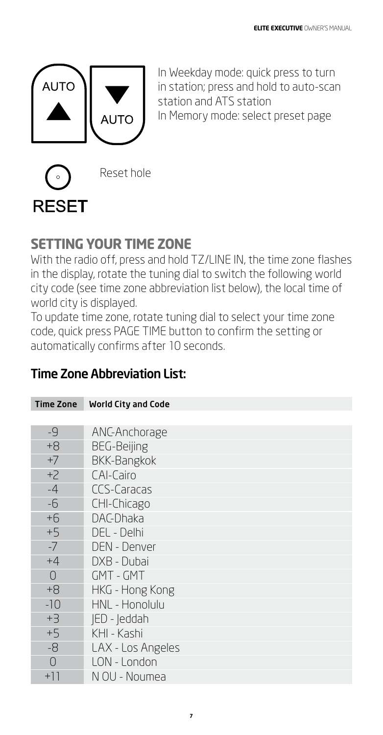AUTO ▲ ▼ AUTO

In Weekday mode: quick press to turn in station; press and hold to auto-scan station and ATS station
In Memory mode: select preset page

RESET

Reset hole

## SETTING YOUR TIME ZONE

With the radio off, press and hold TZ/LINE IN, the time zone flashes in the display, rotate the tuning dial to switch the following world city code (see time zone abbreviation list below), the local time of world city is displayed.
To update time zone, rotate tuning dial to select your time zone code, quick press PAGE TIME button to confirm the setting or automatically confirms after 10 seconds.

### Time Zone Abbreviation List:

| Time Zone | World City and Code |
|---|---|
| -9 | ANC-Anchorage |
| +8 | BEG-Beijing |
| +7 | BKK-Bangkok |
| +2 | CAI-Cairo |
| -4 | CCS-Caracas |
| -6 | CHI-Chicago |
| +6 | DAC-Dhaka |
| +5 | DEL - Delhi |
| -7 | DEN - Denver |
| +4 | DXB - Dubai |
| 0 | GMT - GMT |
| +8 | HKG - Hong Kong |
| -10 | HNL - Honolulu |
| +3 | JED - Jeddah |
| +5 | KHI - Kashi |
| -8 | LAX - Los Angeles |
| 0 | LON - London |
| +11 | N OU - Noumea |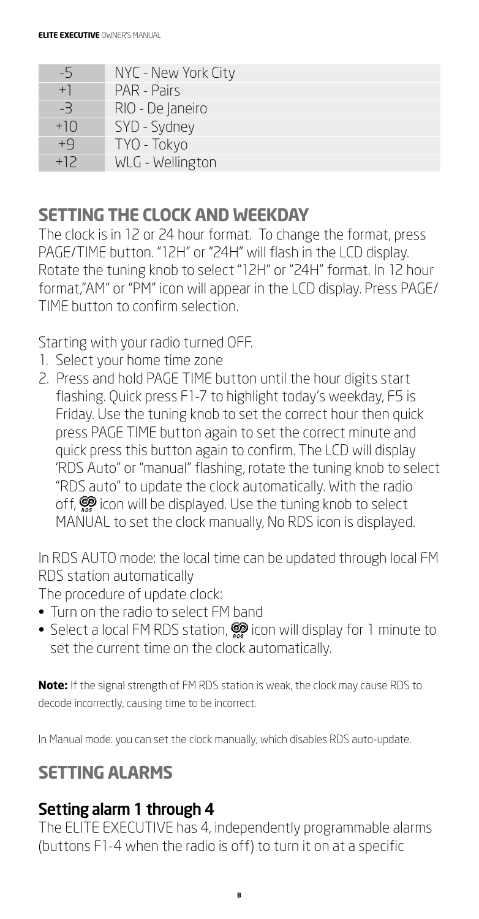| -5 | NYC - New York City |
|---|---|
| +1 | PAR - Pairs |
| -3 | RIO - De Janeiro |
| +10 | SYD - Sydney |
| +9 | TYO - Tokyo |
| +12 | WLG - Wellington |

## SETTING THE CLOCK AND WEEKDAY

The clock is in 12 or 24 hour format. To change the format, press PAGE/TIME button. "12H" or "24H" will flash in the LCD display. Rotate the tuning knob to select "12H" or "24H" format. In 12 hour format,"AM" or "PM" icon will appear in the LCD display. Press PAGE/ TIME button to confirm selection.

Starting with your radio turned OFF.

1. Select your home time zone
2. Press and hold PAGE TIME button until the hour digits start flashing. Quick press F1-7 to highlight today's weekday, F5 is Friday. Use the tuning knob to set the correct hour then quick press PAGE TIME button again to set the correct minute and quick press this button again to confirm. The LCD will display 'RDS Auto" or "manual" flashing, rotate the tuning knob to select "RDS auto" to update the clock automatically. With the radio off, RDS icon will be displayed. Use the tuning knob to select MANUAL to set the clock manually, No RDS icon is displayed.

In RDS AUTO mode: the local time can be updated through local FM RDS station automatically

The procedure of update clock:

- Turn on the radio to select FM band
- Select a local FM RDS station, RDS icon will display for 1 minute to set the current time on the clock automatically.

**Note:** If the signal strength of FM RDS station is weak, the clock may cause RDS to decode incorrectly, causing time to be incorrect.

In Manual mode: you can set the clock manually, which disables RDS auto-update.

## SETTING ALARMS

### Setting alarm 1 through 4

The ELITE EXECUTIVE has 4, independently programmable alarms (buttons F1-4 when the radio is off) to turn it on at a specific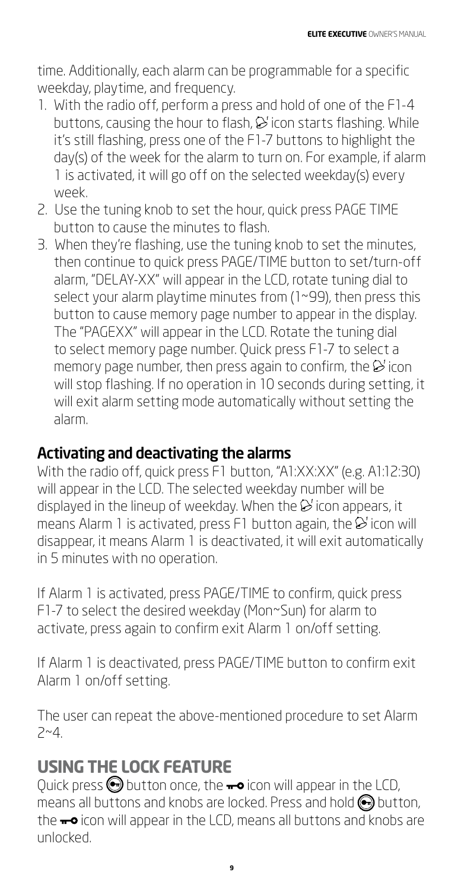time. Additionally, each alarm can be programmable for a specific weekday, playtime, and frequency.

1. With the radio off, perform a press and hold of one of the F1-4 buttons, causing the hour to flash, icon starts flashing. While it's still flashing, press one of the F1-7 buttons to highlight the day(s) of the week for the alarm to turn on. For example, if alarm 1 is activated, it will go off on the selected weekday(s) every week.
2. Use the tuning knob to set the hour, quick press PAGE TIME button to cause the minutes to flash.
3. When they're flashing, use the tuning knob to set the minutes, then continue to quick press PAGE/TIME button to set/turn-off alarm, "DELAY-XX" will appear in the LCD, rotate tuning dial to select your alarm playtime minutes from (1~99), then press this button to cause memory page number to appear in the display. The "PAGEXX" will appear in the LCD. Rotate the tuning dial to select memory page number. Quick press F1-7 to select a memory page number, then press again to confirm, the icon will stop flashing. If no operation in 10 seconds during setting, it will exit alarm setting mode automatically without setting the alarm.

## Activating and deactivating the alarms

With the radio off, quick press F1 button, "A1:XX:XX" (e.g. A1:12:30) will appear in the LCD. The selected weekday number will be displayed in the lineup of weekday. When the icon appears, it means Alarm 1 is activated, press F1 button again, the icon will disappear, it means Alarm 1 is deactivated, it will exit automatically in 5 minutes with no operation.

If Alarm 1 is activated, press PAGE/TIME to confirm, quick press F1-7 to select the desired weekday (Mon~Sun) for alarm to activate, press again to confirm exit Alarm 1 on/off setting.

If Alarm 1 is deactivated, press PAGE/TIME button to confirm exit Alarm 1 on/off setting.

The user can repeat the above-mentioned procedure to set Alarm 2~4.

# USING THE LOCK FEATURE

Quick press button once, the icon will appear in the LCD, means all buttons and knobs are locked. Press and hold button, the icon will appear in the LCD, means all buttons and knobs are unlocked.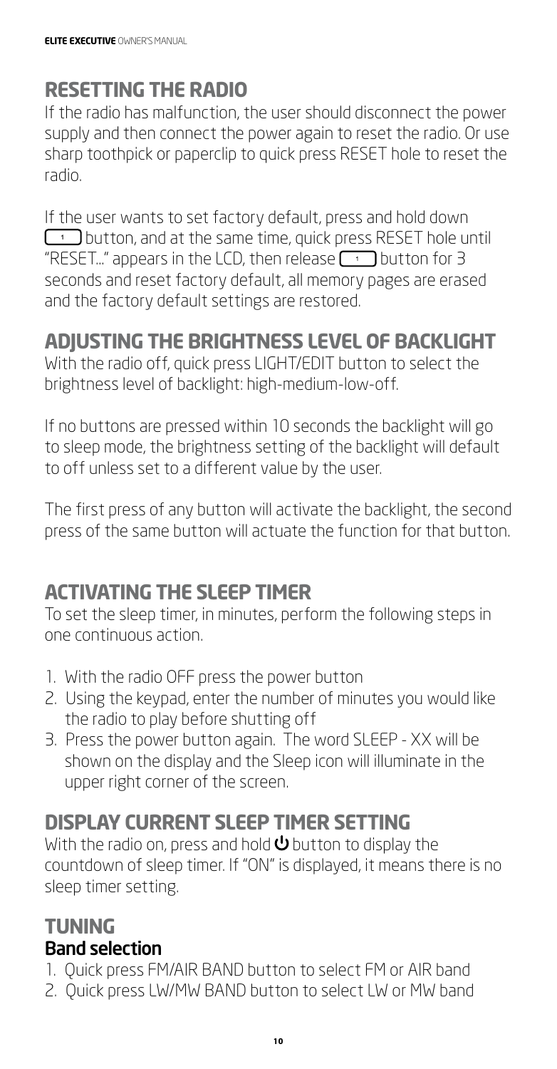## RESETTING THE RADIO

If the radio has malfunction, the user should disconnect the power supply and then connect the power again to reset the radio. Or use sharp toothpick or paperclip to quick press RESET hole to reset the radio.

If the user wants to set factory default, press and hold down [1] button, and at the same time, quick press RESET hole until "RESET..." appears in the LCD, then release [1] button for 3 seconds and reset factory default, all memory pages are erased and the factory default settings are restored.

## ADJUSTING THE BRIGHTNESS LEVEL OF BACKLIGHT

With the radio off, quick press LIGHT/EDIT button to select the brightness level of backlight: high-medium-low-off.

If no buttons are pressed within 10 seconds the backlight will go to sleep mode, the brightness setting of the backlight will default to off unless set to a different value by the user.

The first press of any button will activate the backlight, the second press of the same button will actuate the function for that button.

## ACTIVATING THE SLEEP TIMER

To set the sleep timer, in minutes, perform the following steps in one continuous action.

1. With the radio OFF press the power button
2. Using the keypad, enter the number of minutes you would like the radio to play before shutting off
3. Press the power button again. The word SLEEP - XX will be shown on the display and the Sleep icon will illuminate in the upper right corner of the screen.

## DISPLAY CURRENT SLEEP TIMER SETTING

With the radio on, press and hold ⏻ button to display the countdown of sleep timer. If "ON" is displayed, it means there is no sleep timer setting.

## TUNING

### Band selection

1. Quick press FM/AIR BAND button to select FM or AIR band
2. Quick press LW/MW BAND button to select LW or MW band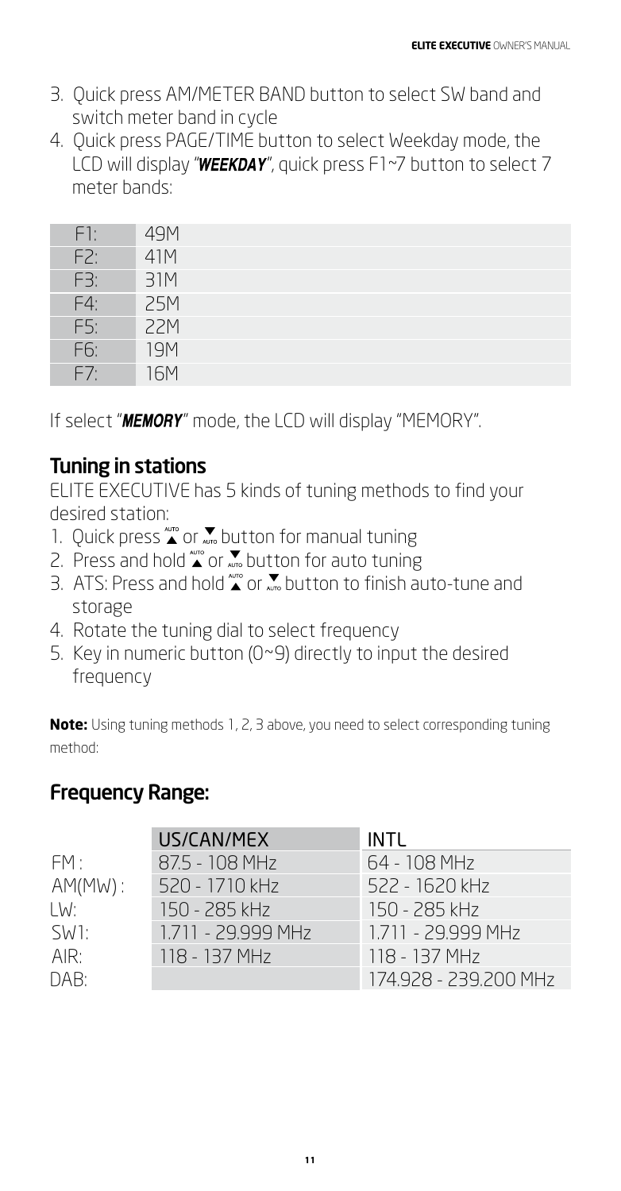3. Quick press AM/METER BAND button to select SW band and switch meter band in cycle
4. Quick press PAGE/TIME button to select Weekday mode, the LCD will display "***WEEKDAY***", quick press F1~7 button to select 7 meter bands:

| | |
|---|---|
| F1: | 49M |
| F2: | 41M |
| F3: | 31M |
| F4: | 25M |
| F5: | 22M |
| F6: | 19M |
| F7: | 16M |

If select "***MEMORY***" mode, the LCD will display "MEMORY".

## Tuning in stations

ELITE EXECUTIVE has 5 kinds of tuning methods to find your desired station:

1. Quick press ▲ or ▼ button for manual tuning
2. Press and hold ▲ or ▼ button for auto tuning
3. ATS: Press and hold ▲ or ▼ button to finish auto-tune and storage
4. Rotate the tuning dial to select frequency
5. Key in numeric button (0~9) directly to input the desired frequency

**Note:** Using tuning methods 1, 2, 3 above, you need to select corresponding tuning method:

## Frequency Range:

| | US/CAN/MEX | INTL |
|---|---|---|
| FM : | 87.5 - 108 MHz | 64 - 108 MHz |
| AM(MW) : | 520 - 1710 kHz | 522 - 1620 kHz |
| LW: | 150 - 285 kHz | 150 - 285 kHz |
| SW1: | 1.711 - 29.999 MHz | 1.711 - 29.999 MHz |
| AIR: | 118 - 137 MHz | 118 - 137 MHz |
| DAB: | | 174.928 - 239.200 MHz |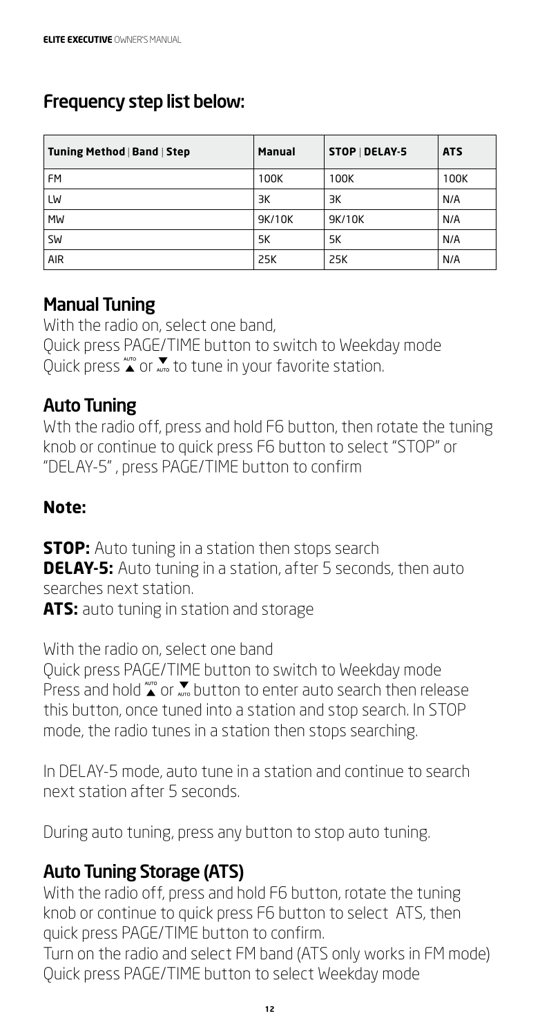## Frequency step list below:

| Tuning Method \| Band \| Step | Manual | STOP \| DELAY-5 | ATS |
|---|---|---|---|
| FM | 100K | 100K | 100K |
| LW | 3K | 3K | N/A |
| MW | 9K/10K | 9K/10K | N/A |
| SW | 5K | 5K | N/A |
| AIR | 25K | 25K | N/A |

## Manual Tuning

With the radio on, select one band,
Quick press PAGE/TIME button to switch to Weekday mode
Quick press ▲ or ▼ to tune in your favorite station.

## Auto Tuning

Wth the radio off, press and hold F6 button, then rotate the tuning knob or continue to quick press F6 button to select "STOP" or "DELAY-5" , press PAGE/TIME button to confirm

### Note:

**STOP:** Auto tuning in a station then stops search
**DELAY-5:** Auto tuning in a station, after 5 seconds, then auto searches next station.
**ATS:** auto tuning in station and storage

With the radio on, select one band
Quick press PAGE/TIME button to switch to Weekday mode
Press and hold ▲ or ▼ button to enter auto search then release this button, once tuned into a station and stop search. In STOP mode, the radio tunes in a station then stops searching.

In DELAY-5 mode, auto tune in a station and continue to search next station after 5 seconds.

During auto tuning, press any button to stop auto tuning.

## Auto Tuning Storage (ATS)

With the radio off, press and hold F6 button, rotate the tuning knob or continue to quick press F6 button to select ATS, then quick press PAGE/TIME button to confirm.
Turn on the radio and select FM band (ATS only works in FM mode)
Quick press PAGE/TIME button to select Weekday mode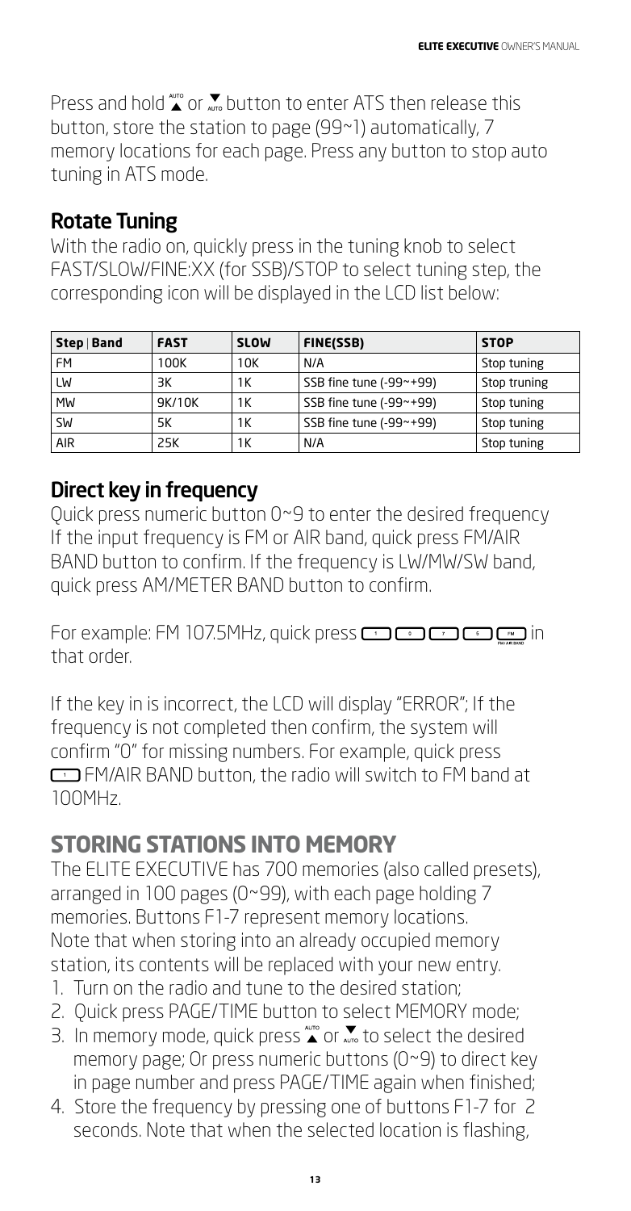Press and hold ▲ (AUTO) or ▼ (AUTO) button to enter ATS then release this button, store the station to page (99~1) automatically, 7 memory locations for each page. Press any button to stop auto tuning in ATS mode.

## Rotate Tuning

With the radio on, quickly press in the tuning knob to select FAST/SLOW/FINE:XX (for SSB)/STOP to select tuning step, the corresponding icon will be displayed in the LCD list below:

| Step \| Band | FAST | SLOW | FINE(SSB) | STOP |
|---|---|---|---|---|
| FM | 100K | 10K | N/A | Stop tuning |
| LW | 3K | 1K | SSB fine tune (-99~+99) | Stop truning |
| MW | 9K/10K | 1K | SSB fine tune (-99~+99) | Stop tuning |
| SW | 5K | 1K | SSB fine tune (-99~+99) | Stop tuning |
| AIR | 25K | 1K | N/A | Stop tuning |

## Direct key in frequency

Quick press numeric button 0~9 to enter the desired frequency If the input frequency is FM or AIR band, quick press FM/AIR BAND button to confirm. If the frequency is LW/MW/SW band, quick press AM/METER BAND button to confirm.

For example: FM 107.5MHz, quick press [1] [0] [7] [5] [FM/AIR BAND] in that order.

If the key in is incorrect, the LCD will display "ERROR"; If the frequency is not completed then confirm, the system will confirm "0" for missing numbers. For example, quick press [1] FM/AIR BAND button, the radio will switch to FM band at 100MHz.

## STORING STATIONS INTO MEMORY

The ELITE EXECUTIVE has 700 memories (also called presets), arranged in 100 pages (0~99), with each page holding 7 memories. Buttons F1-7 represent memory locations. Note that when storing into an already occupied memory station, its contents will be replaced with your new entry.

1. Turn on the radio and tune to the desired station;
2. Quick press PAGE/TIME button to select MEMORY mode;
3. In memory mode, quick press ▲ (AUTO) or ▼ (AUTO) to select the desired memory page; Or press numeric buttons (0~9) to direct key in page number and press PAGE/TIME again when finished;
4. Store the frequency by pressing one of buttons F1-7 for 2 seconds. Note that when the selected location is flashing,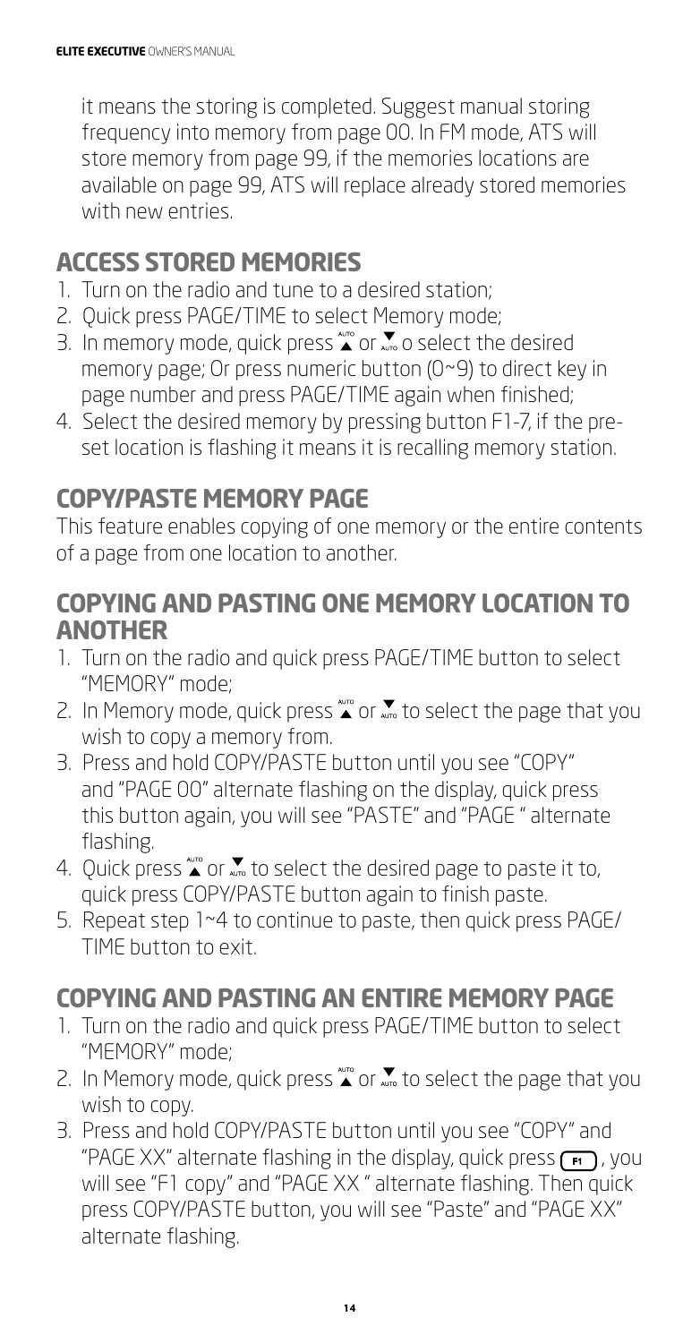it means the storing is completed. Suggest manual storing frequency into memory from page 00. In FM mode, ATS will store memory from page 99, if the memories locations are available on page 99, ATS will replace already stored memories with new entries.

## ACCESS STORED MEMORIES

1. Turn on the radio and tune to a desired station;
2. Quick press PAGE/TIME to select Memory mode;
3. In memory mode, quick press ▲ or ▼ o select the desired memory page; Or press numeric button (0~9) to direct key in page number and press PAGE/TIME again when finished;
4. Select the desired memory by pressing button F1-7, if the pre-set location is flashing it means it is recalling memory station.

## COPY/PASTE MEMORY PAGE

This feature enables copying of one memory or the entire contents of a page from one location to another.

## COPYING AND PASTING ONE MEMORY LOCATION TO ANOTHER

1. Turn on the radio and quick press PAGE/TIME button to select "MEMORY" mode;
2. In Memory mode, quick press ▲ or ▼ to select the page that you wish to copy a memory from.
3. Press and hold COPY/PASTE button until you see "COPY" and "PAGE 00" alternate flashing on the display, quick press this button again, you will see "PASTE" and "PAGE " alternate flashing.
4. Quick press ▲ or ▼ to select the desired page to paste it to, quick press COPY/PASTE button again to finish paste.
5. Repeat step 1~4 to continue to paste, then quick press PAGE/TIME button to exit.

## COPYING AND PASTING AN ENTIRE MEMORY PAGE

1. Turn on the radio and quick press PAGE/TIME button to select "MEMORY" mode;
2. In Memory mode, quick press ▲ or ▼ to select the page that you wish to copy.
3. Press and hold COPY/PASTE button until you see "COPY" and "PAGE XX" alternate flashing in the display, quick press F1, you will see "F1 copy" and "PAGE XX " alternate flashing. Then quick press COPY/PASTE button, you will see "Paste" and "PAGE XX" alternate flashing.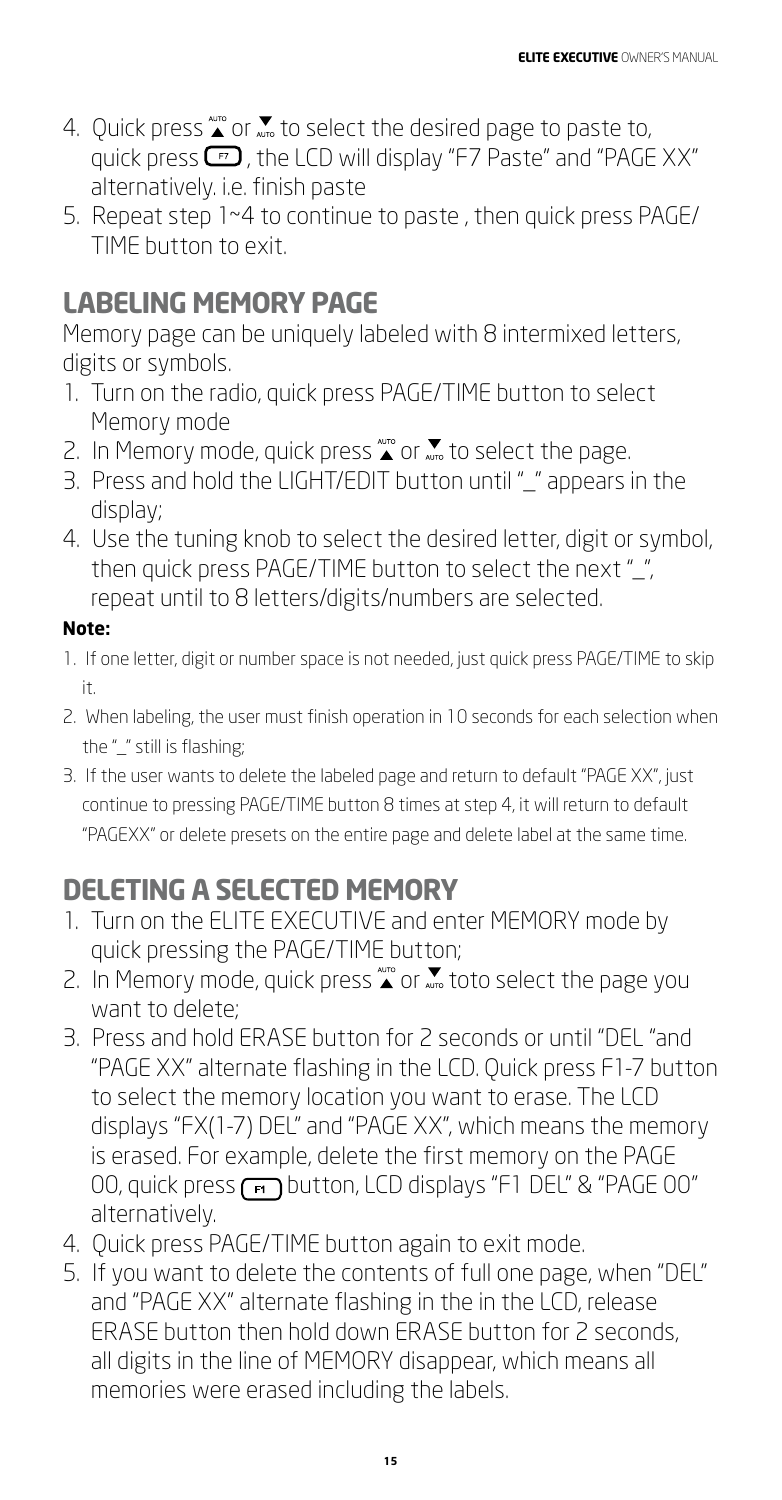4. Quick press ▲ or ▼ to select the desired page to paste to, quick press F7, the LCD will display "F7 Paste" and "PAGE XX" alternatively. i.e. finish paste
5. Repeat step 1~4 to continue to paste , then quick press PAGE/ TIME button to exit.

## LABELING MEMORY PAGE

Memory page can be uniquely labeled with 8 intermixed letters, digits or symbols.

1. Turn on the radio, quick press PAGE/TIME button to select Memory mode
2. In Memory mode, quick press ▲ or ▼ to select the page.
3. Press and hold the LIGHT/EDIT button until "_" appears in the display;
4. Use the tuning knob to select the desired letter, digit or symbol, then quick press PAGE/TIME button to select the next "_", repeat until to 8 letters/digits/numbers are selected.

**Note:**

1. If one letter, digit or number space is not needed, just quick press PAGE/TIME to skip it.
2. When labeling, the user must finish operation in 10 seconds for each selection when the "_" still is flashing;
3. If the user wants to delete the labeled page and return to default "PAGE XX", just continue to pressing PAGE/TIME button 8 times at step 4, it will return to default "PAGEXX" or delete presets on the entire page and delete label at the same time.

## DELETING A SELECTED MEMORY

1. Turn on the ELITE EXECUTIVE and enter MEMORY mode by quick pressing the PAGE/TIME button;
2. In Memory mode, quick press ▲ or ▼ toto select the page you want to delete;
3. Press and hold ERASE button for 2 seconds or until "DEL "and "PAGE XX" alternate flashing in the LCD. Quick press F1-7 button to select the memory location you want to erase. The LCD displays "FX(1-7) DEL" and "PAGE XX", which means the memory is erased. For example, delete the first memory on the PAGE 00, quick press F1 button, LCD displays "F1 DEL" & "PAGE 00" alternatively.
4. Quick press PAGE/TIME button again to exit mode.
5. If you want to delete the contents of full one page, when "DEL" and "PAGE XX" alternate flashing in the in the LCD, release ERASE button then hold down ERASE button for 2 seconds, all digits in the line of MEMORY disappear, which means all memories were erased including the labels.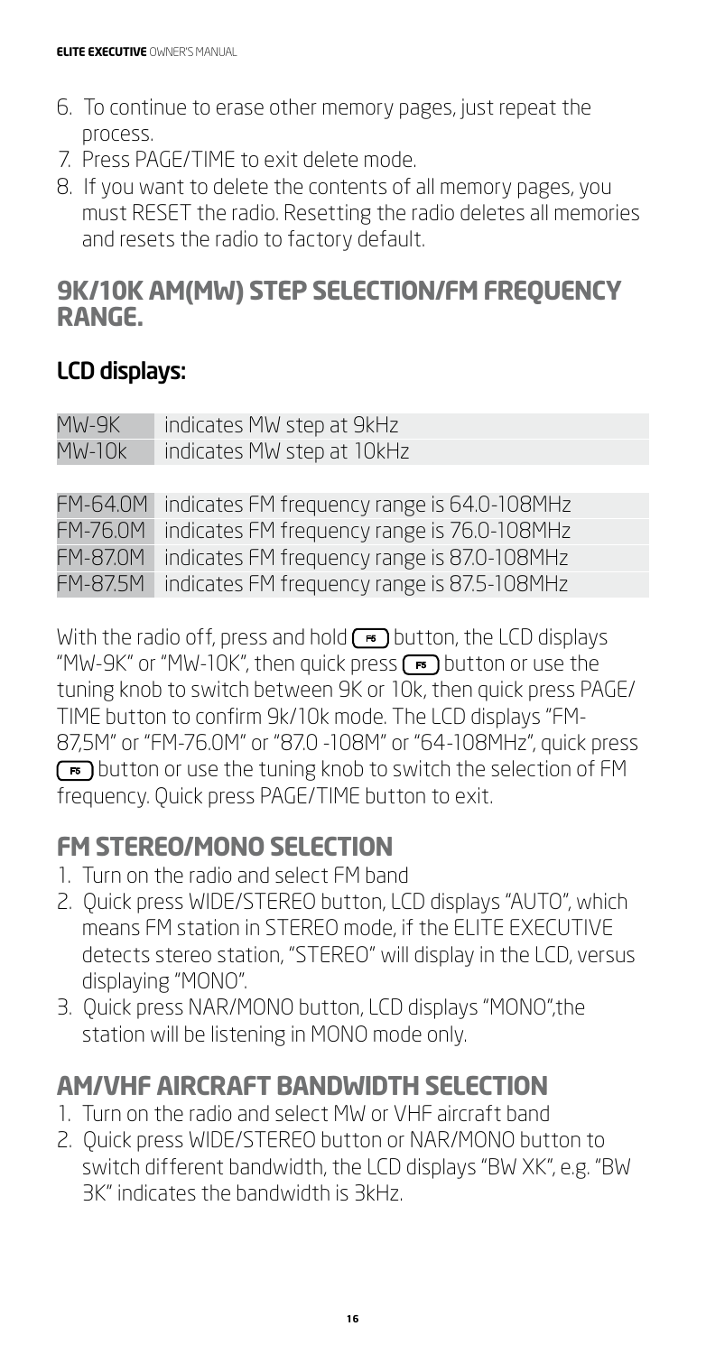6. To continue to erase other memory pages, just repeat the process.
7. Press PAGE/TIME to exit delete mode.
8. If you want to delete the contents of all memory pages, you must RESET the radio. Resetting the radio deletes all memories and resets the radio to factory default.

## 9K/10K AM(MW) STEP SELECTION/FM FREQUENCY RANGE.

### LCD displays:

| | |
|---|---|
| MW-9K | indicates MW step at 9kHz |
| MW-10k | indicates MW step at 10kHz |

| | |
|---|---|
| FM-64.0M | indicates FM frequency range is 64.0-108MHz |
| FM-76.0M | indicates FM frequency range is 76.0-108MHz |
| FM-87.0M | indicates FM frequency range is 87.0-108MHz |
| FM-87.5M | indicates FM frequency range is 87.5-108MHz |

With the radio off, press and hold F5 button, the LCD displays "MW-9K" or "MW-10K", then quick press F5 button or use the tuning knob to switch between 9K or 10k, then quick press PAGE/TIME button to confirm 9k/10k mode. The LCD displays "FM-87,5M" or "FM-76.0M" or "87.0 -108M" or "64-108MHz", quick press F5 button or use the tuning knob to switch the selection of FM frequency. Quick press PAGE/TIME button to exit.

## FM STEREO/MONO SELECTION

1. Turn on the radio and select FM band
2. Quick press WIDE/STEREO button, LCD displays "AUTO", which means FM station in STEREO mode, if the ELITE EXECUTIVE detects stereo station, "STEREO" will display in the LCD, versus displaying "MONO".
3. Quick press NAR/MONO button, LCD displays "MONO",the station will be listening in MONO mode only.

## AM/VHF AIRCRAFT BANDWIDTH SELECTION

1. Turn on the radio and select MW or VHF aircraft band
2. Quick press WIDE/STEREO button or NAR/MONO button to switch different bandwidth, the LCD displays "BW XK", e.g. "BW 3K" indicates the bandwidth is 3kHz.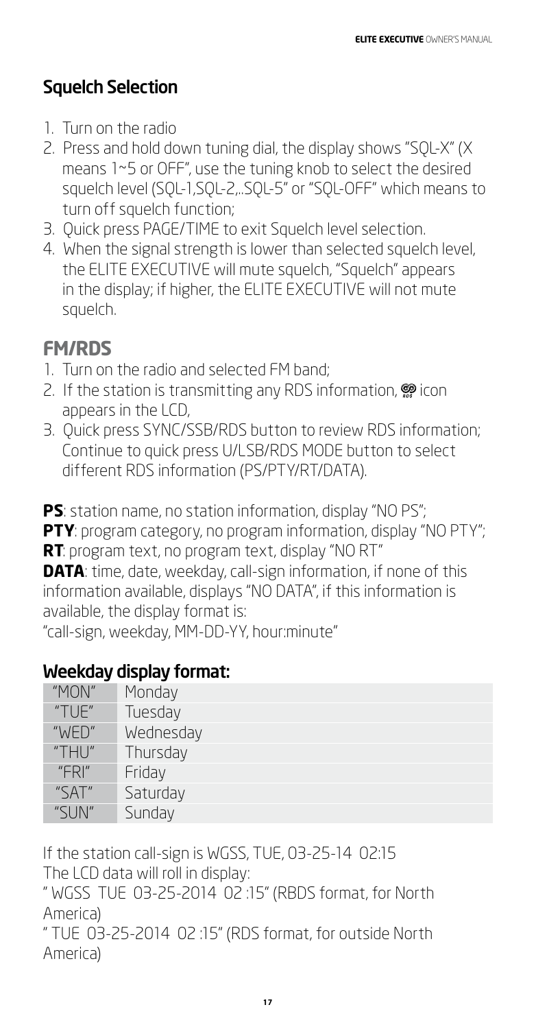## Squelch Selection

1. Turn on the radio
2. Press and hold down tuning dial, the display shows "SQL-X" (X means 1~5 or OFF", use the tuning knob to select the desired squelch level (SQL-1,SQL-2,..SQL-5" or "SQL-OFF" which means to turn off squelch function;
3. Quick press PAGE/TIME to exit Squelch level selection.
4. When the signal strength is lower than selected squelch level, the ELITE EXECUTIVE will mute squelch, "Squelch" appears in the display; if higher, the ELITE EXECUTIVE will not mute squelch.

## FM/RDS

1. Turn on the radio and selected FM band;
2. If the station is transmitting any RDS information, RDS icon appears in the LCD,
3. Quick press SYNC/SSB/RDS button to review RDS information; Continue to quick press U/LSB/RDS MODE button to select different RDS information (PS/PTY/RT/DATA).

**PS**: station name, no station information, display "NO PS";
**PTY**: program category, no program information, display "NO PTY";
**RT**: program text, no program text, display "NO RT"
**DATA**: time, date, weekday, call-sign information, if none of this information available, displays "NO DATA", if this information is available, the display format is:
"call-sign, weekday, MM-DD-YY, hour:minute"

### Weekday display format:

| | |
|---|---|
| "MON" | Monday |
| "TUE" | Tuesday |
| "WED" | Wednesday |
| "THU" | Thursday |
| "FRI" | Friday |
| "SAT" | Saturday |
| "SUN" | Sunday |

If the station call-sign is WGSS, TUE, 03-25-14 02:15
The LCD data will roll in display:
" WGSS TUE 03-25-2014 02 :15" (RBDS format, for North America)
" TUE 03-25-2014 02 :15" (RDS format, for outside North America)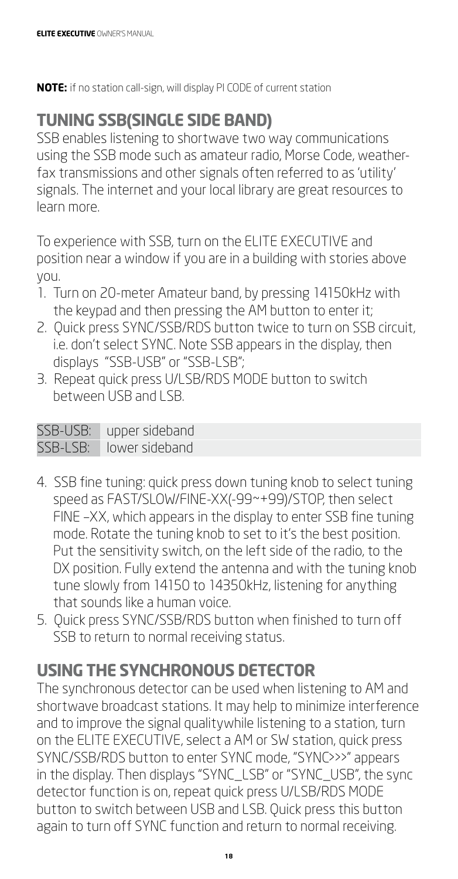**NOTE:** if no station call-sign, will display PI CODE of current station

## TUNING SSB(SINGLE SIDE BAND)

SSB enables listening to shortwave two way communications using the SSB mode such as amateur radio, Morse Code, weather-fax transmissions and other signals often referred to as 'utility' signals. The internet and your local library are great resources to learn more.

To experience with SSB, turn on the ELITE EXECUTIVE and position near a window if you are in a building with stories above you.

1. Turn on 20-meter Amateur band, by pressing 14150kHz with the keypad and then pressing the AM button to enter it;
2. Quick press SYNC/SSB/RDS button twice to turn on SSB circuit, i.e. don't select SYNC. Note SSB appears in the display, then displays "SSB-USB" or "SSB-LSB";
3. Repeat quick press U/LSB/RDS MODE button to switch between USB and LSB.

| SSB-USB: | upper sideband |
|---|---|
| SSB-LSB: | lower sideband |

4. SSB fine tuning: quick press down tuning knob to select tuning speed as FAST/SLOW/FINE-XX(-99~+99)/STOP, then select FINE –XX, which appears in the display to enter SSB fine tuning mode. Rotate the tuning knob to set to it's the best position. Put the sensitivity switch, on the left side of the radio, to the DX position. Fully extend the antenna and with the tuning knob tune slowly from 14150 to 14350kHz, listening for anything that sounds like a human voice.
5. Quick press SYNC/SSB/RDS button when finished to turn off SSB to return to normal receiving status.

## USING THE SYNCHRONOUS DETECTOR

The synchronous detector can be used when listening to AM and shortwave broadcast stations. It may help to minimize interference and to improve the signal qualitywhile listening to a station, turn on the ELITE EXECUTIVE, select a AM or SW station, quick press SYNC/SSB/RDS button to enter SYNC mode, "SYNC>>>" appears in the display. Then displays "SYNC_LSB" or "SYNC_USB", the sync detector function is on, repeat quick press U/LSB/RDS MODE button to switch between USB and LSB. Quick press this button again to turn off SYNC function and return to normal receiving.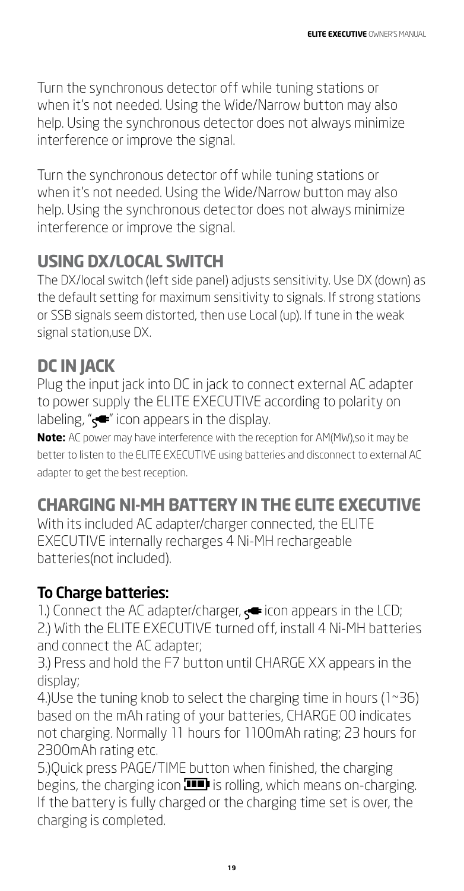Turn the synchronous detector off while tuning stations or when it's not needed. Using the Wide/Narrow button may also help. Using the synchronous detector does not always minimize interference or improve the signal.

Turn the synchronous detector off while tuning stations or when it's not needed. Using the Wide/Narrow button may also help. Using the synchronous detector does not always minimize interference or improve the signal.

## USING DX/LOCAL SWITCH

The DX/local switch (left side panel) adjusts sensitivity. Use DX (down) as the default setting for maximum sensitivity to signals. If strong stations or SSB signals seem distorted, then use Local (up). If tune in the weak signal station,use DX.

## DC IN JACK

Plug the input jack into DC in jack to connect external AC adapter to power supply the ELITE EXECUTIVE according to polarity on labeling, "" icon appears in the display.

**Note:** AC power may have interference with the reception for AM(MW),so it may be better to listen to the ELITE EXECUTIVE using batteries and disconnect to external AC adapter to get the best reception.

## CHARGING NI-MH BATTERY IN THE ELITE EXECUTIVE

With its included AC adapter/charger connected, the ELITE EXECUTIVE internally recharges 4 Ni-MH rechargeable batteries(not included).

### To Charge batteries:

1.) Connect the AC adapter/charger, icon appears in the LCD;
2.) With the ELITE EXECUTIVE turned off, install 4 Ni-MH batteries and connect the AC adapter;
3.) Press and hold the F7 button until CHARGE XX appears in the display;
4.)Use the tuning knob to select the charging time in hours (1~36) based on the mAh rating of your batteries, CHARGE 00 indicates not charging. Normally 11 hours for 1100mAh rating; 23 hours for 2300mAh rating etc.
5.)Quick press PAGE/TIME button when finished, the charging begins, the charging icon is rolling, which means on-charging. If the battery is fully charged or the charging time set is over, the charging is completed.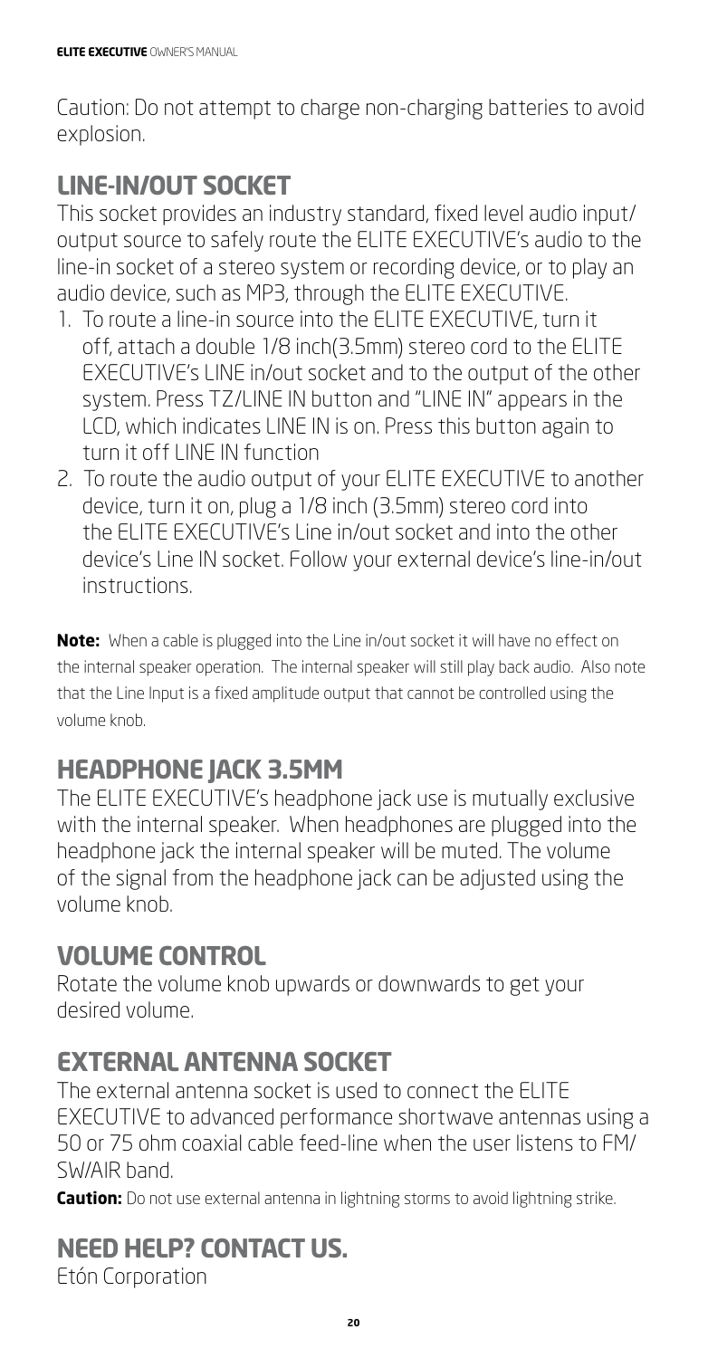Caution: Do not attempt to charge non-charging batteries to avoid explosion.

## LINE-IN/OUT SOCKET

This socket provides an industry standard, fixed level audio input/ output source to safely route the ELITE EXECUTIVE's audio to the line-in socket of a stereo system or recording device, or to play an audio device, such as MP3, through the ELITE EXECUTIVE.

1. To route a line-in source into the ELITE EXECUTIVE, turn it off, attach a double 1/8 inch(3.5mm) stereo cord to the ELITE EXECUTIVE's LINE in/out socket and to the output of the other system. Press TZ/LINE IN button and "LINE IN" appears in the LCD, which indicates LINE IN is on. Press this button again to turn it off LINE IN function
2. To route the audio output of your ELITE EXECUTIVE to another device, turn it on, plug a 1/8 inch (3.5mm) stereo cord into the ELITE EXECUTIVE's Line in/out socket and into the other device's Line IN socket. Follow your external device's line-in/out instructions.

**Note:** When a cable is plugged into the Line in/out socket it will have no effect on the internal speaker operation. The internal speaker will still play back audio. Also note that the Line Input is a fixed amplitude output that cannot be controlled using the volume knob.

## HEADPHONE JACK 3.5MM

The ELITE EXECUTIVE's headphone jack use is mutually exclusive with the internal speaker. When headphones are plugged into the headphone jack the internal speaker will be muted. The volume of the signal from the headphone jack can be adjusted using the volume knob.

## VOLUME CONTROL

Rotate the volume knob upwards or downwards to get your desired volume.

## EXTERNAL ANTENNA SOCKET

The external antenna socket is used to connect the ELITE EXECUTIVE to advanced performance shortwave antennas using a 50 or 75 ohm coaxial cable feed-line when the user listens to FM/ SW/AIR band.

**Caution:** Do not use external antenna in lightning storms to avoid lightning strike.

## NEED HELP? CONTACT US.

Etón Corporation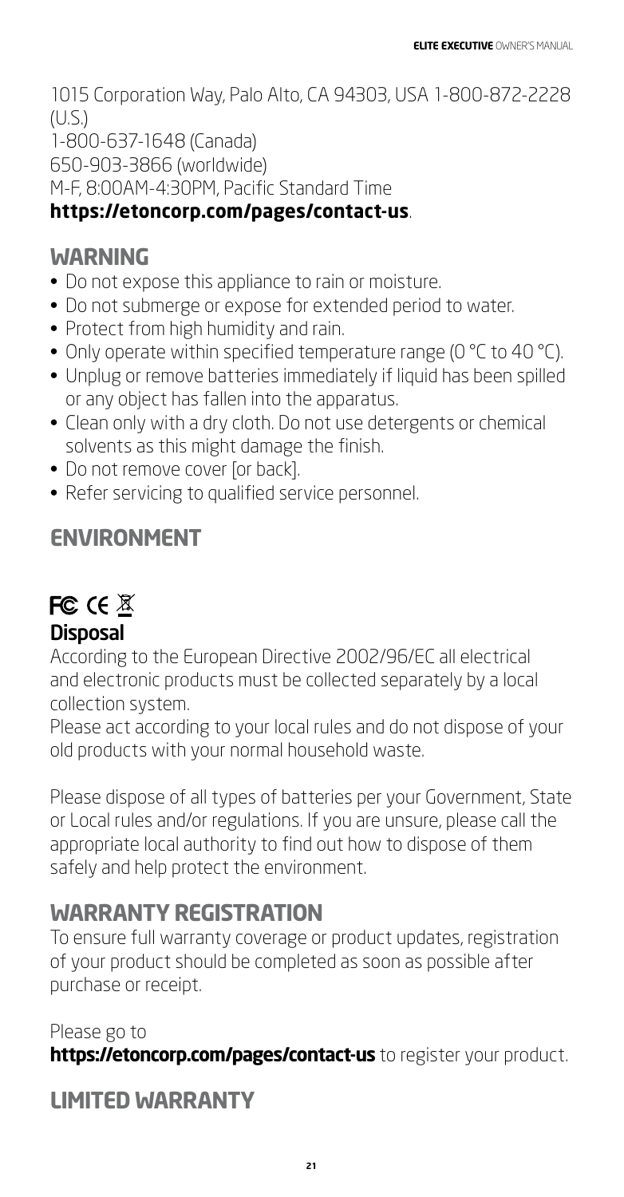1015 Corporation Way, Palo Alto, CA 94303, USA 1-800-872-2228 (U.S.)
1-800-637-1648 (Canada)
650-903-3866 (worldwide)
M-F, 8:00AM-4:30PM, Pacific Standard Time
**https://etoncorp.com/pages/contact-us**.

## WARNING

- Do not expose this appliance to rain or moisture.
- Do not submerge or expose for extended period to water.
- Protect from high humidity and rain.
- Only operate within specified temperature range (0 °C to 40 °C).
- Unplug or remove batteries immediately if liquid has been spilled or any object has fallen into the apparatus.
- Clean only with a dry cloth. Do not use detergents or chemical solvents as this might damage the finish.
- Do not remove cover [or back].
- Refer servicing to qualified service personnel.

## ENVIRONMENT

FC CE

### Disposal

According to the European Directive 2002/96/EC all electrical and electronic products must be collected separately by a local collection system.
Please act according to your local rules and do not dispose of your old products with your normal household waste.

Please dispose of all types of batteries per your Government, State or Local rules and/or regulations. If you are unsure, please call the appropriate local authority to find out how to dispose of them safely and help protect the environment.

## WARRANTY REGISTRATION

To ensure full warranty coverage or product updates, registration of your product should be completed as soon as possible after purchase or receipt.

Please go to
**https://etoncorp.com/pages/contact-us** to register your product.

## LIMITED WARRANTY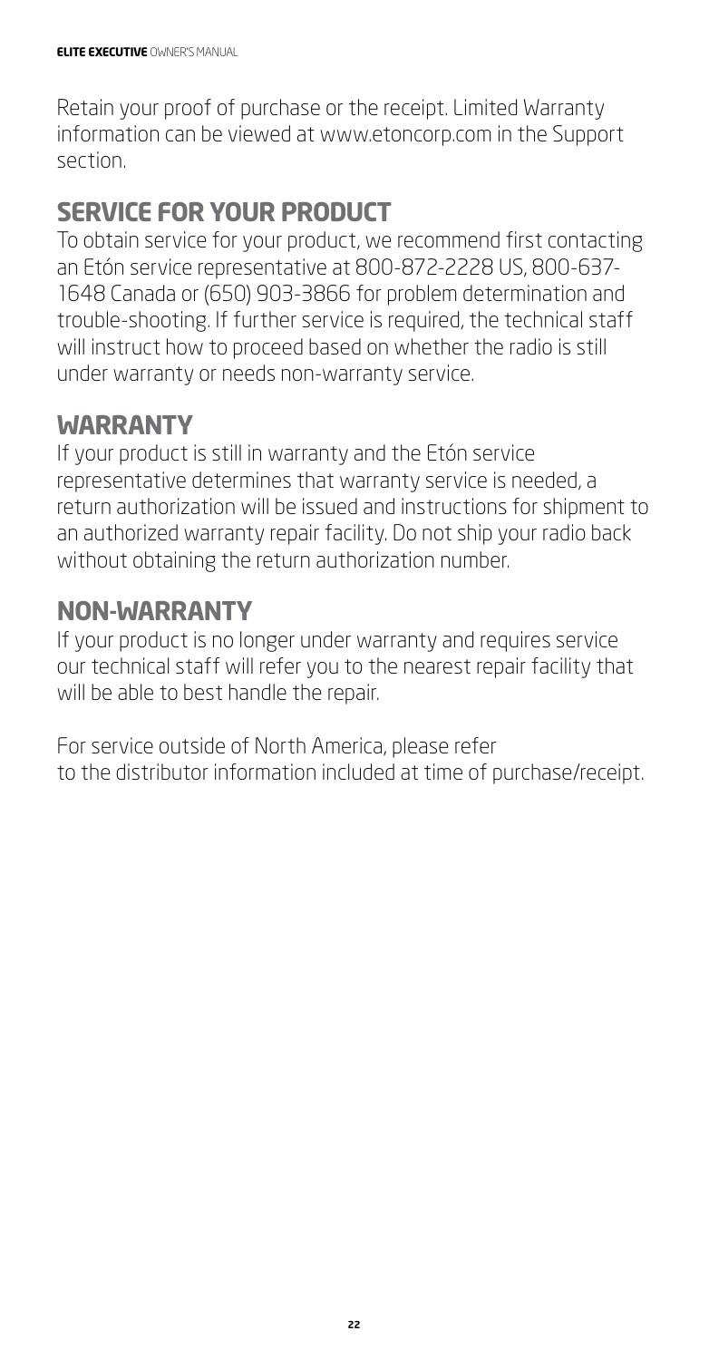Retain your proof of purchase or the receipt. Limited Warranty information can be viewed at www.etoncorp.com in the Support section.

## SERVICE FOR YOUR PRODUCT

To obtain service for your product, we recommend first contacting an Etón service representative at 800-872-2228 US, 800-637-1648 Canada or (650) 903-3866 for problem determination and trouble-shooting. If further service is required, the technical staff will instruct how to proceed based on whether the radio is still under warranty or needs non-warranty service.

## WARRANTY

If your product is still in warranty and the Etón service representative determines that warranty service is needed, a return authorization will be issued and instructions for shipment to an authorized warranty repair facility. Do not ship your radio back without obtaining the return authorization number.

## NON-WARRANTY

If your product is no longer under warranty and requires service our technical staff will refer you to the nearest repair facility that will be able to best handle the repair.

For service outside of North America, please refer to the distributor information included at time of purchase/receipt.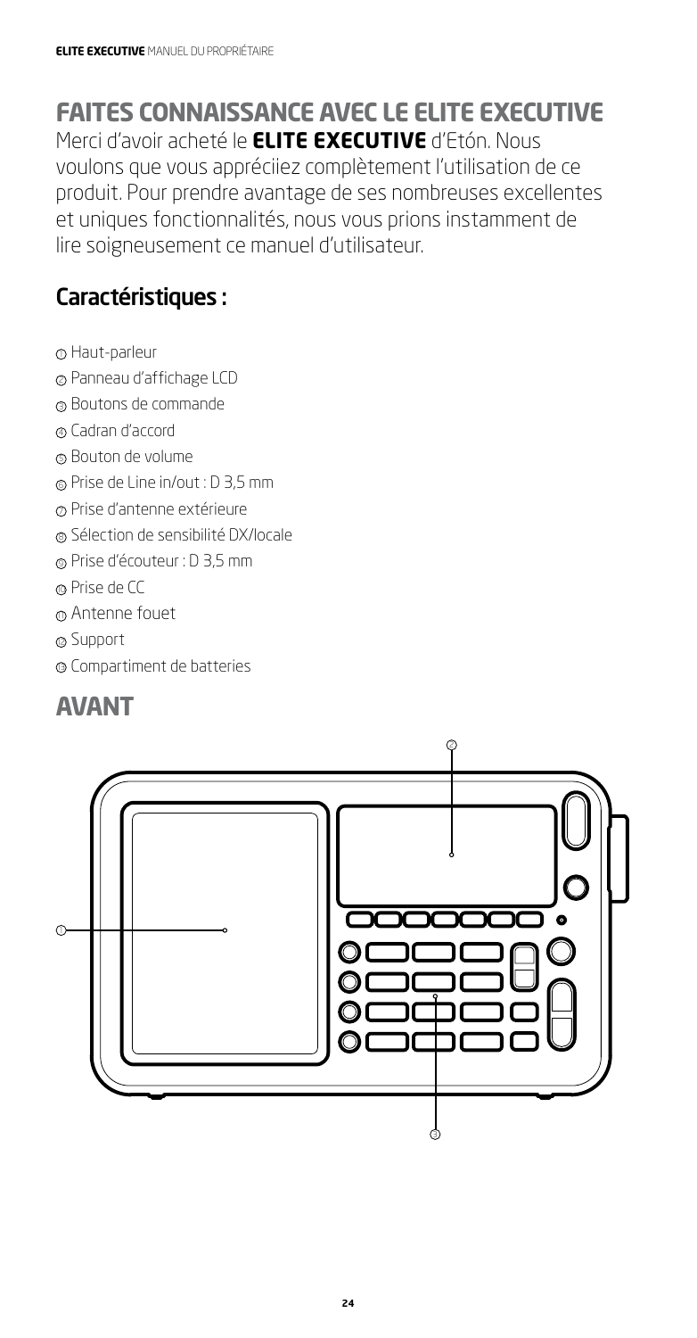# FAITES CONNAISSANCE AVEC LE ELITE EXECUTIVE

Merci d'avoir acheté le **ELITE EXECUTIVE** d'Etón. Nous voulons que vous appréciiez complètement l'utilisation de ce produit. Pour prendre avantage de ses nombreuses excellentes et uniques fonctionnalités, nous vous prions instamment de lire soigneusement ce manuel d'utilisateur.

## Caractéristiques :

① Haut-parleur

② Panneau d'affichage LCD

③ Boutons de commande

④ Cadran d'accord

⑤ Bouton de volume

⑥ Prise de Line in/out : D 3,5 mm

⑦ Prise d'antenne extérieure

⑧ Sélection de sensibilité DX/locale

⑨ Prise d'écouteur : D 3,5 mm

⑩ Prise de CC

⑪ Antenne fouet

⑫ Support

⑬ Compartiment de batteries

# AVANT

②

①

③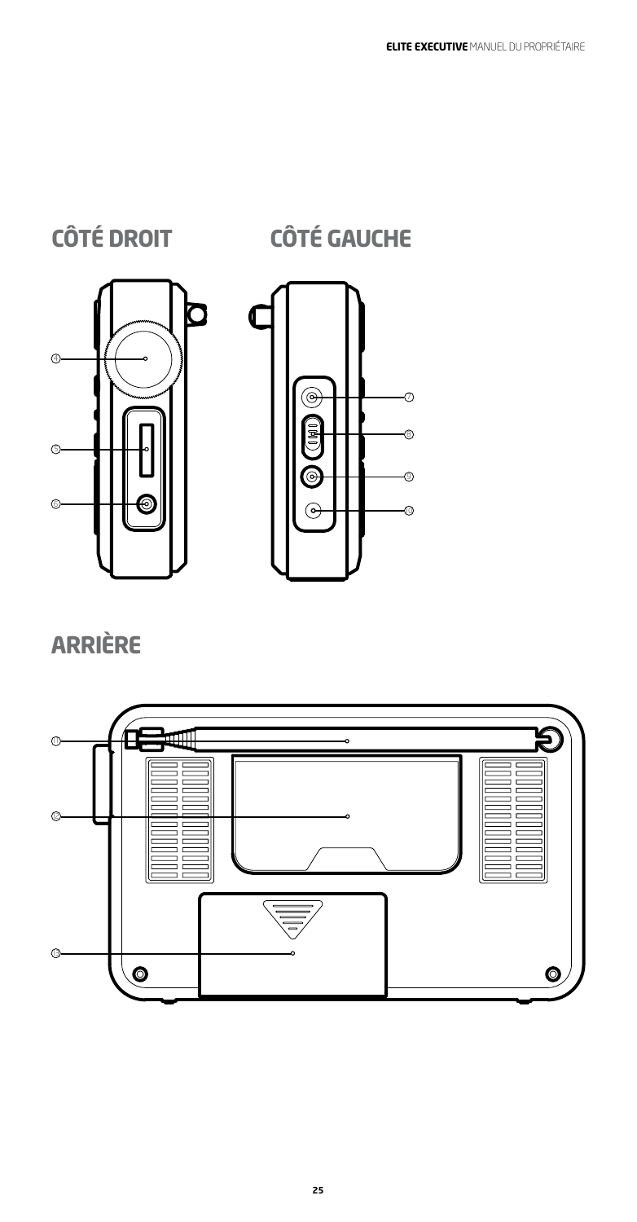## CÔTÉ DROIT

4
5
6

## CÔTÉ GAUCHE

7
8
9
10

## ARRIÈRE

11
12
13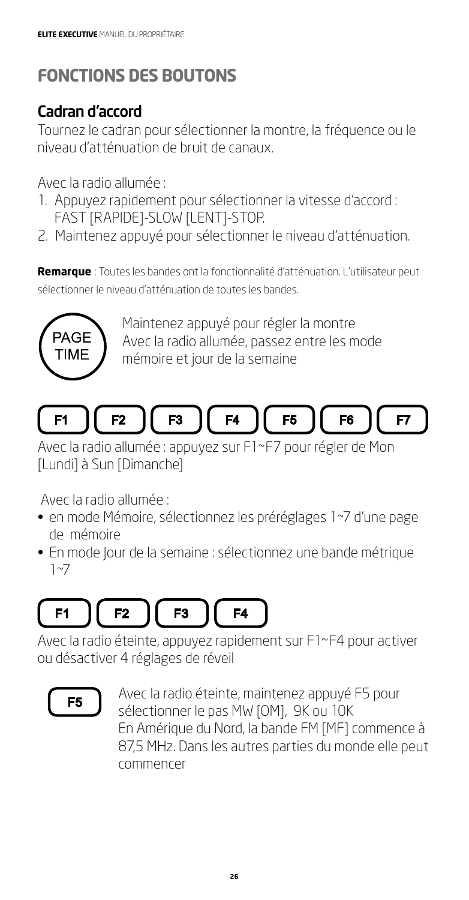# FONCTIONS DES BOUTONS

## Cadran d'accord

Tournez le cadran pour sélectionner la montre, la fréquence ou le niveau d'atténuation de bruit de canaux.

Avec la radio allumée :

1. Appuyez rapidement pour sélectionner la vitesse d'accord : FAST [RAPIDE]-SLOW [LENT]-STOP.
2. Maintenez appuyé pour sélectionner le niveau d'atténuation.

**Remarque** : Toutes les bandes ont la fonctionnalité d'atténuation. L'utilisateur peut sélectionner le niveau d'atténuation de toutes les bandes.

PAGE TIME

Maintenez appuyé pour régler la montre
Avec la radio allumée, passez entre les mode mémoire et jour de la semaine

F1 F2 F3 F4 F5 F6 F7

Avec la radio allumée : appuyez sur F1~F7 pour régler de Mon [Lundi] à Sun [Dimanche]

Avec la radio allumée :

- en mode Mémoire, sélectionnez les préréglages 1~7 d'une page de mémoire
- En mode Jour de la semaine : sélectionnez une bande métrique 1~7

F1 F2 F3 F4

Avec la radio éteinte, appuyez rapidement sur F1~F4 pour activer ou désactiver 4 réglages de réveil

F5

Avec la radio éteinte, maintenez appuyé F5 pour sélectionner le pas MW [OM], 9K ou 10K
En Amérique du Nord, la bande FM [MF] commence à 87,5 MHz. Dans les autres parties du monde elle peut commencer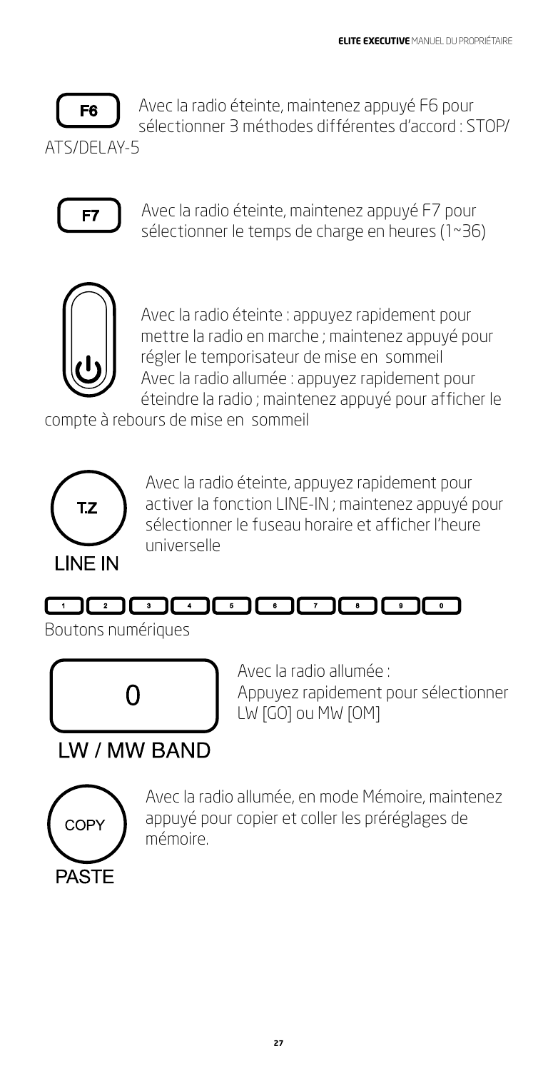**F6** Avec la radio éteinte, maintenez appuyé F6 pour sélectionner 3 méthodes différentes d'accord : STOP/ATS/DELAY-5

**F7** Avec la radio éteinte, maintenez appuyé F7 pour sélectionner le temps de charge en heures (1~36)

Avec la radio éteinte : appuyez rapidement pour mettre la radio en marche ; maintenez appuyé pour régler le temporisateur de mise en sommeil
Avec la radio allumée : appuyez rapidement pour éteindre la radio ; maintenez appuyé pour afficher le compte à rebours de mise en sommeil

**T.Z / LINE IN** Avec la radio éteinte, appuyez rapidement pour activer la fonction LINE-IN ; maintenez appuyé pour sélectionner le fuseau horaire et afficher l'heure universelle

**1 2 3 4 5 6 7 8 9 0**
Boutons numériques

**0 / LW / MW BAND** Avec la radio allumée :
Appuyez rapidement pour sélectionner LW [GO] ou MW [OM]

**COPY / PASTE** Avec la radio allumée, en mode Mémoire, maintenez appuyé pour copier et coller les préréglages de mémoire.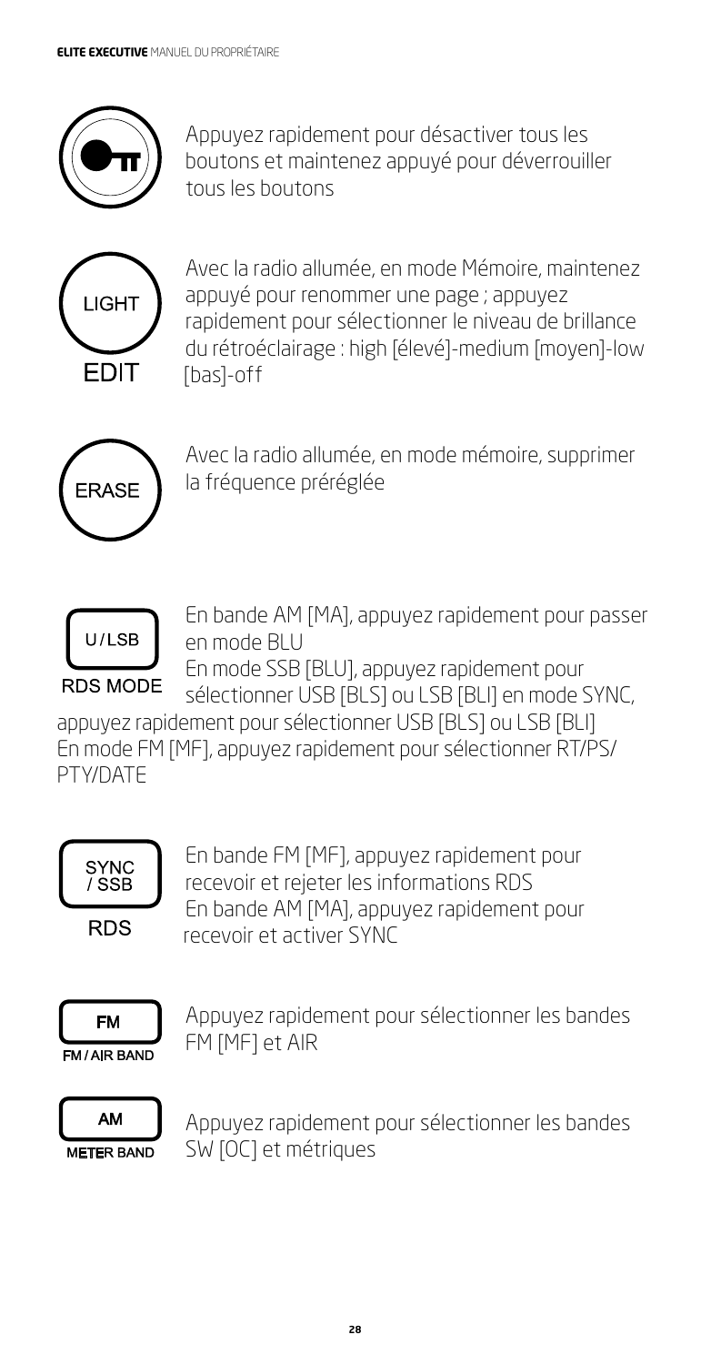Appuyez rapidement pour désactiver tous les boutons et maintenez appuyé pour déverrouiller tous les boutons

LIGHT
EDIT

Avec la radio allumée, en mode Mémoire, maintenez appuyé pour renommer une page ; appuyez rapidement pour sélectionner le niveau de brillance du rétroéclairage : high [élevé]-medium [moyen]-low [bas]-off

ERASE

Avec la radio allumée, en mode mémoire, supprimer la fréquence préréglée

U/LSB
RDS MODE

En bande AM [MA], appuyez rapidement pour passer en mode BLU
En mode SSB [BLU], appuyez rapidement pour sélectionner USB [BLS] ou LSB [BLI] en mode SYNC, appuyez rapidement pour sélectionner USB [BLS] ou LSB [BLI]
En mode FM [MF], appuyez rapidement pour sélectionner RT/PS/PTY/DATE

SYNC / SSB
RDS

En bande FM [MF], appuyez rapidement pour recevoir et rejeter les informations RDS
En bande AM [MA], appuyez rapidement pour recevoir et activer SYNC

FM
FM / AIR BAND

Appuyez rapidement pour sélectionner les bandes FM [MF] et AIR

AM
METER BAND

Appuyez rapidement pour sélectionner les bandes SW [OC] et métriques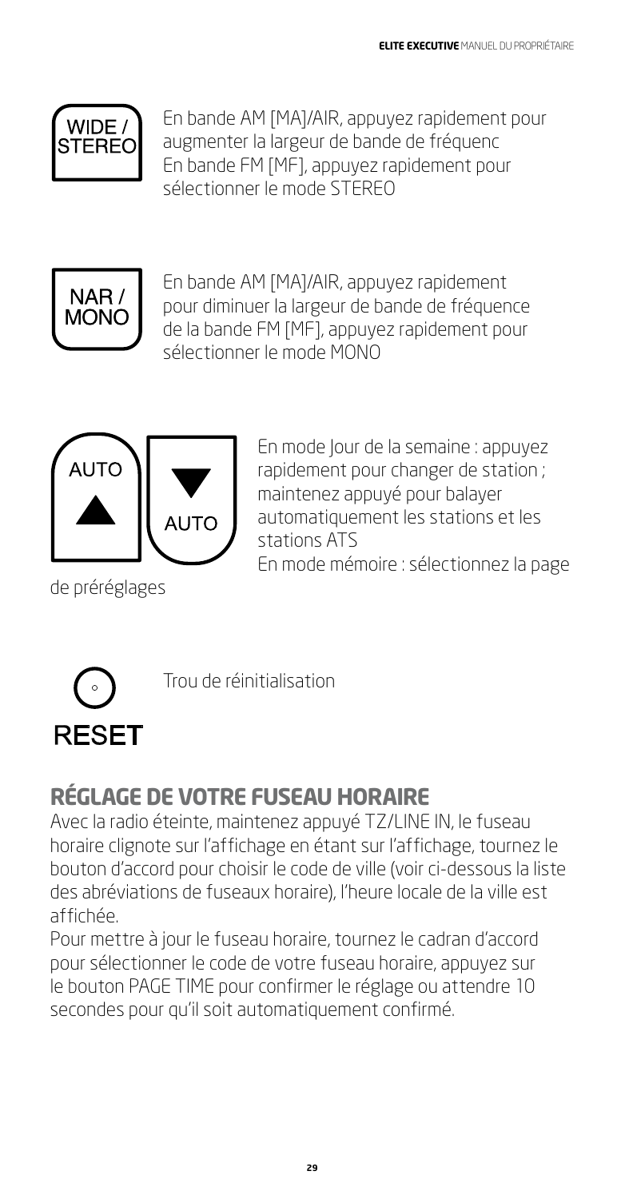WIDE / STEREO

En bande AM [MA]/AIR, appuyez rapidement pour augmenter la largeur de bande de fréquenc
En bande FM [MF], appuyez rapidement pour sélectionner le mode STEREO

NAR / MONO

En bande AM [MA]/AIR, appuyez rapidement pour diminuer la largeur de bande de fréquence de la bande FM [MF], appuyez rapidement pour sélectionner le mode MONO

AUTO ▲ / ▼ AUTO

En mode Jour de la semaine : appuyez rapidement pour changer de station ; maintenez appuyé pour balayer automatiquement les stations et les stations ATS
En mode mémoire : sélectionnez la page de préréglages

RESET

Trou de réinitialisation

## RÉGLAGE DE VOTRE FUSEAU HORAIRE

Avec la radio éteinte, maintenez appuyé TZ/LINE IN, le fuseau horaire clignote sur l'affichage en étant sur l'affichage, tournez le bouton d'accord pour choisir le code de ville (voir ci-dessous la liste des abréviations de fuseaux horaire), l'heure locale de la ville est affichée.

Pour mettre à jour le fuseau horaire, tournez le cadran d'accord pour sélectionner le code de votre fuseau horaire, appuyez sur le bouton PAGE TIME pour confirmer le réglage ou attendre 10 secondes pour qu'il soit automatiquement confirmé.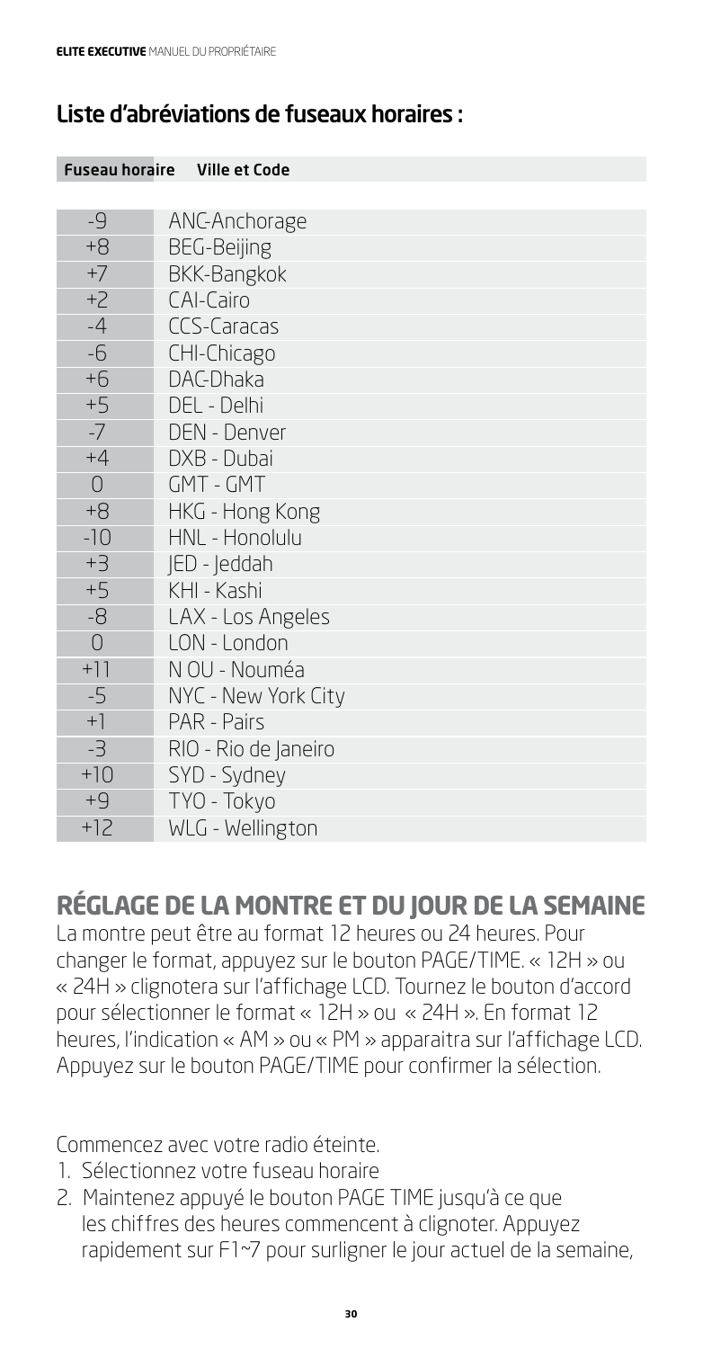## Liste d'abréviations de fuseaux horaires :

| Fuseau horaire | Ville et Code |
|---|---|
| -9 | ANC-Anchorage |
| +8 | BEG-Beijing |
| +7 | BKK-Bangkok |
| +2 | CAI-Cairo |
| -4 | CCS-Caracas |
| -6 | CHI-Chicago |
| +6 | DAC-Dhaka |
| +5 | DEL - Delhi |
| -7 | DEN - Denver |
| +4 | DXB - Dubai |
| 0 | GMT - GMT |
| +8 | HKG - Hong Kong |
| -10 | HNL - Honolulu |
| +3 | JED - Jeddah |
| +5 | KHI - Kashi |
| -8 | LAX - Los Angeles |
| 0 | LON - London |
| +11 | N OU - Nouméa |
| -5 | NYC - New York City |
| +1 | PAR - Pairs |
| -3 | RIO - Rio de Janeiro |
| +10 | SYD - Sydney |
| +9 | TYO - Tokyo |
| +12 | WLG - Wellington |

## RÉGLAGE DE LA MONTRE ET DU JOUR DE LA SEMAINE

La montre peut être au format 12 heures ou 24 heures. Pour changer le format, appuyez sur le bouton PAGE/TIME. « 12H » ou « 24H » clignotera sur l'affichage LCD. Tournez le bouton d'accord pour sélectionner le format « 12H » ou « 24H ». En format 12 heures, l'indication « AM » ou « PM » apparaitra sur l'affichage LCD. Appuyez sur le bouton PAGE/TIME pour confirmer la sélection.

Commencez avec votre radio éteinte.

1. Sélectionnez votre fuseau horaire
2. Maintenez appuyé le bouton PAGE TIME jusqu'à ce que les chiffres des heures commencent à clignoter. Appuyez rapidement sur F1~7 pour surligner le jour actuel de la semaine,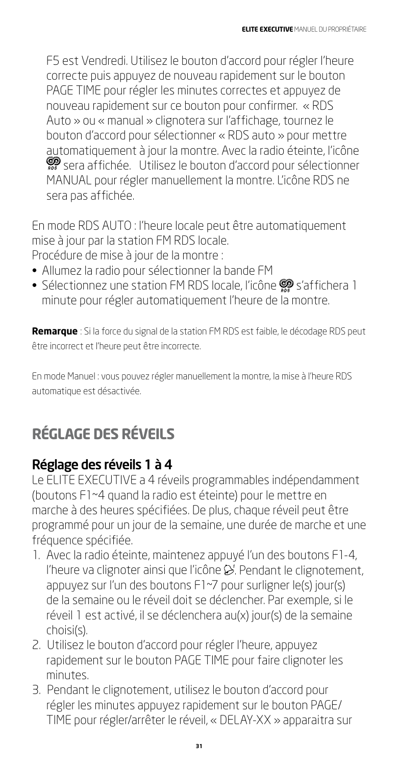F5 est Vendredi. Utilisez le bouton d'accord pour régler l'heure correcte puis appuyez de nouveau rapidement sur le bouton PAGE TIME pour régler les minutes correctes et appuyez de nouveau rapidement sur ce bouton pour confirmer. « RDS Auto » ou « manual » clignotera sur l'affichage, tournez le bouton d'accord pour sélectionner « RDS auto » pour mettre automatiquement à jour la montre. Avec la radio éteinte, l'icône RDS sera affichée. Utilisez le bouton d'accord pour sélectionner MANUAL pour régler manuellement la montre. L'icône RDS ne sera pas affichée.

En mode RDS AUTO : l'heure locale peut être automatiquement mise à jour par la station FM RDS locale.
Procédure de mise à jour de la montre :

- Allumez la radio pour sélectionner la bande FM
- Sélectionnez une station FM RDS locale, l'icône RDS s'affichera 1 minute pour régler automatiquement l'heure de la montre.

**Remarque** : Si la force du signal de la station FM RDS est faible, le décodage RDS peut être incorrect et l'heure peut être incorrecte.

En mode Manuel : vous pouvez régler manuellement la montre, la mise à l'heure RDS automatique est désactivée.

# RÉGLAGE DES RÉVEILS

## Réglage des réveils 1 à 4

Le ELITE EXECUTIVE a 4 réveils programmables indépendamment (boutons F1~4 quand la radio est éteinte) pour le mettre en marche à des heures spécifiées. De plus, chaque réveil peut être programmé pour un jour de la semaine, une durée de marche et une fréquence spécifiée.

1. Avec la radio éteinte, maintenez appuyé l'un des boutons F1-4, l'heure va clignoter ainsi que l'icône du réveil. Pendant le clignotement, appuyez sur l'un des boutons F1~7 pour surligner le(s) jour(s) de la semaine ou le réveil doit se déclencher. Par exemple, si le réveil 1 est activé, il se déclenchera au(x) jour(s) de la semaine choisi(s).
2. Utilisez le bouton d'accord pour régler l'heure, appuyez rapidement sur le bouton PAGE TIME pour faire clignoter les minutes.
3. Pendant le clignotement, utilisez le bouton d'accord pour régler les minutes appuyez rapidement sur le bouton PAGE/TIME pour régler/arrêter le réveil, « DELAY-XX » apparaitra sur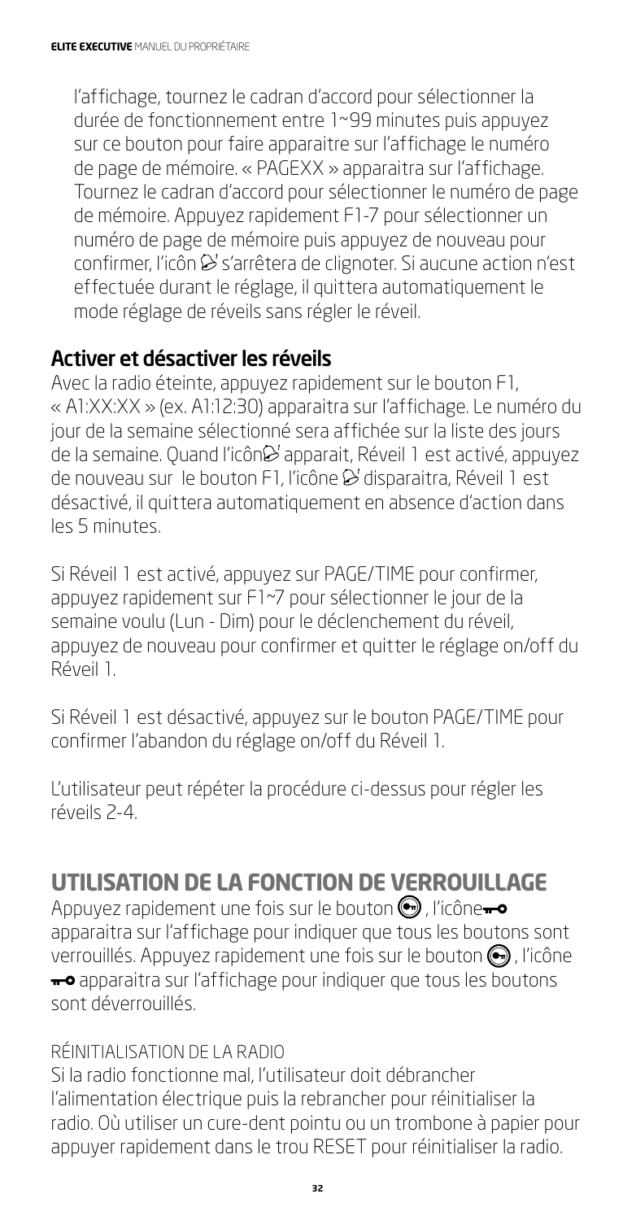l'affichage, tournez le cadran d'accord pour sélectionner la durée de fonctionnement entre 1~99 minutes puis appuyez sur ce bouton pour faire apparaitre sur l'affichage le numéro de page de mémoire. « PAGEXX » apparaitra sur l'affichage. Tournez le cadran d'accord pour sélectionner le numéro de page de mémoire. Appuyez rapidement F1-7 pour sélectionner un numéro de page de mémoire puis appuyez de nouveau pour confirmer, l'icôn ⏰ s'arrêtera de clignoter. Si aucune action n'est effectuée durant le réglage, il quittera automatiquement le mode réglage de réveils sans régler le réveil.

## Activer et désactiver les réveils

Avec la radio éteinte, appuyez rapidement sur le bouton F1, « A1:XX:XX » (ex. A1:12:30) apparaitra sur l'affichage. Le numéro du jour de la semaine sélectionné sera affichée sur la liste des jours de la semaine. Quand l'icôn⏰ apparait, Réveil 1 est activé, appuyez de nouveau sur le bouton F1, l'icône ⏰ disparaitra, Réveil 1 est désactivé, il quittera automatiquement en absence d'action dans les 5 minutes.

Si Réveil 1 est activé, appuyez sur PAGE/TIME pour confirmer, appuyez rapidement sur F1~7 pour sélectionner le jour de la semaine voulu (Lun - Dim) pour le déclenchement du réveil, appuyez de nouveau pour confirmer et quitter le réglage on/off du Réveil 1.

Si Réveil 1 est désactivé, appuyez sur le bouton PAGE/TIME pour confirmer l'abandon du réglage on/off du Réveil 1.

L'utilisateur peut répéter la procédure ci-dessus pour régler les réveils 2-4.

# UTILISATION DE LA FONCTION DE VERROUILLAGE

Appuyez rapidement une fois sur le bouton 🔑, l'icône🔑 apparaitra sur l'affichage pour indiquer que tous les boutons sont verrouillés. Appuyez rapidement une fois sur le bouton 🔑, l'icône 🔑 apparaitra sur l'affichage pour indiquer que tous les boutons sont déverrouillés.

RÉINITIALISATION DE LA RADIO

Si la radio fonctionne mal, l'utilisateur doit débrancher l'alimentation électrique puis la rebrancher pour réinitialiser la radio. Où utiliser un cure-dent pointu ou un trombone à papier pour appuyer rapidement dans le trou RESET pour réinitialiser la radio.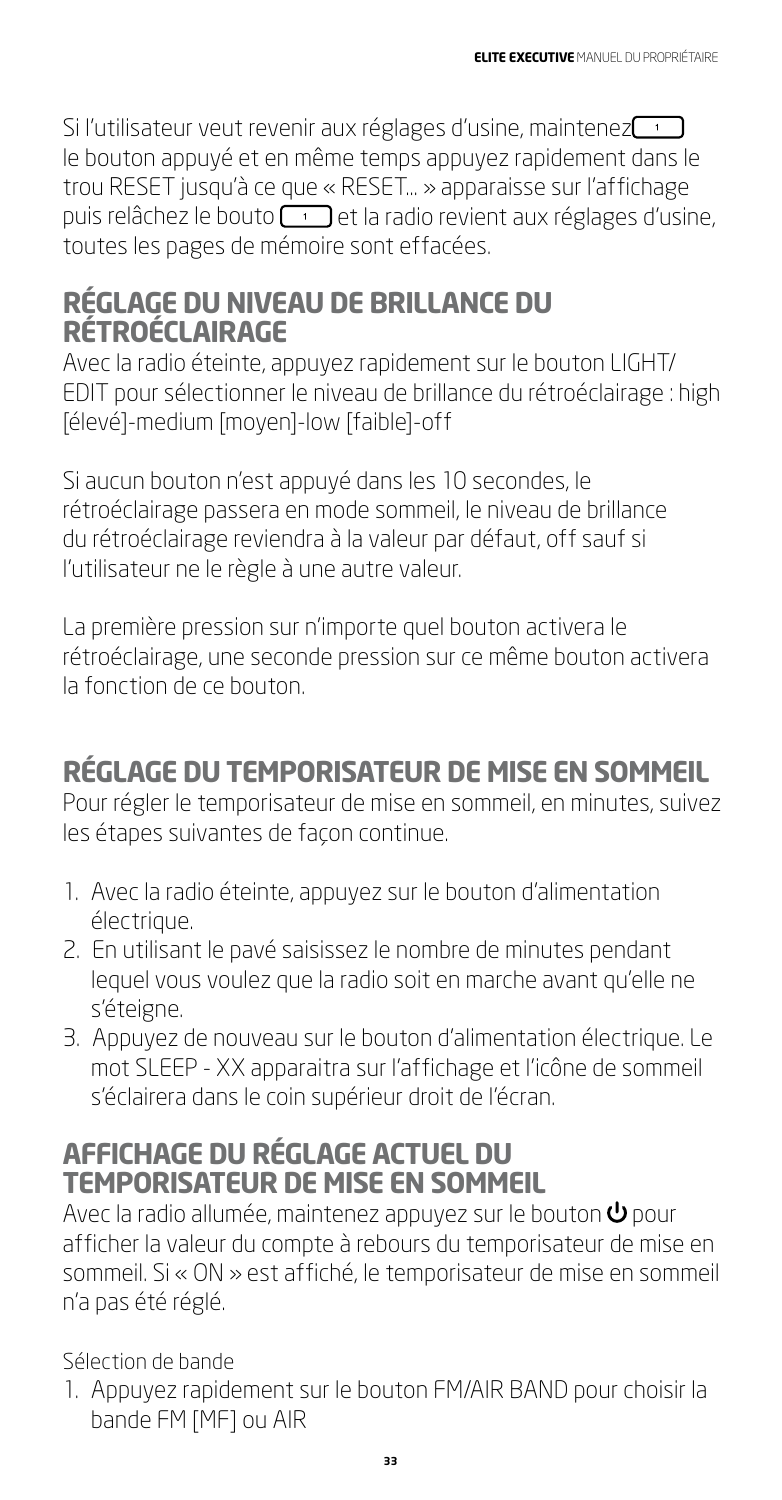Si l'utilisateur veut revenir aux réglages d'usine, maintenez 1 le bouton appuyé et en même temps appuyez rapidement dans le trou RESET jusqu'à ce que « RESET... » apparaisse sur l'affichage puis relâchez le bouto 1 et la radio revient aux réglages d'usine, toutes les pages de mémoire sont effacées.

## RÉGLAGE DU NIVEAU DE BRILLANCE DU RÉTROÉCLAIRAGE

Avec la radio éteinte, appuyez rapidement sur le bouton LIGHT/EDIT pour sélectionner le niveau de brillance du rétroéclairage : high [élevé]-medium [moyen]-low [faible]-off

Si aucun bouton n'est appuyé dans les 10 secondes, le rétroéclairage passera en mode sommeil, le niveau de brillance du rétroéclairage reviendra à la valeur par défaut, off sauf si l'utilisateur ne le règle à une autre valeur.

La première pression sur n'importe quel bouton activera le rétroéclairage, une seconde pression sur ce même bouton activera la fonction de ce bouton.

## RÉGLAGE DU TEMPORISATEUR DE MISE EN SOMMEIL

Pour régler le temporisateur de mise en sommeil, en minutes, suivez les étapes suivantes de façon continue.

1. Avec la radio éteinte, appuyez sur le bouton d'alimentation électrique.
2. En utilisant le pavé saisissez le nombre de minutes pendant lequel vous voulez que la radio soit en marche avant qu'elle ne s'éteigne.
3. Appuyez de nouveau sur le bouton d'alimentation électrique. Le mot SLEEP - XX apparaitra sur l'affichage et l'icône de sommeil s'éclairera dans le coin supérieur droit de l'écran.

## AFFICHAGE DU RÉGLAGE ACTUEL DU TEMPORISATEUR DE MISE EN SOMMEIL

Avec la radio allumée, maintenez appuyez sur le bouton ⏻ pour afficher la valeur du compte à rebours du temporisateur de mise en sommeil. Si « ON » est affiché, le temporisateur de mise en sommeil n'a pas été réglé.

Sélection de bande

1. Appuyez rapidement sur le bouton FM/AIR BAND pour choisir la bande FM [MF] ou AIR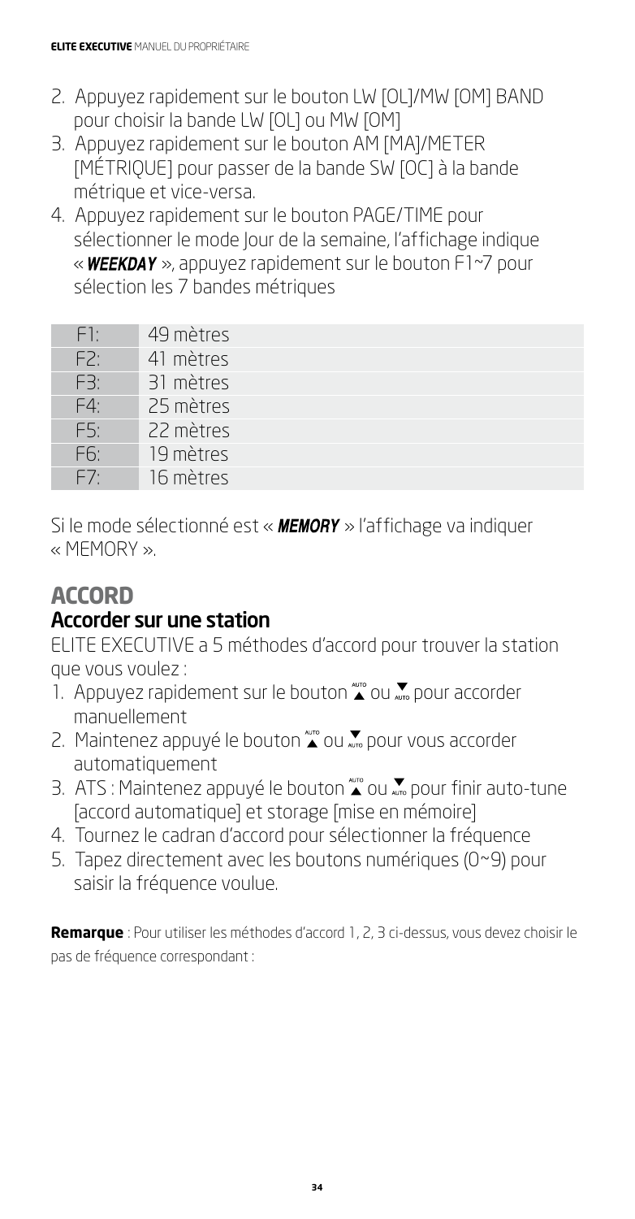2. Appuyez rapidement sur le bouton LW [OL]/MW [OM] BAND pour choisir la bande LW [OL] ou MW [OM]
3. Appuyez rapidement sur le bouton AM [MA]/METER [MÉTRIQUE] pour passer de la bande SW [OC] à la bande métrique et vice-versa.
4. Appuyez rapidement sur le bouton PAGE/TIME pour sélectionner le mode Jour de la semaine, l'affichage indique « ***WEEKDAY*** », appuyez rapidement sur le bouton F1~7 pour sélection les 7 bandes métriques

| | |
|---|---|
| F1: | 49 mètres |
| F2: | 41 mètres |
| F3: | 31 mètres |
| F4: | 25 mètres |
| F5: | 22 mètres |
| F6: | 19 mètres |
| F7: | 16 mètres |

Si le mode sélectionné est « ***MEMORY*** » l'affichage va indiquer « MEMORY ».

# ACCORD

## Accorder sur une station

ELITE EXECUTIVE a 5 méthodes d'accord pour trouver la station que vous voulez :

1. Appuyez rapidement sur le bouton ▲ ou ▼ pour accorder manuellement
2. Maintenez appuyé le bouton ▲ ou ▼ pour vous accorder automatiquement
3. ATS : Maintenez appuyé le bouton ▲ ou ▼ pour finir auto-tune [accord automatique] et storage [mise en mémoire]
4. Tournez le cadran d'accord pour sélectionner la fréquence
5. Tapez directement avec les boutons numériques (0~9) pour saisir la fréquence voulue.

**Remarque** : Pour utiliser les méthodes d'accord 1, 2, 3 ci-dessus, vous devez choisir le pas de fréquence correspondant :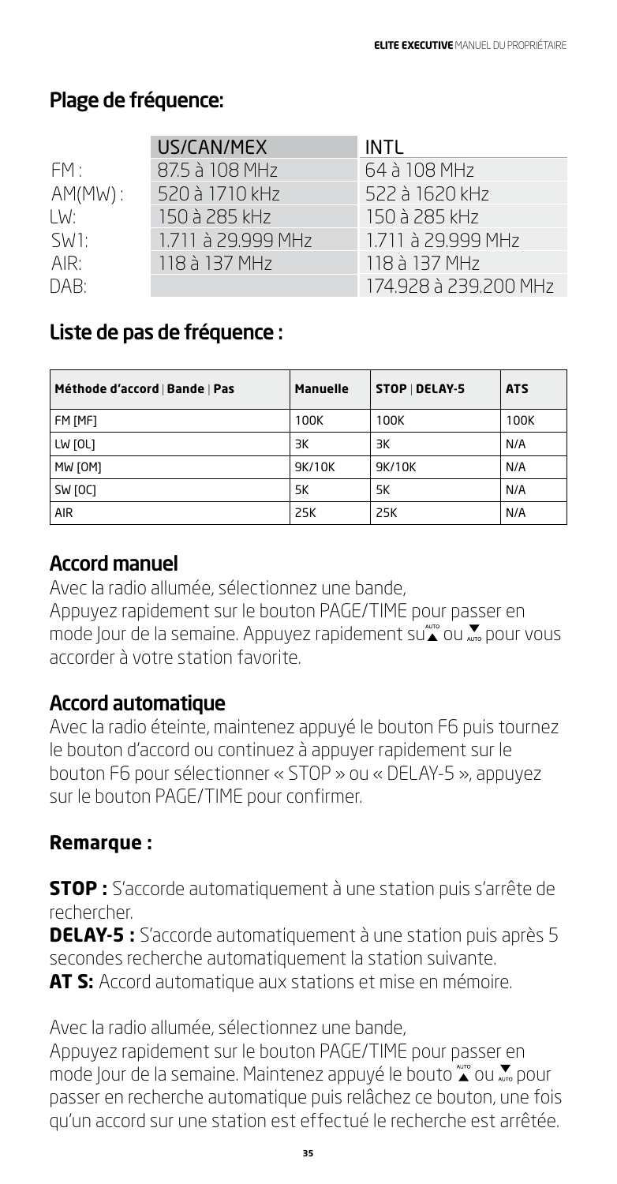## Plage de fréquence:

| | US/CAN/MEX | INTL |
|---|---|---|
| FM : | 87.5 à 108 MHz | 64 à 108 MHz |
| AM(MW) : | 520 à 1710 kHz | 522 à 1620 kHz |
| LW: | 150 à 285 kHz | 150 à 285 kHz |
| SW1: | 1.711 à 29.999 MHz | 1.711 à 29.999 MHz |
| AIR: | 118 à 137 MHz | 118 à 137 MHz |
| DAB: | | 174.928 à 239.200 MHz |

## Liste de pas de fréquence :

| Méthode d'accord \| Bande \| Pas | Manuelle | STOP \| DELAY-5 | ATS |
|---|---|---|---|
| FM [MF] | 100K | 100K | 100K |
| LW [OL] | 3K | 3K | N/A |
| MW [OM] | 9K/10K | 9K/10K | N/A |
| SW [OC] | 5K | 5K | N/A |
| AIR | 25K | 25K | N/A |

## Accord manuel

Avec la radio allumée, sélectionnez une bande,
Appuyez rapidement sur le bouton PAGE/TIME pour passer en mode Jour de la semaine. Appuyez rapidement su ▲ ou ▼ pour vous accorder à votre station favorite.

## Accord automatique

Avec la radio éteinte, maintenez appuyé le bouton F6 puis tournez le bouton d'accord ou continuez à appuyer rapidement sur le bouton F6 pour sélectionner « STOP » ou « DELAY-5 », appuyez sur le bouton PAGE/TIME pour confirmer.

### Remarque :

**STOP :** S'accorde automatiquement à une station puis s'arrête de rechercher.
**DELAY-5 :** S'accorde automatiquement à une station puis après 5 secondes recherche automatiquement la station suivante.
**AT S:** Accord automatique aux stations et mise en mémoire.

Avec la radio allumée, sélectionnez une bande,
Appuyez rapidement sur le bouton PAGE/TIME pour passer en mode Jour de la semaine. Maintenez appuyé le bouto ▲ ou ▼ pour passer en recherche automatique puis relâchez ce bouton, une fois qu'un accord sur une station est effectué le recherche est arrêtée.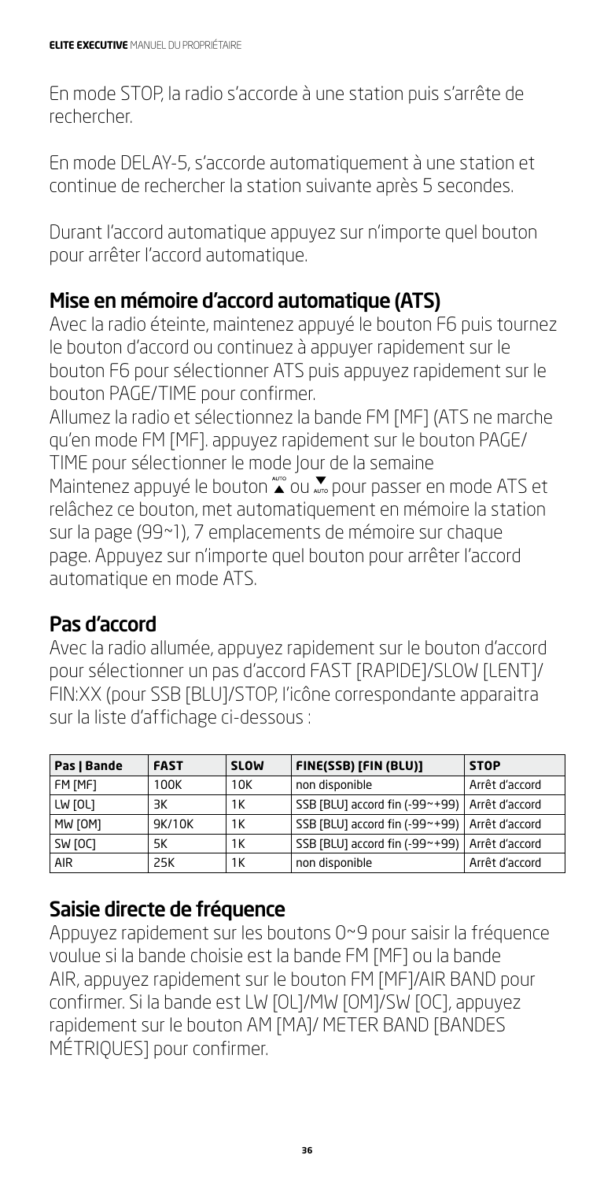En mode STOP, la radio s'accorde à une station puis s'arrête de rechercher.

En mode DELAY-5, s'accorde automatiquement à une station et continue de rechercher la station suivante après 5 secondes.

Durant l'accord automatique appuyez sur n'importe quel bouton pour arrêter l'accord automatique.

## Mise en mémoire d'accord automatique (ATS)

Avec la radio éteinte, maintenez appuyé le bouton F6 puis tournez le bouton d'accord ou continuez à appuyer rapidement sur le bouton F6 pour sélectionner ATS puis appuyez rapidement sur le bouton PAGE/TIME pour confirmer.
Allumez la radio et sélectionnez la bande FM [MF] (ATS ne marche qu'en mode FM [MF]. appuyez rapidement sur le bouton PAGE/TIME pour sélectionner le mode Jour de la semaine
Maintenez appuyé le bouton ▲ ou ▼ pour passer en mode ATS et relâchez ce bouton, met automatiquement en mémoire la station sur la page (99~1), 7 emplacements de mémoire sur chaque page. Appuyez sur n'importe quel bouton pour arrêter l'accord automatique en mode ATS.

## Pas d'accord

Avec la radio allumée, appuyez rapidement sur le bouton d'accord pour sélectionner un pas d'accord FAST [RAPIDE]/SLOW [LENT]/FIN:XX (pour SSB [BLU]/STOP, l'icône correspondante apparaitra sur la liste d'affichage ci-dessous :

| Pas \| Bande | FAST | SLOW | FINE(SSB) [FIN (BLU)] | STOP |
|---|---|---|---|---|
| FM [MF] | 100K | 10K | non disponible | Arrêt d'accord |
| LW [OL] | 3K | 1K | SSB [BLU] accord fin (-99~+99) | Arrêt d'accord |
| MW [OM] | 9K/10K | 1K | SSB [BLU] accord fin (-99~+99) | Arrêt d'accord |
| SW [OC] | 5K | 1K | SSB [BLU] accord fin (-99~+99) | Arrêt d'accord |
| AIR | 25K | 1K | non disponible | Arrêt d'accord |

## Saisie directe de fréquence

Appuyez rapidement sur les boutons 0~9 pour saisir la fréquence voulue si la bande choisie est la bande FM [MF] ou la bande AIR, appuyez rapidement sur le bouton FM [MF]/AIR BAND pour confirmer. Si la bande est LW [OL]/MW [OM]/SW [OC], appuyez rapidement sur le bouton AM [MA]/ METER BAND [BANDES MÉTRIQUES] pour confirmer.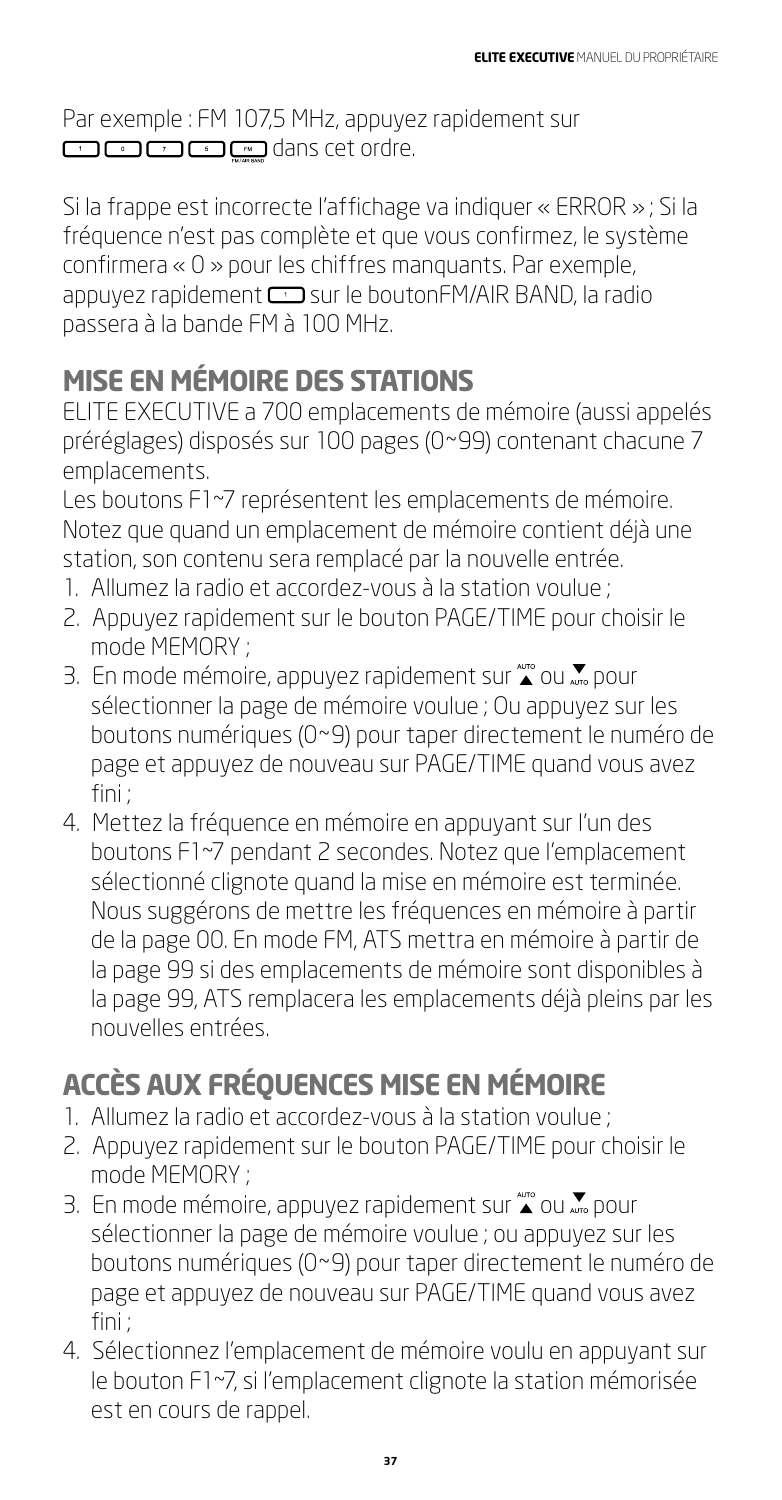Par exemple : FM 107,5 MHz, appuyez rapidement sur [1] [0] [7] [5] [FM/AIR BAND] dans cet ordre.

Si la frappe est incorrecte l'affichage va indiquer « ERROR » ; Si la fréquence n'est pas complète et que vous confirmez, le système confirmera « 0 » pour les chiffres manquants. Par exemple, appuyez rapidement [1] sur le boutonFM/AIR BAND, la radio passera à la bande FM à 100 MHz.

## MISE EN MÉMOIRE DES STATIONS

ELITE EXECUTIVE a 700 emplacements de mémoire (aussi appelés préréglages) disposés sur 100 pages (0~99) contenant chacune 7 emplacements.

Les boutons F1~7 représentent les emplacements de mémoire. Notez que quand un emplacement de mémoire contient déjà une station, son contenu sera remplacé par la nouvelle entrée.

1. Allumez la radio et accordez-vous à la station voulue ;
2. Appuyez rapidement sur le bouton PAGE/TIME pour choisir le mode MEMORY ;
3. En mode mémoire, appuyez rapidement sur ▲ ou ▼ pour sélectionner la page de mémoire voulue ; Ou appuyez sur les boutons numériques (0~9) pour taper directement le numéro de page et appuyez de nouveau sur PAGE/TIME quand vous avez fini ;
4. Mettez la fréquence en mémoire en appuyant sur l'un des boutons F1~7 pendant 2 secondes. Notez que l'emplacement sélectionné clignote quand la mise en mémoire est terminée. Nous suggérons de mettre les fréquences en mémoire à partir de la page 00. En mode FM, ATS mettra en mémoire à partir de la page 99 si des emplacements de mémoire sont disponibles à la page 99, ATS remplacera les emplacements déjà pleins par les nouvelles entrées.

## ACCÈS AUX FRÉQUENCES MISE EN MÉMOIRE

1. Allumez la radio et accordez-vous à la station voulue ;
2. Appuyez rapidement sur le bouton PAGE/TIME pour choisir le mode MEMORY ;
3. En mode mémoire, appuyez rapidement sur ▲ ou ▼ pour sélectionner la page de mémoire voulue ; ou appuyez sur les boutons numériques (0~9) pour taper directement le numéro de page et appuyez de nouveau sur PAGE/TIME quand vous avez fini ;
4. Sélectionnez l'emplacement de mémoire voulu en appuyant sur le bouton F1~7, si l'emplacement clignote la station mémorisée est en cours de rappel.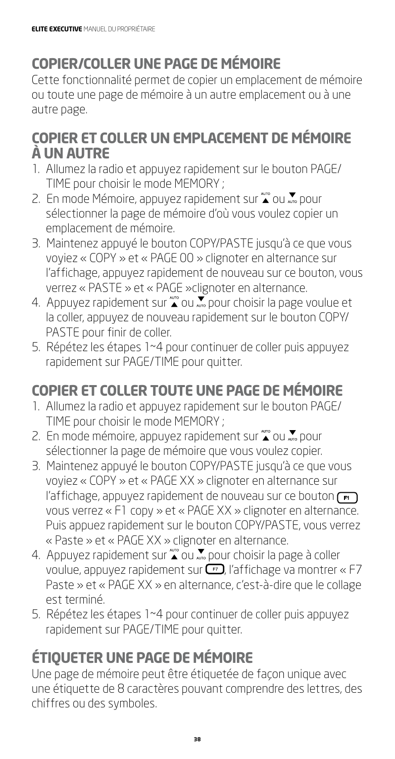## COPIER/COLLER UNE PAGE DE MÉMOIRE

Cette fonctionnalité permet de copier un emplacement de mémoire ou toute une page de mémoire à un autre emplacement ou à une autre page.

### COPIER ET COLLER UN EMPLACEMENT DE MÉMOIRE À UN AUTRE

1. Allumez la radio et appuyez rapidement sur le bouton PAGE/TIME pour choisir le mode MEMORY ;
2. En mode Mémoire, appuyez rapidement sur ▲ ou ▼ pour sélectionner la page de mémoire d'où vous voulez copier un emplacement de mémoire.
3. Maintenez appuyé le bouton COPY/PASTE jusqu'à ce que vous voyiez « COPY » et « PAGE 00 » clignoter en alternance sur l'affichage, appuyez rapidement de nouveau sur ce bouton, vous verrez « PASTE » et « PAGE »clignoter en alternance.
4. Appuyez rapidement sur ▲ ou ▼ pour choisir la page voulue et la coller, appuyez de nouveau rapidement sur le bouton COPY/PASTE pour finir de coller.
5. Répétez les étapes 1~4 pour continuer de coller puis appuyez rapidement sur PAGE/TIME pour quitter.

### COPIER ET COLLER TOUTE UNE PAGE DE MÉMOIRE

1. Allumez la radio et appuyez rapidement sur le bouton PAGE/TIME pour choisir le mode MEMORY ;
2. En mode mémoire, appuyez rapidement sur ▲ ou ▼ pour sélectionner la page de mémoire que vous voulez copier.
3. Maintenez appuyé le bouton COPY/PASTE jusqu'à ce que vous voyiez « COPY » et « PAGE XX » clignoter en alternance sur l'affichage, appuyez rapidement de nouveau sur ce bouton F1 vous verrez « F1 copy » et « PAGE XX » clignoter en alternance. Puis appuez rapidement sur le bouton COPY/PASTE, vous verrez « Paste » et « PAGE XX » clignoter en alternance.
4. Appuyez rapidement sur ▲ ou ▼ pour choisir la page à coller voulue, appuyez rapidement sur F7, l'affichage va montrer « F7 Paste » et « PAGE XX » en alternance, c'est-à-dire que le collage est terminé.
5. Répétez les étapes 1~4 pour continuer de coller puis appuyez rapidement sur PAGE/TIME pour quitter.

## ÉTIQUETER UNE PAGE DE MÉMOIRE

Une page de mémoire peut être étiquetée de façon unique avec une étiquette de 8 caractères pouvant comprendre des lettres, des chiffres ou des symboles.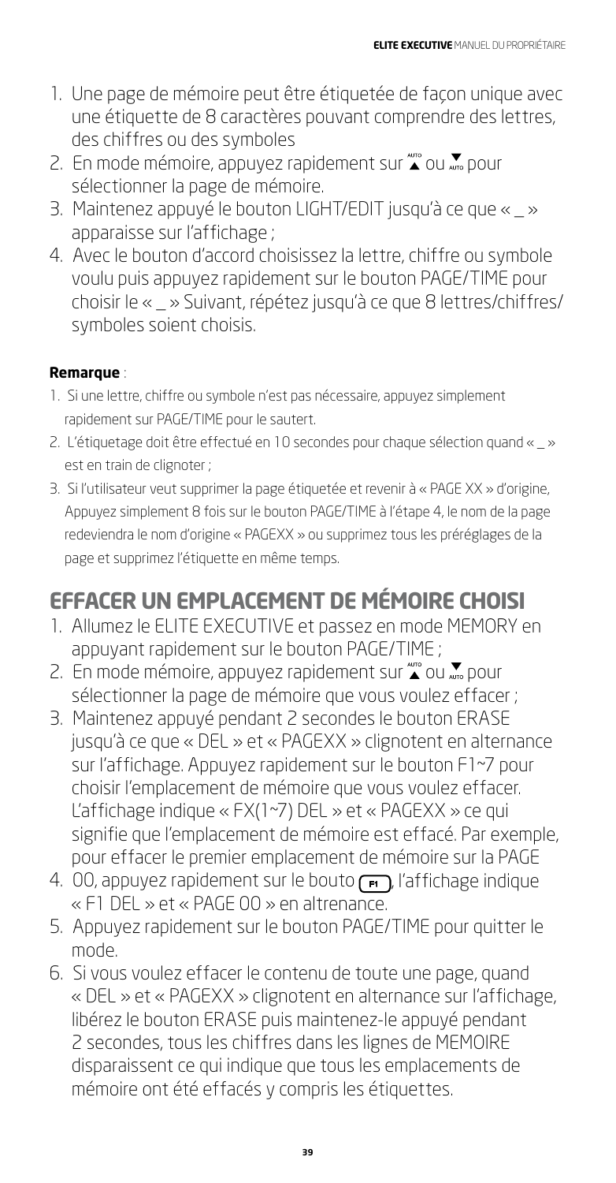1. Une page de mémoire peut être étiquetée de façon unique avec une étiquette de 8 caractères pouvant comprendre des lettres, des chiffres ou des symboles
2. En mode mémoire, appuyez rapidement sur ▲ ou ▼ pour sélectionner la page de mémoire.
3. Maintenez appuyé le bouton LIGHT/EDIT jusqu'à ce que « _ » apparaisse sur l'affichage ;
4. Avec le bouton d'accord choisissez la lettre, chiffre ou symbole voulu puis appuyez rapidement sur le bouton PAGE/TIME pour choisir le « _ » Suivant, répétez jusqu'à ce que 8 lettres/chiffres/symboles soient choisis.

**Remarque** :

1. Si une lettre, chiffre ou symbole n'est pas nécessaire, appuyez simplement rapidement sur PAGE/TIME pour le sautert.
2. L'étiquetage doit être effectué en 10 secondes pour chaque sélection quand « _ » est en train de clignoter ;
3. Si l'utilisateur veut supprimer la page étiquetée et revenir à « PAGE XX » d'origine, Appuyez simplement 8 fois sur le bouton PAGE/TIME à l'étape 4, le nom de la page redeviendra le nom d'origine « PAGEXX » ou supprimez tous les préréglages de la page et supprimez l'étiquette en même temps.

## EFFACER UN EMPLACEMENT DE MÉMOIRE CHOISI

1. Allumez le ELITE EXECUTIVE et passez en mode MEMORY en appuyant rapidement sur le bouton PAGE/TIME ;
2. En mode mémoire, appuyez rapidement sur ▲ ou ▼ pour sélectionner la page de mémoire que vous voulez effacer ;
3. Maintenez appuyé pendant 2 secondes le bouton ERASE jusqu'à ce que « DEL » et « PAGEXX » clignotent en alternance sur l'affichage. Appuyez rapidement sur le bouton F1~7 pour choisir l'emplacement de mémoire que vous voulez effacer. L'affichage indique « FX(1~7) DEL » et « PAGEXX » ce qui signifie que l'emplacement de mémoire est effacé. Par exemple, pour effacer le premier emplacement de mémoire sur la PAGE
4. 00, appuyez rapidement sur le bouto F1, l'affichage indique « F1 DEL » et « PAGE 00 » en altrenance.
5. Appuyez rapidement sur le bouton PAGE/TIME pour quitter le mode.
6. Si vous voulez effacer le contenu de toute une page, quand « DEL » et « PAGEXX » clignotent en alternance sur l'affichage, libérez le bouton ERASE puis maintenez-le appuyé pendant 2 secondes, tous les chiffres dans les lignes de MEMOIRE disparaissent ce qui indique que tous les emplacements de mémoire ont été effacés y compris les étiquettes.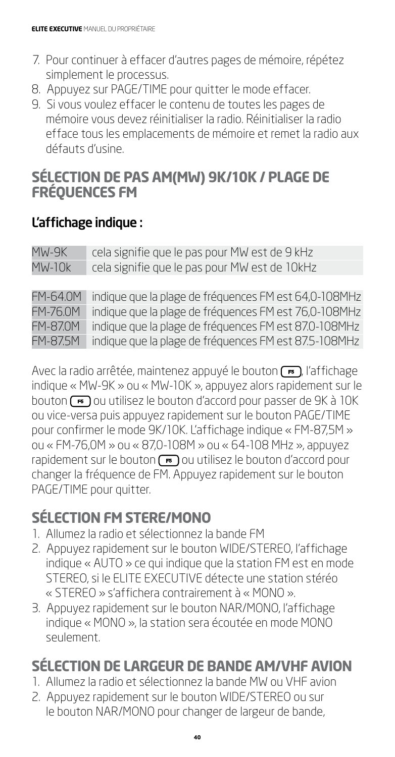7. Pour continuer à effacer d'autres pages de mémoire, répétez simplement le processus.
8. Appuyez sur PAGE/TIME pour quitter le mode effacer.
9. Si vous voulez effacer le contenu de toutes les pages de mémoire vous devez réinitialiser la radio. Réinitialiser la radio efface tous les emplacements de mémoire et remet la radio aux défauts d'usine.

## SÉLECTION DE PAS AM(MW) 9K/10K / PLAGE DE FRÉQUENCES FM

### L'affichage indique :

| | |
|---|---|
| MW-9K | cela signifie que le pas pour MW est de 9 kHz |
| MW-10k | cela signifie que le pas pour MW est de 10kHz |

| | |
|---|---|
| FM-64.0M | indique que la plage de fréquences FM est 64,0-108MHz |
| FM-76.0M | indique que la plage de fréquences FM est 76,0-108MHz |
| FM-87.0M | indique que la plage de fréquences FM est 87.0-108MHz |
| FM-87.5M | indique que la plage de fréquences FM est 87.5-108MHz |

Avec la radio arrêtée, maintenez appuyé le bouton F5, l'affichage indique « MW-9K » ou « MW-10K », appuyez alors rapidement sur le bouton F5 ou utilisez le bouton d'accord pour passer de 9K à 10K ou vice-versa puis appuyez rapidement sur le bouton PAGE/TIME pour confirmer le mode 9K/10K. L'affichage indique « FM-87,5M » ou « FM-76,0M » ou « 87,0-108M » ou « 64-108 MHz », appuyez rapidement sur le bouton F5 ou utilisez le bouton d'accord pour changer la fréquence de FM. Appuyez rapidement sur le bouton PAGE/TIME pour quitter.

## SÉLECTION FM STERE/MONO

1. Allumez la radio et sélectionnez la bande FM
2. Appuyez rapidement sur le bouton WIDE/STEREO, l'affichage indique « AUTO » ce qui indique que la station FM est en mode STEREO, si le ELITE EXECUTIVE détecte une station stéréo « STEREO » s'affichera contrairement à « MONO ».
3. Appuyez rapidement sur le bouton NAR/MONO, l'affichage indique « MONO », la station sera écoutée en mode MONO seulement.

## SÉLECTION DE LARGEUR DE BANDE AM/VHF AVION

1. Allumez la radio et sélectionnez la bande MW ou VHF avion
2. Appuyez rapidement sur le bouton WIDE/STEREO ou sur le bouton NAR/MONO pour changer de largeur de bande,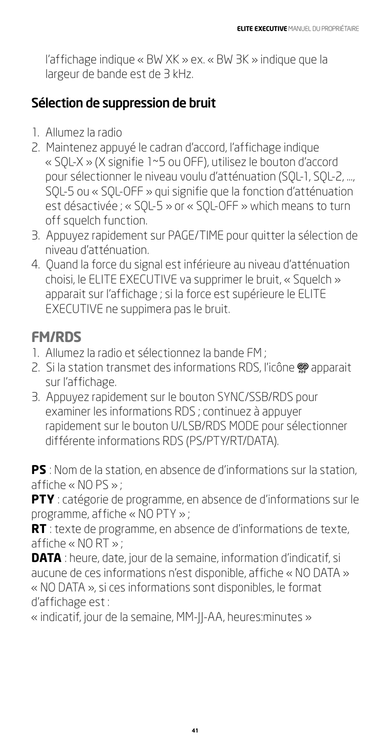l'affichage indique « BW XK » ex. « BW 3K » indique que la largeur de bande est de 3 kHz.

## Sélection de suppression de bruit

1. Allumez la radio
2. Maintenez appuyé le cadran d'accord, l'affichage indique « SQL-X » (X signifie 1~5 ou OFF), utilisez le bouton d'accord pour sélectionner le niveau voulu d'atténuation (SQL-1, SQL-2, ..., SQL-5 ou « SQL-OFF » qui signifie que la fonction d'atténuation est désactivée ; « SQL-5 » or « SQL-OFF » which means to turn off squelch function.
3. Appuyez rapidement sur PAGE/TIME pour quitter la sélection de niveau d'atténuation.
4. Quand la force du signal est inférieure au niveau d'atténuation choisi, le ELITE EXECUTIVE va supprimer le bruit, « Squelch » apparait sur l'affichage ; si la force est supérieure le ELITE EXECUTIVE ne suppimera pas le bruit.

## FM/RDS

1. Allumez la radio et sélectionnez la bande FM ;
2. Si la station transmet des informations RDS, l'icône RDS apparait sur l'affichage.
3. Appuyez rapidement sur le bouton SYNC/SSB/RDS pour examiner les informations RDS ; continuez à appuyer rapidement sur le bouton U/LSB/RDS MODE pour sélectionner différente informations RDS (PS/PTY/RT/DATA).

**PS** : Nom de la station, en absence de d'informations sur la station, affiche « NO PS » ;

**PTY** : catégorie de programme, en absence de d'informations sur le programme, affiche « NO PTY » ;

**RT** : texte de programme, en absence de d'informations de texte, affiche « NO RT » ;

**DATA** : heure, date, jour de la semaine, information d'indicatif, si aucune de ces informations n'est disponible, affiche « NO DATA » « NO DATA », si ces informations sont disponibles, le format d'affichage est :

« indicatif, jour de la semaine, MM-JJ-AA, heures:minutes »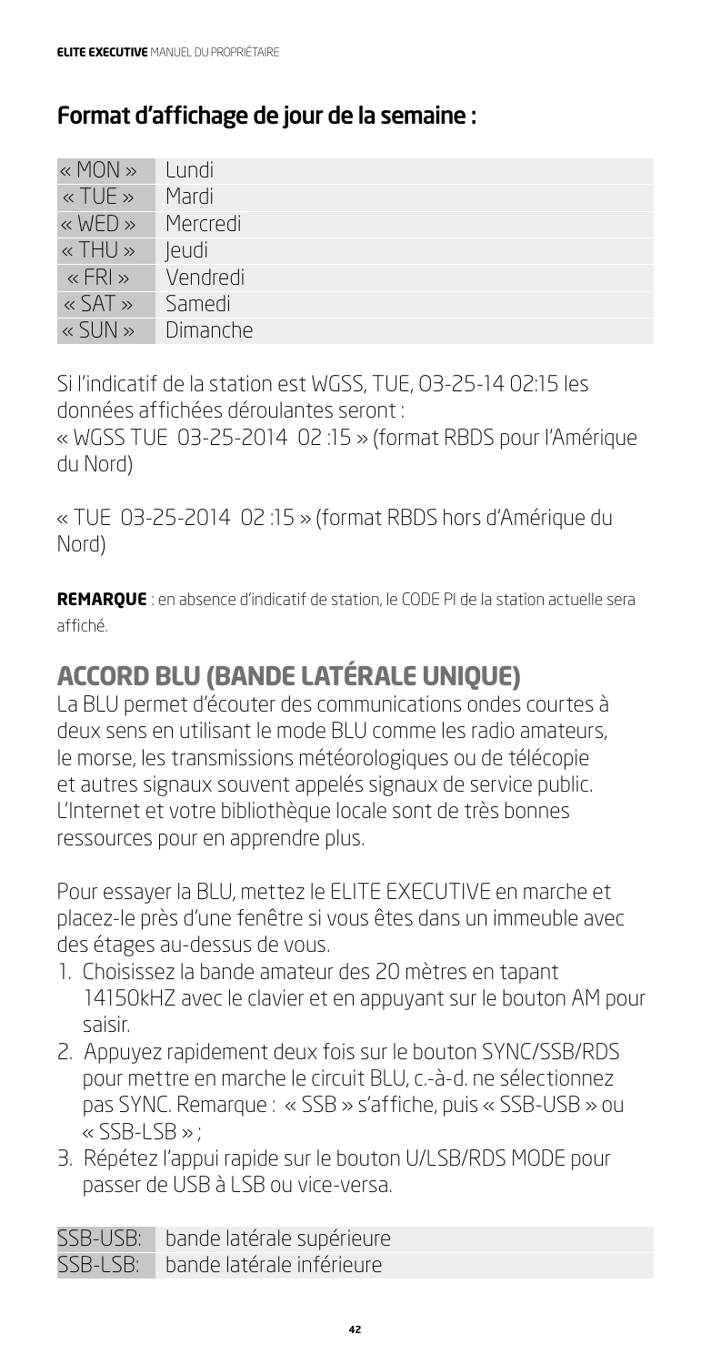## Format d'affichage de jour de la semaine :

| | |
|---|---|
| « MON » | Lundi |
| « TUE » | Mardi |
| « WED » | Mercredi |
| « THU » | Jeudi |
| « FRI » | Vendredi |
| « SAT » | Samedi |
| « SUN » | Dimanche |

Si l'indicatif de la station est WGSS, TUE, 03-25-14 02:15 les données affichées déroulantes seront :
« WGSS TUE 03-25-2014 02 :15 » (format RBDS pour l'Amérique du Nord)

« TUE 03-25-2014 02 :15 » (format RBDS hors d'Amérique du Nord)

**REMARQUE** : en absence d'indicatif de station, le CODE PI de la station actuelle sera affiché.

# ACCORD BLU (BANDE LATÉRALE UNIQUE)

La BLU permet d'écouter des communications ondes courtes à deux sens en utilisant le mode BLU comme les radio amateurs, le morse, les transmissions météorologiques ou de télécopie et autres signaux souvent appelés signaux de service public. L'Internet et votre bibliothèque locale sont de très bonnes ressources pour en apprendre plus.

Pour essayer la BLU, mettez le ELITE EXECUTIVE en marche et placez-le près d'une fenêtre si vous êtes dans un immeuble avec des étages au-dessus de vous.

1. Choisissez la bande amateur des 20 mètres en tapant 14150kHZ avec le clavier et en appuyant sur le bouton AM pour saisir.
2. Appuyez rapidement deux fois sur le bouton SYNC/SSB/RDS pour mettre en marche le circuit BLU, c.-à-d. ne sélectionnez pas SYNC. Remarque : « SSB » s'affiche, puis « SSB-USB » ou « SSB-LSB » ;
3. Répétez l'appui rapide sur le bouton U/LSB/RDS MODE pour passer de USB à LSB ou vice-versa.

| | |
|---|---|
| SSB-USB: | bande latérale supérieure |
| SSB-LSB: | bande latérale inférieure |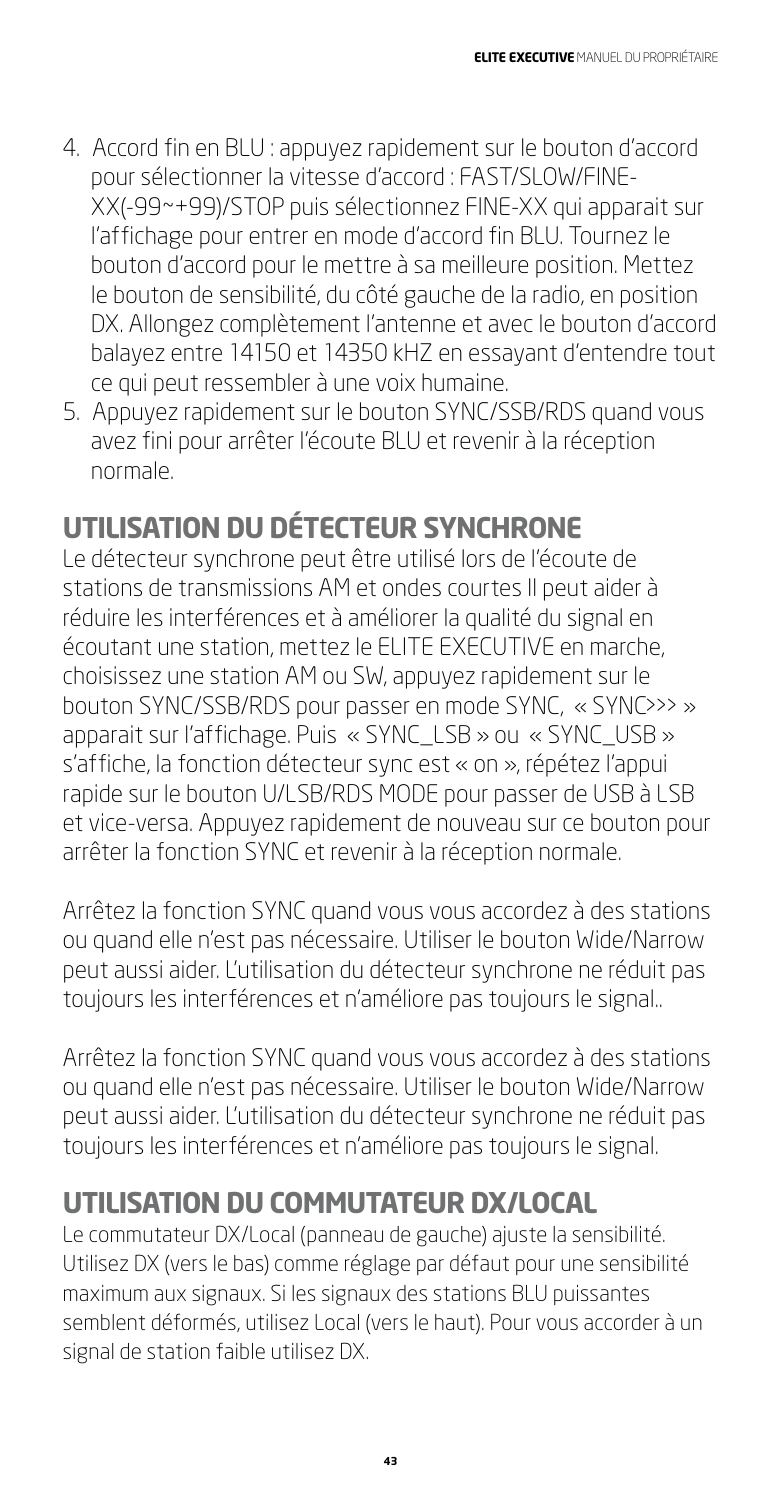4. Accord fin en BLU : appuyez rapidement sur le bouton d'accord pour sélectionner la vitesse d'accord : FAST/SLOW/FINE-XX(-99~+99)/STOP puis sélectionnez FINE-XX qui apparait sur l'affichage pour entrer en mode d'accord fin BLU. Tournez le bouton d'accord pour le mettre à sa meilleure position. Mettez le bouton de sensibilité, du côté gauche de la radio, en position DX. Allongez complètement l'antenne et avec le bouton d'accord balayez entre 14150 et 14350 kHZ en essayant d'entendre tout ce qui peut ressembler à une voix humaine.
5. Appuyez rapidement sur le bouton SYNC/SSB/RDS quand vous avez fini pour arrêter l'écoute BLU et revenir à la réception normale.

## UTILISATION DU DÉTECTEUR SYNCHRONE

Le détecteur synchrone peut être utilisé lors de l'écoute de stations de transmissions AM et ondes courtes Il peut aider à réduire les interférences et à améliorer la qualité du signal en écoutant une station, mettez le ELITE EXECUTIVE en marche, choisissez une station AM ou SW, appuyez rapidement sur le bouton SYNC/SSB/RDS pour passer en mode SYNC, « SYNC>>> » apparait sur l'affichage. Puis « SYNC_LSB » ou « SYNC_USB » s'affiche, la fonction détecteur sync est « on », répétez l'appui rapide sur le bouton U/LSB/RDS MODE pour passer de USB à LSB et vice-versa. Appuyez rapidement de nouveau sur ce bouton pour arrêter la fonction SYNC et revenir à la réception normale.

Arrêtez la fonction SYNC quand vous vous accordez à des stations ou quand elle n'est pas nécessaire. Utiliser le bouton Wide/Narrow peut aussi aider. L'utilisation du détecteur synchrone ne réduit pas toujours les interférences et n'améliore pas toujours le signal..

Arrêtez la fonction SYNC quand vous vous accordez à des stations ou quand elle n'est pas nécessaire. Utiliser le bouton Wide/Narrow peut aussi aider. L'utilisation du détecteur synchrone ne réduit pas toujours les interférences et n'améliore pas toujours le signal.

## UTILISATION DU COMMUTATEUR DX/LOCAL

Le commutateur DX/Local (panneau de gauche) ajuste la sensibilité. Utilisez DX (vers le bas) comme réglage par défaut pour une sensibilité maximum aux signaux. Si les signaux des stations BLU puissantes semblent déformés, utilisez Local (vers le haut). Pour vous accorder à un signal de station faible utilisez DX.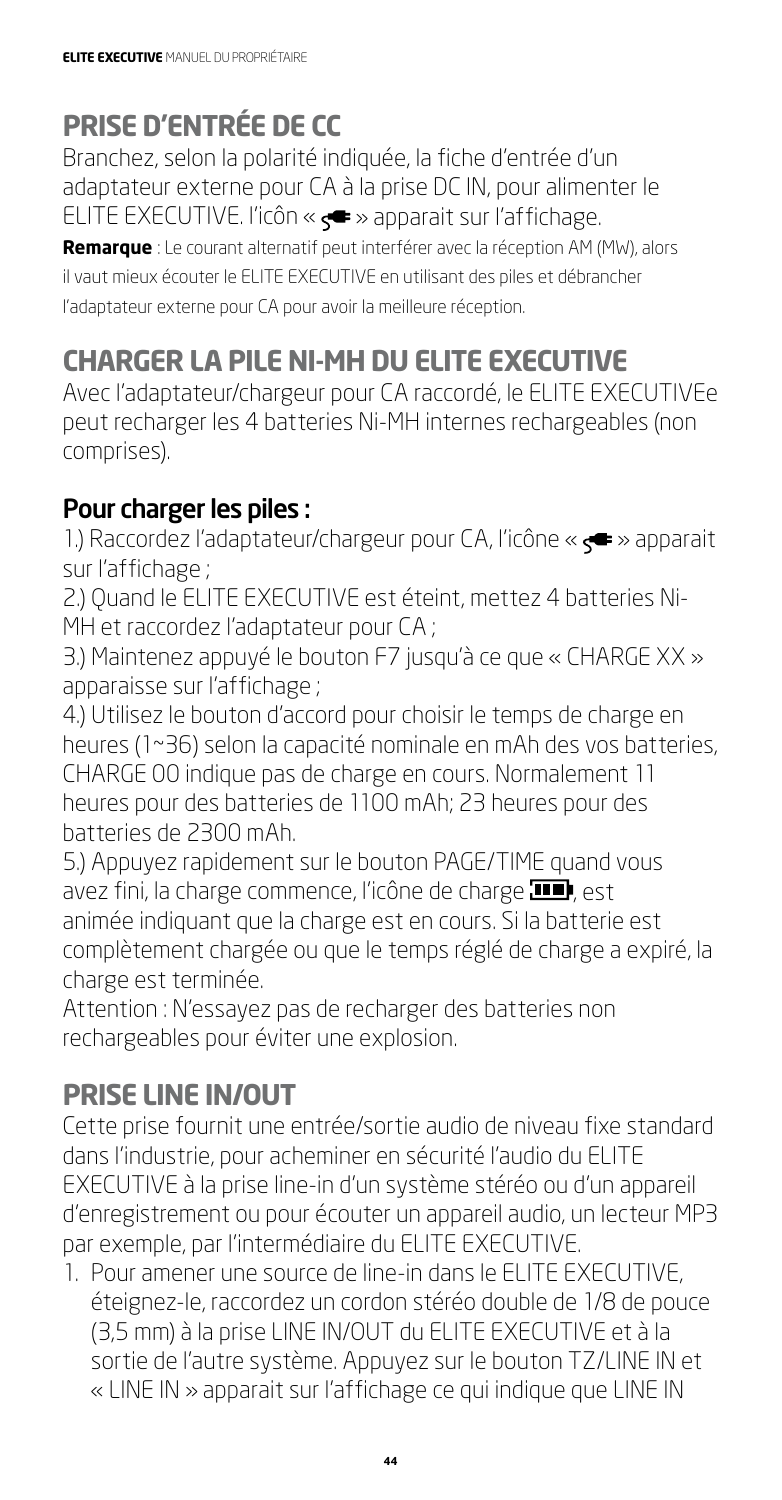## PRISE D'ENTRÉE DE CC

Branchez, selon la polarité indiquée, la fiche d'entrée d'un adaptateur externe pour CA à la prise DC IN, pour alimenter le ELITE EXECUTIVE. l'icôn « » apparait sur l'affichage.

**Remarque** : Le courant alternatif peut interférer avec la réception AM (MW), alors il vaut mieux écouter le ELITE EXECUTIVE en utilisant des piles et débrancher l'adaptateur externe pour CA pour avoir la meilleure réception.

## CHARGER LA PILE NI-MH DU ELITE EXECUTIVE

Avec l'adaptateur/chargeur pour CA raccordé, le ELITE EXECUTIVEe peut recharger les 4 batteries Ni-MH internes rechargeables (non comprises).

### Pour charger les piles :

1.) Raccordez l'adaptateur/chargeur pour CA, l'icône « » apparait sur l'affichage ;

2.) Quand le ELITE EXECUTIVE est éteint, mettez 4 batteries Ni-MH et raccordez l'adaptateur pour CA ;

3.) Maintenez appuyé le bouton F7 jusqu'à ce que « CHARGE XX » apparaisse sur l'affichage ;

4.) Utilisez le bouton d'accord pour choisir le temps de charge en heures (1~36) selon la capacité nominale en mAh des vos batteries, CHARGE 00 indique pas de charge en cours. Normalement 11 heures pour des batteries de 1100 mAh; 23 heures pour des batteries de 2300 mAh.

5.) Appuyez rapidement sur le bouton PAGE/TIME quand vous avez fini, la charge commence, l'icône de charge , est animée indiquant que la charge est en cours. Si la batterie est complètement chargée ou que le temps réglé de charge a expiré, la charge est terminée.

Attention : N'essayez pas de recharger des batteries non rechargeables pour éviter une explosion.

## PRISE LINE IN/OUT

Cette prise fournit une entrée/sortie audio de niveau fixe standard dans l'industrie, pour acheminer en sécurité l'audio du ELITE EXECUTIVE à la prise line-in d'un système stéréo ou d'un appareil d'enregistrement ou pour écouter un appareil audio, un lecteur MP3 par exemple, par l'intermédiaire du ELITE EXECUTIVE.

1. Pour amener une source de line-in dans le ELITE EXECUTIVE, éteignez-le, raccordez un cordon stéréo double de 1/8 de pouce (3,5 mm) à la prise LINE IN/OUT du ELITE EXECUTIVE et à la sortie de l'autre système. Appuyez sur le bouton TZ/LINE IN et « LINE IN » apparait sur l'affichage ce qui indique que LINE IN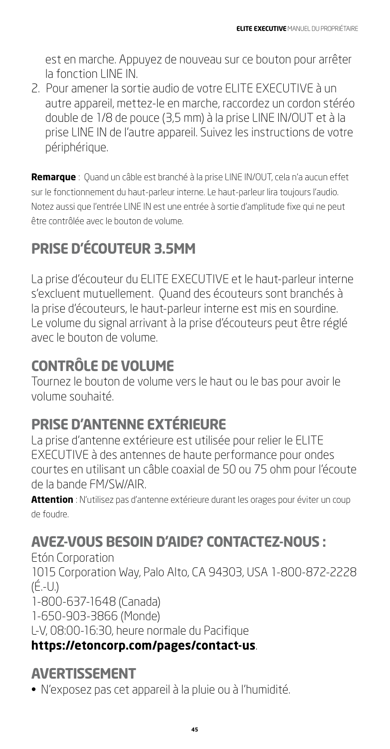est en marche. Appuyez de nouveau sur ce bouton pour arrêter la fonction LINE IN.

2. Pour amener la sortie audio de votre ELITE EXECUTIVE à un autre appareil, mettez-le en marche, raccordez un cordon stéréo double de 1/8 de pouce (3,5 mm) à la prise LINE IN/OUT et à la prise LINE IN de l'autre appareil. Suivez les instructions de votre périphérique.

**Remarque** : Quand un câble est branché à la prise LINE IN/OUT, cela n'a aucun effet sur le fonctionnement du haut-parleur interne. Le haut-parleur lira toujours l'audio. Notez aussi que l'entrée LINE IN est une entrée à sortie d'amplitude fixe qui ne peut être contrôlée avec le bouton de volume.

## PRISE D'ÉCOUTEUR 3.5MM

La prise d'écouteur du ELITE EXECUTIVE et le haut-parleur interne s'excluent mutuellement. Quand des écouteurs sont branchés à la prise d'écouteurs, le haut-parleur interne est mis en sourdine. Le volume du signal arrivant à la prise d'écouteurs peut être réglé avec le bouton de volume.

## CONTRÔLE DE VOLUME

Tournez le bouton de volume vers le haut ou le bas pour avoir le volume souhaité.

## PRISE D'ANTENNE EXTÉRIEURE

La prise d'antenne extérieure est utilisée pour relier le ELITE EXECUTIVE à des antennes de haute performance pour ondes courtes en utilisant un câble coaxial de 50 ou 75 ohm pour l'écoute de la bande FM/SW/AIR.

**Attention** : N'utilisez pas d'antenne extérieure durant les orages pour éviter un coup de foudre.

## AVEZ-VOUS BESOIN D'AIDE? CONTACTEZ-NOUS :

Etón Corporation
1015 Corporation Way, Palo Alto, CA 94303, USA 1-800-872-2228 (É.-U.)
1-800-637-1648 (Canada)
1-650-903-3866 (Monde)
L-V, 08:00-16:30, heure normale du Pacifique
**https://etoncorp.com/pages/contact-us**.

## AVERTISSEMENT

- N'exposez pas cet appareil à la pluie ou à l'humidité.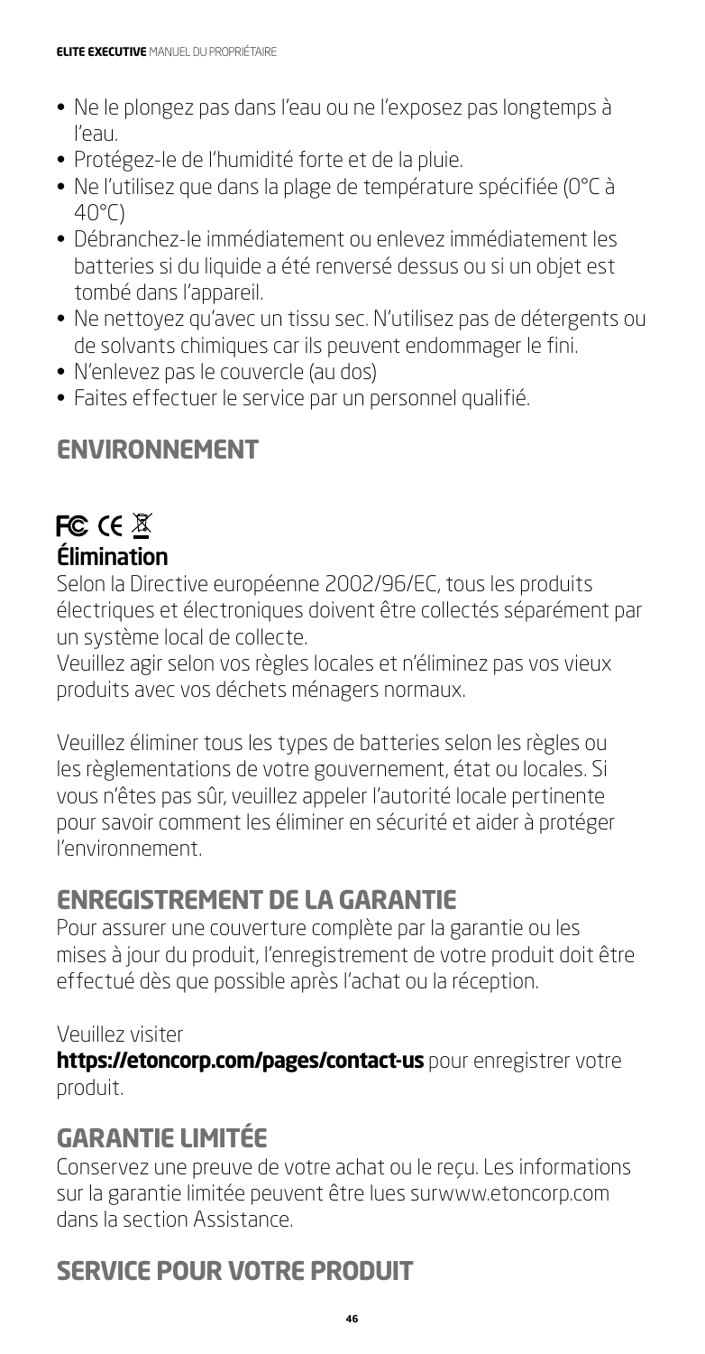- Ne le plongez pas dans l'eau ou ne l'exposez pas longtemps à l'eau.
- Protégez-le de l'humidité forte et de la pluie.
- Ne l'utilisez que dans la plage de température spécifiée (0°C à 40°C)
- Débranchez-le immédiatement ou enlevez immédiatement les batteries si du liquide a été renversé dessus ou si un objet est tombé dans l'appareil.
- Ne nettoyez qu'avec un tissu sec. N'utilisez pas de détergents ou de solvants chimiques car ils peuvent endommager le fini.
- N'enlevez pas le couvercle (au dos)
- Faites effectuer le service par un personnel qualifié.

## ENVIRONNEMENT

### Élimination

Selon la Directive européenne 2002/96/EC, tous les produits électriques et électroniques doivent être collectés séparément par un système local de collecte.

Veuillez agir selon vos règles locales et n'éliminez pas vos vieux produits avec vos déchets ménagers normaux.

Veuillez éliminer tous les types de batteries selon les règles ou les règlementations de votre gouvernement, état ou locales. Si vous n'êtes pas sûr, veuillez appeler l'autorité locale pertinente pour savoir comment les éliminer en sécurité et aider à protéger l'environnement.

## ENREGISTREMENT DE LA GARANTIE

Pour assurer une couverture complète par la garantie ou les mises à jour du produit, l'enregistrement de votre produit doit être effectué dès que possible après l'achat ou la réception.

Veuillez visiter
**https://etoncorp.com/pages/contact-us** pour enregistrer votre produit.

## GARANTIE LIMITÉE

Conservez une preuve de votre achat ou le reçu. Les informations sur la garantie limitée peuvent être lues surwww.etoncorp.com dans la section Assistance.

## SERVICE POUR VOTRE PRODUIT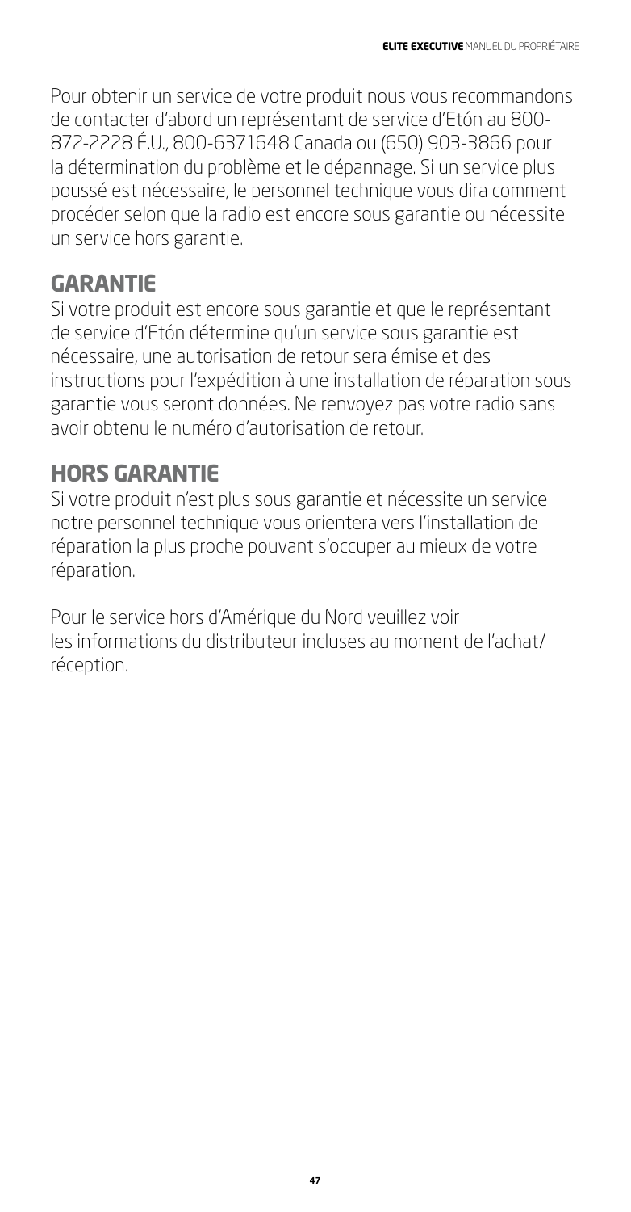Pour obtenir un service de votre produit nous vous recommandons de contacter d'abord un représentant de service d'Etón au 800-872-2228 É.U., 800-6371648 Canada ou (650) 903-3866 pour la détermination du problème et le dépannage. Si un service plus poussé est nécessaire, le personnel technique vous dira comment procéder selon que la radio est encore sous garantie ou nécessite un service hors garantie.

## GARANTIE

Si votre produit est encore sous garantie et que le représentant de service d'Etón détermine qu'un service sous garantie est nécessaire, une autorisation de retour sera émise et des instructions pour l'expédition à une installation de réparation sous garantie vous seront données. Ne renvoyez pas votre radio sans avoir obtenu le numéro d'autorisation de retour.

## HORS GARANTIE

Si votre produit n'est plus sous garantie et nécessite un service notre personnel technique vous orientera vers l'installation de réparation la plus proche pouvant s'occuper au mieux de votre réparation.

Pour le service hors d'Amérique du Nord veuillez voir les informations du distributeur incluses au moment de l'achat/réception.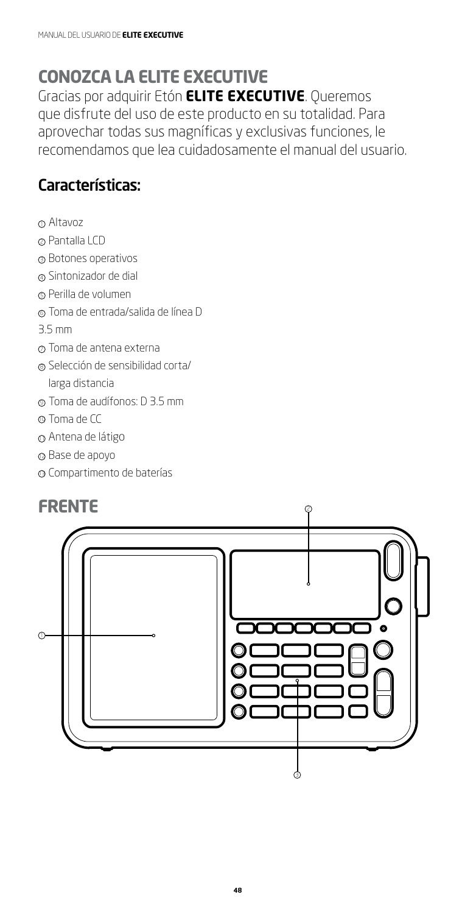# CONOZCA LA ELITE EXECUTIVE

Gracias por adquirir Etón **ELITE EXECUTIVE**. Queremos que disfrute del uso de este producto en su totalidad. Para aprovechar todas sus magníficas y exclusivas funciones, le recomendamos que lea cuidadosamente el manual del usuario.

## Características:

1. Altavoz
2. Pantalla LCD
3. Botones operativos
4. Sintonizador de dial
5. Perilla de volumen
6. Toma de entrada/salida de línea D 3.5 mm
7. Toma de antena externa
8. Selección de sensibilidad corta/larga distancia
9. Toma de audífonos: D 3.5 mm
10. Toma de CC
11. Antena de látigo
12. Base de apoyo
13. Compartimento de baterías

# FRENTE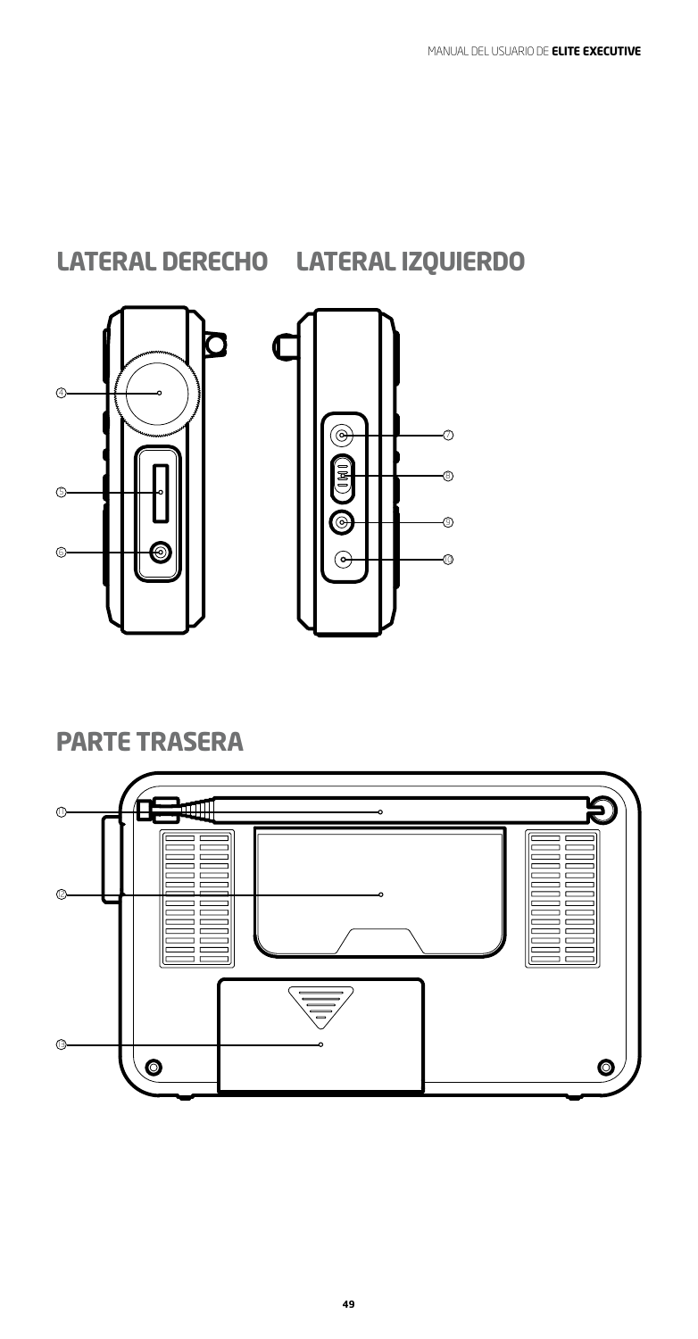## LATERAL DERECHO

## LATERAL IZQUIERDO

## PARTE TRASERA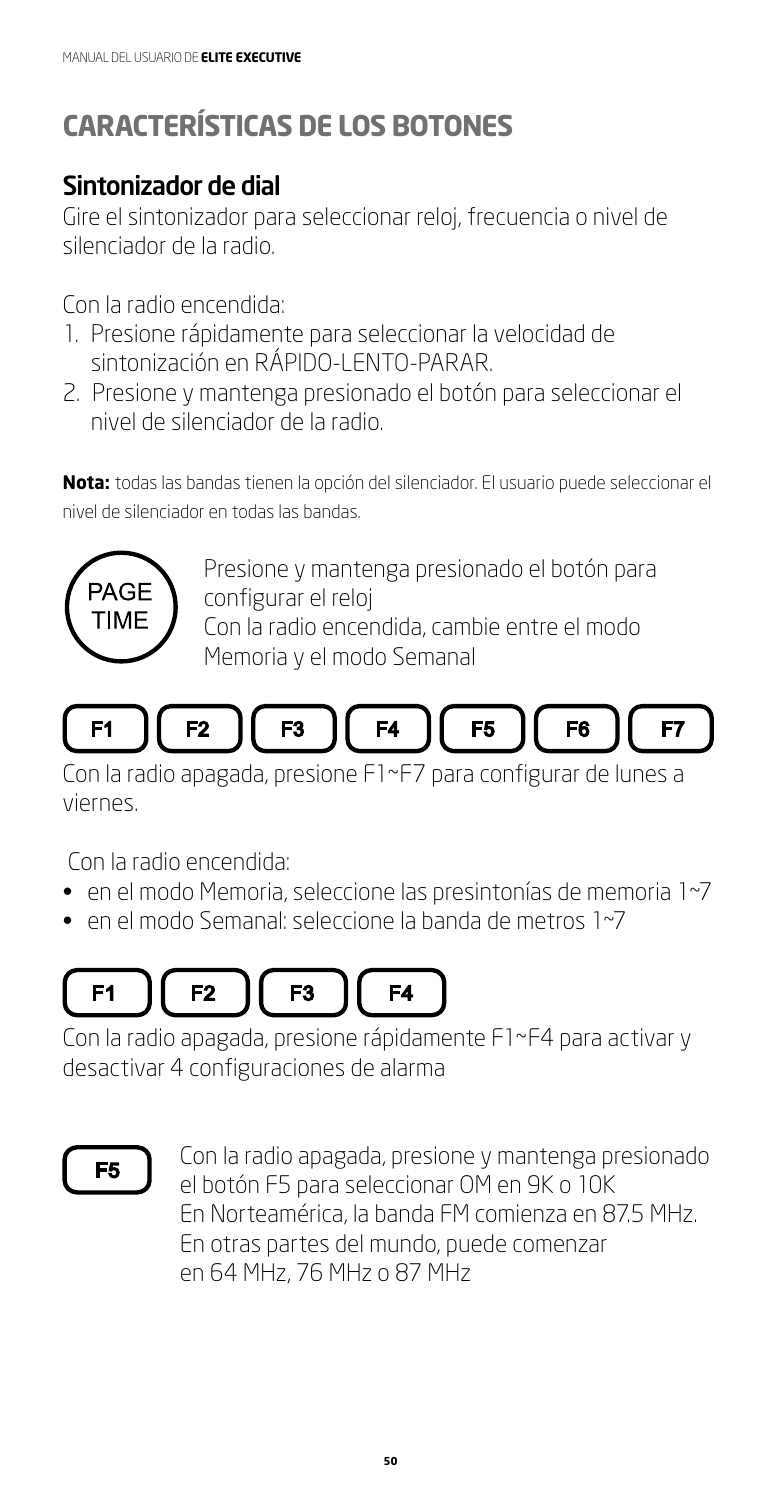# CARACTERÍSTICAS DE LOS BOTONES

## Sintonizador de dial

Gire el sintonizador para seleccionar reloj, frecuencia o nivel de silenciador de la radio.

Con la radio encendida:

1. Presione rápidamente para seleccionar la velocidad de sintonización en RÁPIDO-LENTO-PARAR.
2. Presione y mantenga presionado el botón para seleccionar el nivel de silenciador de la radio.

**Nota:** todas las bandas tienen la opción del silenciador. El usuario puede seleccionar el nivel de silenciador en todas las bandas.

PAGE TIME

Presione y mantenga presionado el botón para configurar el reloj
Con la radio encendida, cambie entre el modo Memoria y el modo Semanal

F1 F2 F3 F4 F5 F6 F7

Con la radio apagada, presione F1~F7 para configurar de lunes a viernes.

Con la radio encendida:

- en el modo Memoria, seleccione las presintonías de memoria 1~7
- en el modo Semanal: seleccione la banda de metros 1~7

F1 F2 F3 F4

Con la radio apagada, presione rápidamente F1~F4 para activar y desactivar 4 configuraciones de alarma

F5

Con la radio apagada, presione y mantenga presionado el botón F5 para seleccionar OM en 9K o 10K
En Norteamérica, la banda FM comienza en 87.5 MHz. En otras partes del mundo, puede comenzar en 64 MHz, 76 MHz o 87 MHz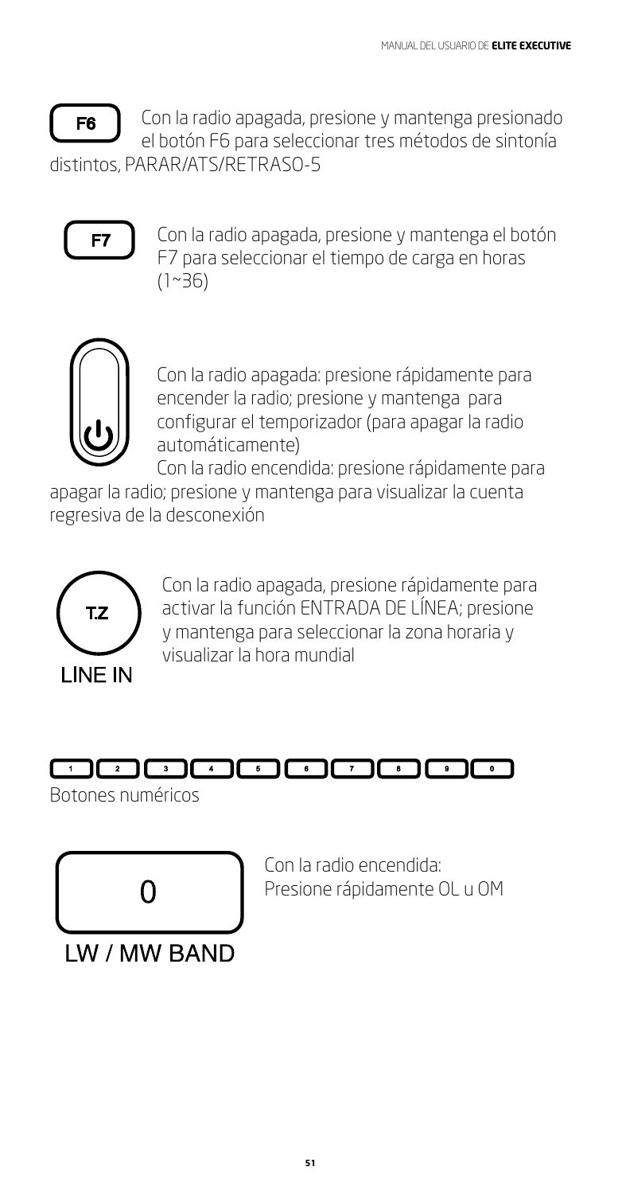**F6** Con la radio apagada, presione y mantenga presionado el botón F6 para seleccionar tres métodos de sintonía distintos, PARAR/ATS/RETRASO-5

**F7** Con la radio apagada, presione y mantenga el botón F7 para seleccionar el tiempo de carga en horas (1~36)

Con la radio apagada: presione rápidamente para encender la radio; presione y mantenga para configurar el temporizador (para apagar la radio automáticamente)

Con la radio encendida: presione rápidamente para apagar la radio; presione y mantenga para visualizar la cuenta regresiva de la desconexión

**T.Z**
**LINE IN**

Con la radio apagada, presione rápidamente para activar la función ENTRADA DE LÍNEA; presione y mantenga para seleccionar la zona horaria y visualizar la hora mundial

**1 2 3 4 5 6 7 8 9 0**

Botones numéricos

**0**
**LW / MW BAND**

Con la radio encendida:
Presione rápidamente OL u OM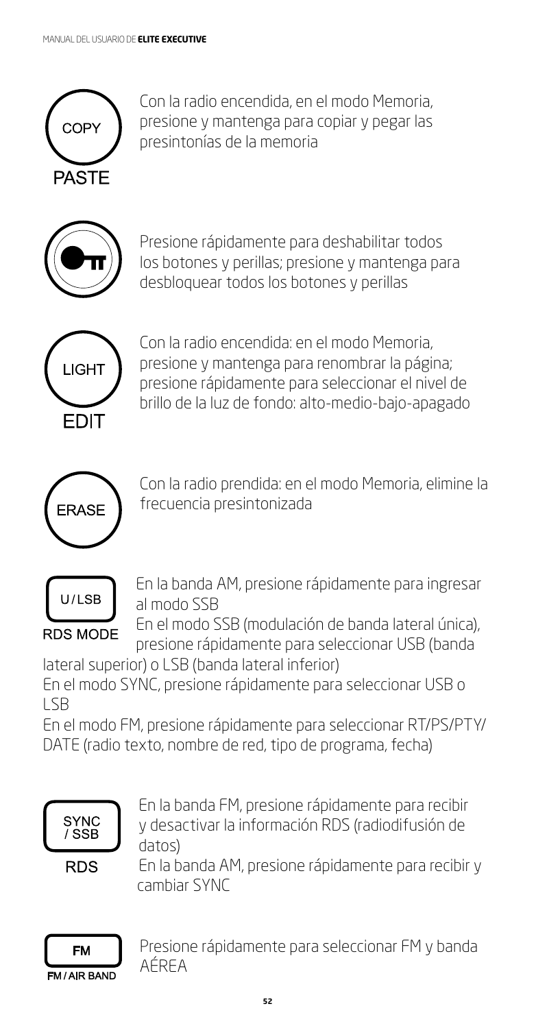**COPY / PASTE**

Con la radio encendida, en el modo Memoria, presione y mantenga para copiar y pegar las presintonías de la memoria

**(Botón de bloqueo)**

Presione rápidamente para deshabilitar todos los botones y perillas; presione y mantenga para desbloquear todos los botones y perillas

**LIGHT / EDIT**

Con la radio encendida: en el modo Memoria, presione y mantenga para renombrar la página; presione rápidamente para seleccionar el nivel de brillo de la luz de fondo: alto-medio-bajo-apagado

**ERASE**

Con la radio prendida: en el modo Memoria, elimine la frecuencia presintonizada

**U/LSB / RDS MODE**

En la banda AM, presione rápidamente para ingresar al modo SSB

En el modo SSB (modulación de banda lateral única), presione rápidamente para seleccionar USB (banda lateral superior) o LSB (banda lateral inferior)

En el modo SYNC, presione rápidamente para seleccionar USB o LSB

En el modo FM, presione rápidamente para seleccionar RT/PS/PTY/DATE (radio texto, nombre de red, tipo de programa, fecha)

**SYNC / SSB / RDS**

En la banda FM, presione rápidamente para recibir y desactivar la información RDS (radiodifusión de datos)

En la banda AM, presione rápidamente para recibir y cambiar SYNC

**FM / FM/AIR BAND**

Presione rápidamente para seleccionar FM y banda AÉREA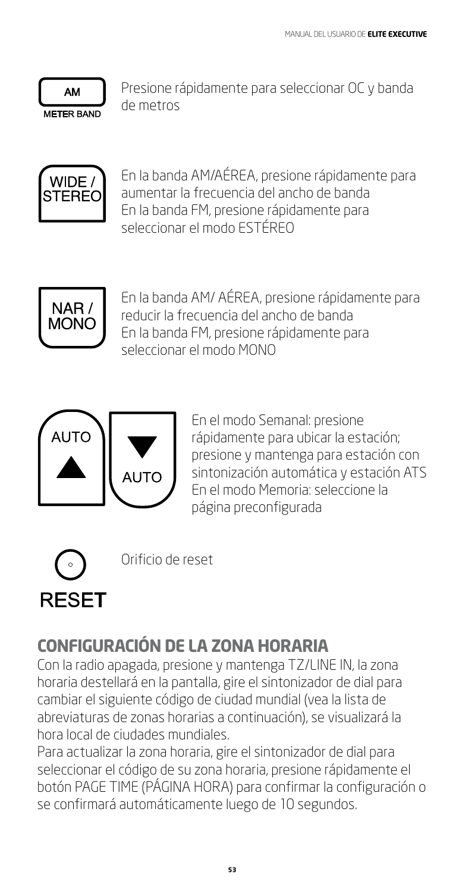**AM METER BAND** — Presione rápidamente para seleccionar OC y banda de metros

**WIDE / STEREO** — En la banda AM/AÉREA, presione rápidamente para aumentar la frecuencia del ancho de banda
En la banda FM, presione rápidamente para seleccionar el modo ESTÉREO

**NAR / MONO** — En la banda AM/ AÉREA, presione rápidamente para reducir la frecuencia del ancho de banda
En la banda FM, presione rápidamente para seleccionar el modo MONO

**AUTO ▲ / ▼ AUTO** — En el modo Semanal: presione rápidamente para ubicar la estación; presione y mantenga para estación con sintonización automática y estación ATS
En el modo Memoria: seleccione la página preconfigurada

**RESET** — Orificio de reset

## CONFIGURACIÓN DE LA ZONA HORARIA

Con la radio apagada, presione y mantenga TZ/LINE IN, la zona horaria destellará en la pantalla, gire el sintonizador de dial para cambiar el siguiente código de ciudad mundial (vea la lista de abreviaturas de zonas horarias a continuación), se visualizará la hora local de ciudades mundiales.

Para actualizar la zona horaria, gire el sintonizador de dial para seleccionar el código de su zona horaria, presione rápidamente el botón PAGE TIME (PÁGINA HORA) para confirmar la configuración o se confirmará automáticamente luego de 10 segundos.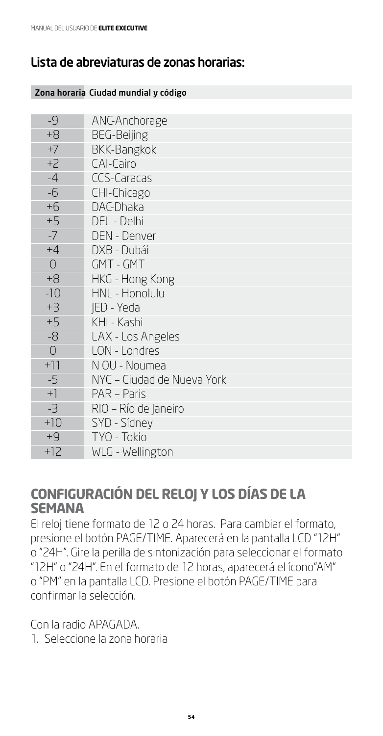## Lista de abreviaturas de zonas horarias:

| Zona horaria | Ciudad mundial y código |
|---|---|
| -9 | ANC-Anchorage |
| +8 | BEG-Beijing |
| +7 | BKK-Bangkok |
| +2 | CAI-Cairo |
| -4 | CCS-Caracas |
| -6 | CHI-Chicago |
| +6 | DAC-Dhaka |
| +5 | DEL - Delhi |
| -7 | DEN - Denver |
| +4 | DXB - Dubái |
| 0 | GMT - GMT |
| +8 | HKG - Hong Kong |
| -10 | HNL - Honolulu |
| +3 | JED - Yeda |
| +5 | KHI - Kashi |
| -8 | LAX - Los Angeles |
| 0 | LON - Londres |
| +11 | N OU - Noumea |
| -5 | NYC – Ciudad de Nueva York |
| +1 | PAR – Paris |
| -3 | RIO – Río de Janeiro |
| +10 | SYD - Sídney |
| +9 | TYO - Tokio |
| +12 | WLG - Wellington |

## CONFIGURACIÓN DEL RELOJ Y LOS DÍAS DE LA SEMANA

El reloj tiene formato de 12 o 24 horas. Para cambiar el formato, presione el botón PAGE/TIME. Aparecerá en la pantalla LCD "12H" o "24H". Gire la perilla de sintonización para seleccionar el formato "12H" o "24H". En el formato de 12 horas, aparecerá el ícono"AM" o "PM" en la pantalla LCD. Presione el botón PAGE/TIME para confirmar la selección.

Con la radio APAGADA.

1. Seleccione la zona horaria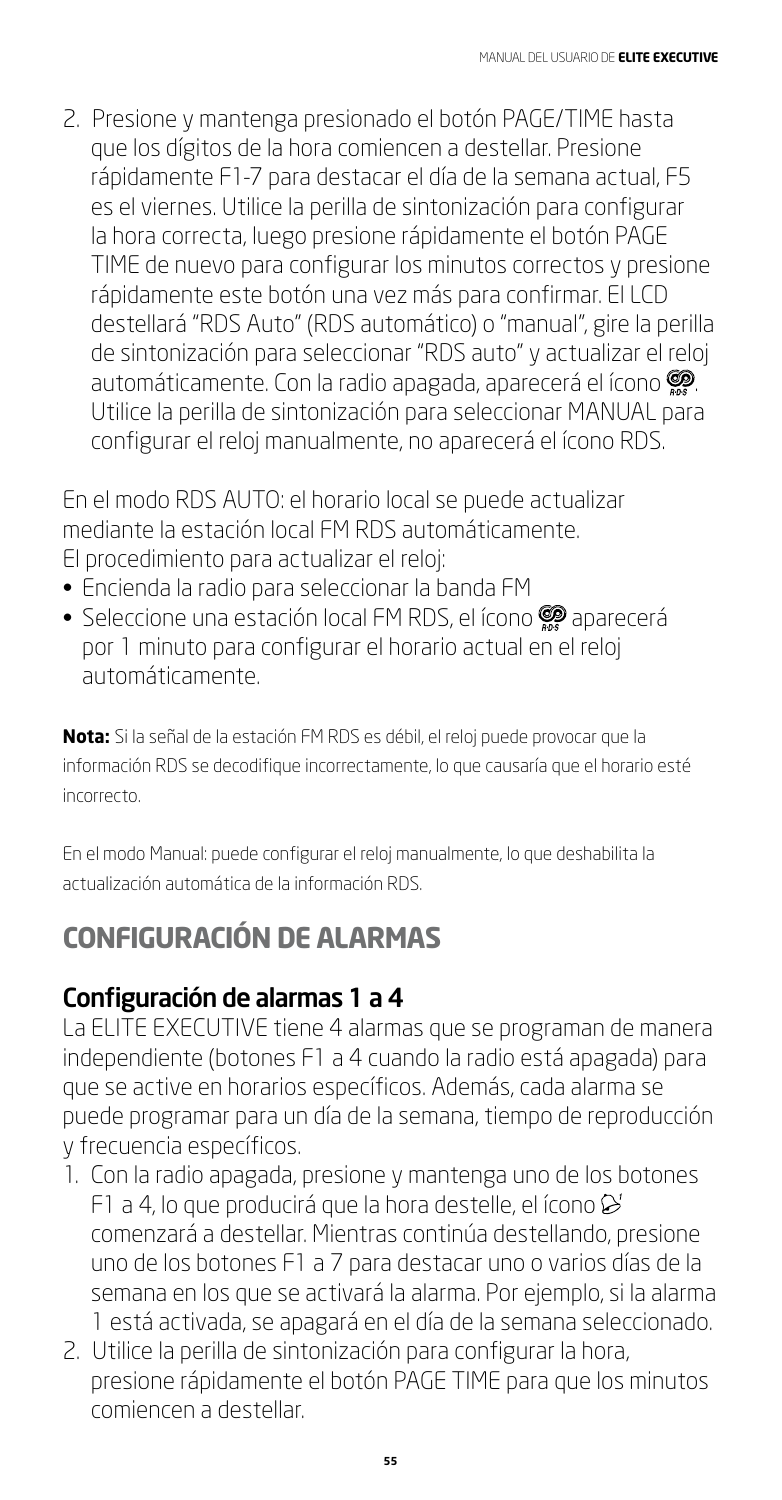2. Presione y mantenga presionado el botón PAGE/TIME hasta que los dígitos de la hora comiencen a destellar. Presione rápidamente F1-7 para destacar el día de la semana actual, F5 es el viernes. Utilice la perilla de sintonización para configurar la hora correcta, luego presione rápidamente el botón PAGE TIME de nuevo para configurar los minutos correctos y presione rápidamente este botón una vez más para confirmar. El LCD destellará "RDS Auto" (RDS automático) o "manual", gire la perilla de sintonización para seleccionar "RDS auto" y actualizar el reloj automáticamente. Con la radio apagada, aparecerá el ícono RDS. Utilice la perilla de sintonización para seleccionar MANUAL para configurar el reloj manualmente, no aparecerá el ícono RDS.

En el modo RDS AUTO: el horario local se puede actualizar mediante la estación local FM RDS automáticamente.
El procedimiento para actualizar el reloj:

- Encienda la radio para seleccionar la banda FM
- Seleccione una estación local FM RDS, el ícono RDS aparecerá por 1 minuto para configurar el horario actual en el reloj automáticamente.

**Nota:** Si la señal de la estación FM RDS es débil, el reloj puede provocar que la información RDS se decodifique incorrectamente, lo que causaría que el horario esté incorrecto.

En el modo Manual: puede configurar el reloj manualmente, lo que deshabilita la actualización automática de la información RDS.

# CONFIGURACIÓN DE ALARMAS

## Configuración de alarmas 1 a 4

La ELITE EXECUTIVE tiene 4 alarmas que se programan de manera independiente (botones F1 a 4 cuando la radio está apagada) para que se active en horarios específicos. Además, cada alarma se puede programar para un día de la semana, tiempo de reproducción y frecuencia específicos.

1. Con la radio apagada, presione y mantenga uno de los botones F1 a 4, lo que producirá que la hora destelle, el ícono de alarma comenzará a destellar. Mientras continúa destellando, presione uno de los botones F1 a 7 para destacar uno o varios días de la semana en los que se activará la alarma. Por ejemplo, si la alarma 1 está activada, se apagará en el día de la semana seleccionado.
2. Utilice la perilla de sintonización para configurar la hora, presione rápidamente el botón PAGE TIME para que los minutos comiencen a destellar.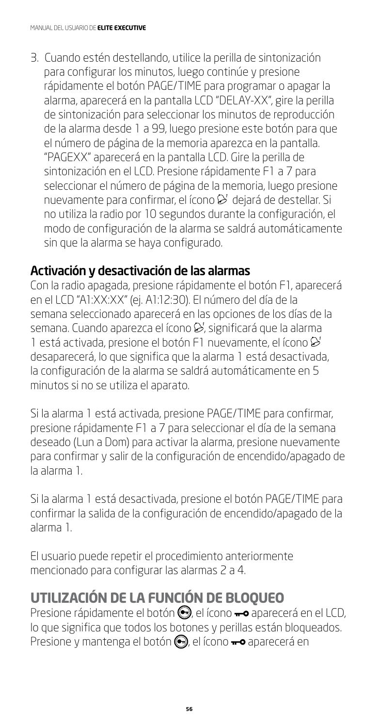3. Cuando estén destellando, utilice la perilla de sintonización para configurar los minutos, luego continúe y presione rápidamente el botón PAGE/TIME para programar o apagar la alarma, aparecerá en la pantalla LCD "DELAY-XX", gire la perilla de sintonización para seleccionar los minutos de reproducción de la alarma desde 1 a 99, luego presione este botón para que el número de página de la memoria aparezca en la pantalla. "PAGEXX" aparecerá en la pantalla LCD. Gire la perilla de sintonización en el LCD. Presione rápidamente F1 a 7 para seleccionar el número de página de la memoria, luego presione nuevamente para confirmar, el ícono ⏰ dejará de destellar. Si no utiliza la radio por 10 segundos durante la configuración, el modo de configuración de la alarma se saldrá automáticamente sin que la alarma se haya configurado.

## Activación y desactivación de las alarmas

Con la radio apagada, presione rápidamente el botón F1, aparecerá en el LCD "A1:XX:XX" (ej. A1:12:30). El número del día de la semana seleccionado aparecerá en las opciones de los días de la semana. Cuando aparezca el ícono ⏰, significará que la alarma 1 está activada, presione el botón F1 nuevamente, el ícono ⏰ desaparecerá, lo que significa que la alarma 1 está desactivada, la configuración de la alarma se saldrá automáticamente en 5 minutos si no se utiliza el aparato.

Si la alarma 1 está activada, presione PAGE/TIME para confirmar, presione rápidamente F1 a 7 para seleccionar el día de la semana deseado (Lun a Dom) para activar la alarma, presione nuevamente para confirmar y salir de la configuración de encendido/apagado de la alarma 1.

Si la alarma 1 está desactivada, presione el botón PAGE/TIME para confirmar la salida de la configuración de encendido/apagado de la alarma 1.

El usuario puede repetir el procedimiento anteriormente mencionado para configurar las alarmas 2 a 4.

# UTILIZACIÓN DE LA FUNCIÓN DE BLOQUEO

Presione rápidamente el botón 🔑, el ícono 🔑 aparecerá en el LCD, lo que significa que todos los botones y perillas están bloqueados. Presione y mantenga el botón 🔑, el ícono 🔑 aparecerá en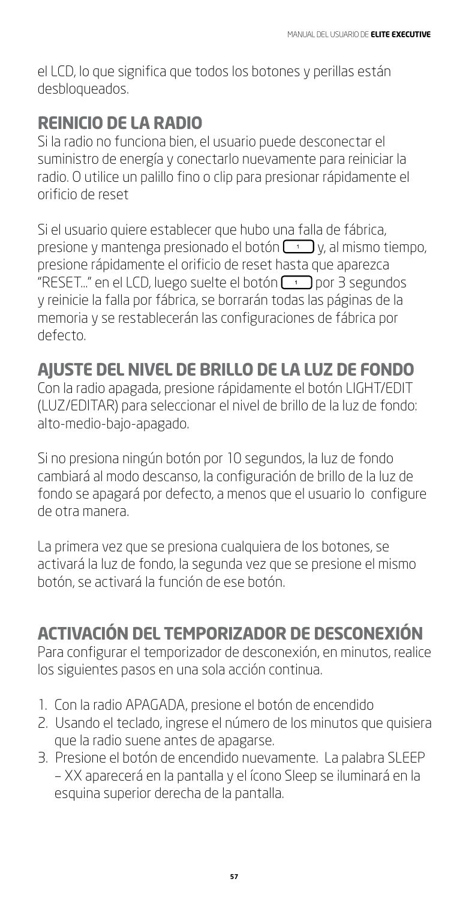el LCD, lo que significa que todos los botones y perillas están desbloqueados.

## REINICIO DE LA RADIO

Si la radio no funciona bien, el usuario puede desconectar el suministro de energía y conectarlo nuevamente para reiniciar la radio. O utilice un palillo fino o clip para presionar rápidamente el orificio de reset

Si el usuario quiere establecer que hubo una falla de fábrica, presione y mantenga presionado el botón 1 y, al mismo tiempo, presione rápidamente el orificio de reset hasta que aparezca "RESET..." en el LCD, luego suelte el botón 1 por 3 segundos y reinicie la falla por fábrica, se borrarán todas las páginas de la memoria y se restablecerán las configuraciones de fábrica por defecto.

## AJUSTE DEL NIVEL DE BRILLO DE LA LUZ DE FONDO

Con la radio apagada, presione rápidamente el botón LIGHT/EDIT (LUZ/EDITAR) para seleccionar el nivel de brillo de la luz de fondo: alto-medio-bajo-apagado.

Si no presiona ningún botón por 10 segundos, la luz de fondo cambiará al modo descanso, la configuración de brillo de la luz de fondo se apagará por defecto, a menos que el usuario lo configure de otra manera.

La primera vez que se presiona cualquiera de los botones, se activará la luz de fondo, la segunda vez que se presione el mismo botón, se activará la función de ese botón.

## ACTIVACIÓN DEL TEMPORIZADOR DE DESCONEXIÓN

Para configurar el temporizador de desconexión, en minutos, realice los siguientes pasos en una sola acción continua.

1. Con la radio APAGADA, presione el botón de encendido
2. Usando el teclado, ingrese el número de los minutos que quisiera que la radio suene antes de apagarse.
3. Presione el botón de encendido nuevamente. La palabra SLEEP – XX aparecerá en la pantalla y el ícono Sleep se iluminará en la esquina superior derecha de la pantalla.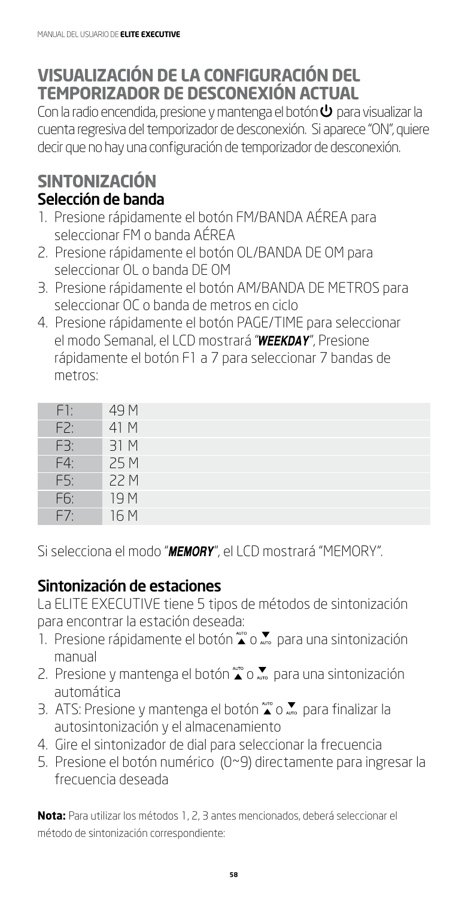## VISUALIZACIÓN DE LA CONFIGURACIÓN DEL TEMPORIZADOR DE DESCONEXIÓN ACTUAL

Con la radio encendida, presione y mantenga el botón ⏻ para visualizar la cuenta regresiva del temporizador de desconexión. Si aparece "ON", quiere decir que no hay una configuración de temporizador de desconexión.

## SINTONIZACIÓN

### Selección de banda

1. Presione rápidamente el botón FM/BANDA AÉREA para seleccionar FM o banda AÉREA
2. Presione rápidamente el botón OL/BANDA DE OM para seleccionar OL o banda DE OM
3. Presione rápidamente el botón AM/BANDA DE METROS para seleccionar OC o banda de metros en ciclo
4. Presione rápidamente el botón PAGE/TIME para seleccionar el modo Semanal, el LCD mostrará "***WEEKDAY***", Presione rápidamente el botón F1 a 7 para seleccionar 7 bandas de metros:

| | |
|---|---|
| F1: | 49 M |
| F2: | 41 M |
| F3: | 31 M |
| F4: | 25 M |
| F5: | 22 M |
| F6: | 19 M |
| F7: | 16 M |

Si selecciona el modo "***MEMORY***", el LCD mostrará "MEMORY".

### Sintonización de estaciones

La ELITE EXECUTIVE tiene 5 tipos de métodos de sintonización para encontrar la estación deseada:

1. Presione rápidamente el botón ▲ AUTO o ▼ AUTO para una sintonización manual
2. Presione y mantenga el botón ▲ AUTO o ▼ AUTO para una sintonización automática
3. ATS: Presione y mantenga el botón ▲ AUTO o ▼ AUTO para finalizar la autosintonización y el almacenamiento
4. Gire el sintonizador de dial para seleccionar la frecuencia
5. Presione el botón numérico (0~9) directamente para ingresar la frecuencia deseada

**Nota:** Para utilizar los métodos 1, 2, 3 antes mencionados, deberá seleccionar el método de sintonización correspondiente: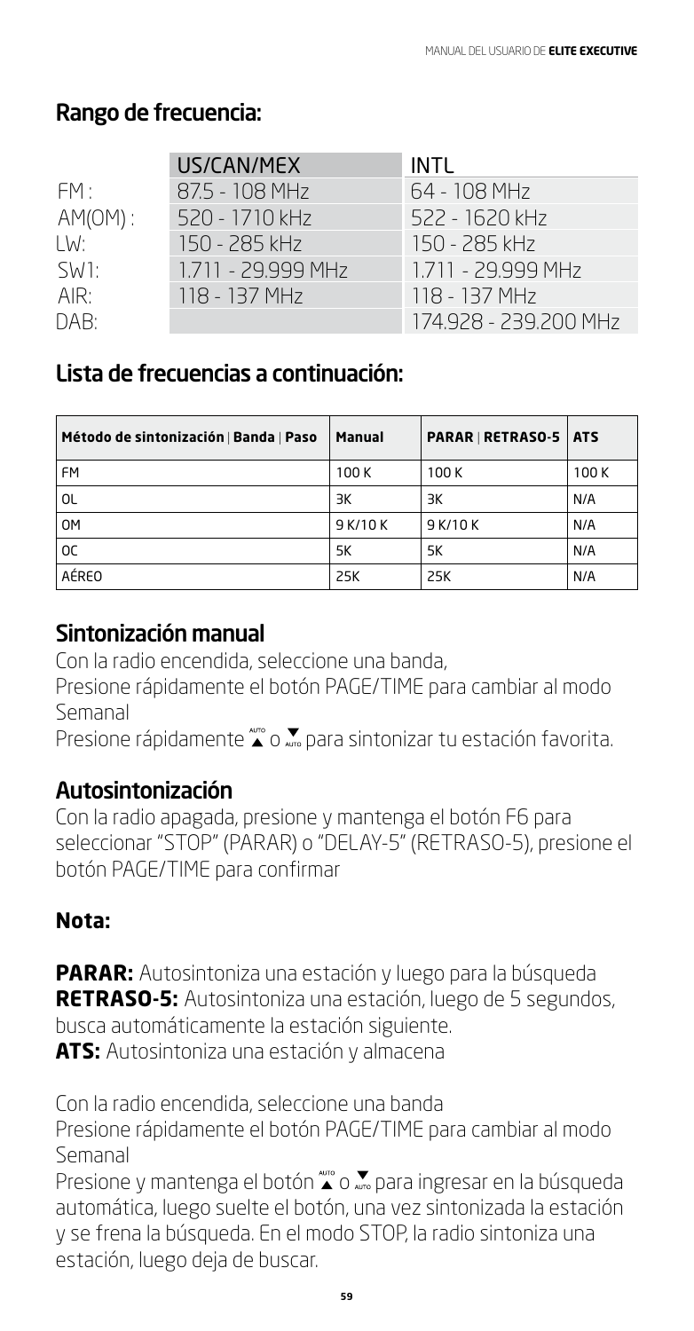## Rango de frecuencia:

| | US/CAN/MEX | INTL |
|---|---|---|
| FM : | 87.5 - 108 MHz | 64 - 108 MHz |
| AM(OM) : | 520 - 1710 kHz | 522 - 1620 kHz |
| LW: | 150 - 285 kHz | 150 - 285 kHz |
| SW1: | 1.711 - 29.999 MHz | 1.711 - 29.999 MHz |
| AIR: | 118 - 137 MHz | 118 - 137 MHz |
| DAB: | | 174.928 - 239.200 MHz |

## Lista de frecuencias a continuación:

| Método de sintonización \| Banda \| Paso | Manual | PARAR \| RETRASO-5 | ATS |
|---|---|---|---|
| FM | 100 K | 100 K | 100 K |
| OL | 3K | 3K | N/A |
| OM | 9 K/10 K | 9 K/10 K | N/A |
| OC | 5K | 5K | N/A |
| AÉREO | 25K | 25K | N/A |

## Sintonización manual

Con la radio encendida, seleccione una banda,
Presione rápidamente el botón PAGE/TIME para cambiar al modo Semanal
Presione rápidamente ▲ o ▼ para sintonizar tu estación favorita.

## Autosintonización

Con la radio apagada, presione y mantenga el botón F6 para seleccionar "STOP" (PARAR) o "DELAY-5" (RETRASO-5), presione el botón PAGE/TIME para confirmar

### Nota:

**PARAR:** Autosintoniza una estación y luego para la búsqueda
**RETRASO-5:** Autosintoniza una estación, luego de 5 segundos, busca automáticamente la estación siguiente.
**ATS:** Autosintoniza una estación y almacena

Con la radio encendida, seleccione una banda
Presione rápidamente el botón PAGE/TIME para cambiar al modo Semanal
Presione y mantenga el botón ▲ o ▼ para ingresar en la búsqueda automática, luego suelte el botón, una vez sintonizada la estación y se frena la búsqueda. En el modo STOP, la radio sintoniza una estación, luego deja de buscar.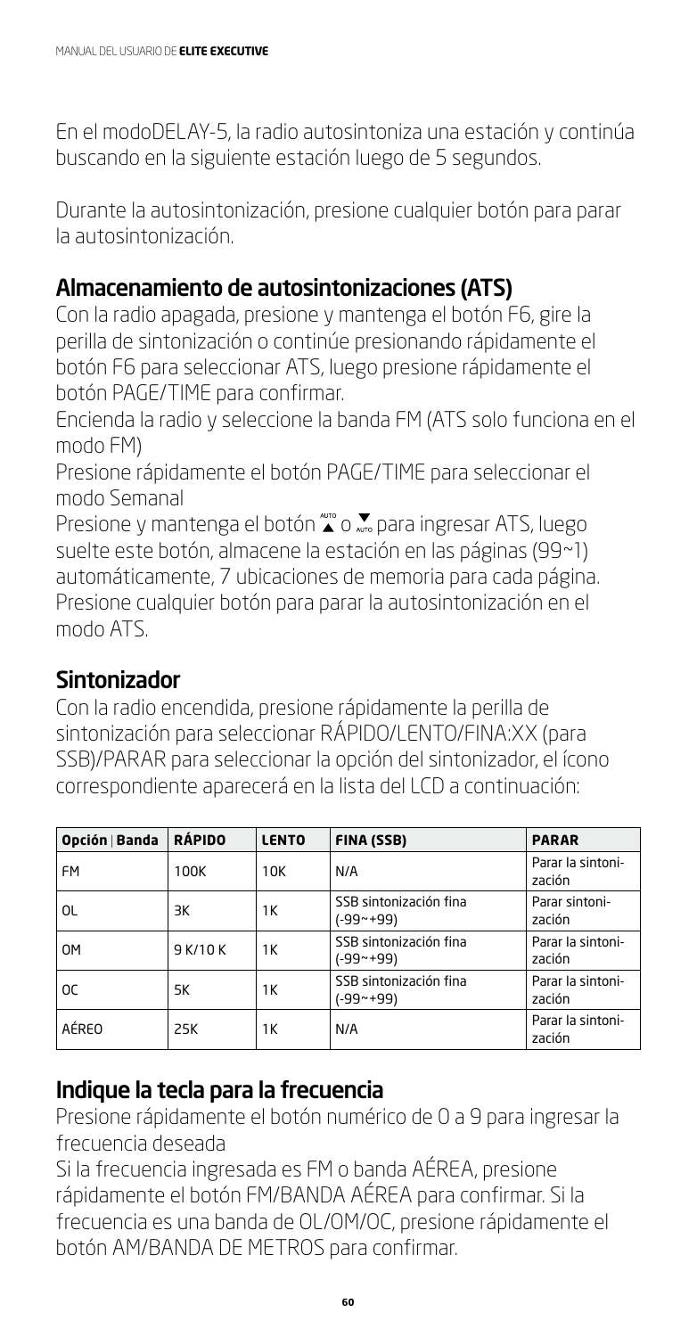En el modoDELAY-5, la radio autosintoniza una estación y continúa buscando en la siguiente estación luego de 5 segundos.

Durante la autosintonización, presione cualquier botón para parar la autosintonización.

## Almacenamiento de autosintonizaciones (ATS)

Con la radio apagada, presione y mantenga el botón F6, gire la perilla de sintonización o continúe presionando rápidamente el botón F6 para seleccionar ATS, luego presione rápidamente el botón PAGE/TIME para confirmar.

Encienda la radio y seleccione la banda FM (ATS solo funciona en el modo FM)

Presione rápidamente el botón PAGE/TIME para seleccionar el modo Semanal

Presione y mantenga el botón ▲ o ▼ para ingresar ATS, luego suelte este botón, almacene la estación en las páginas (99~1) automáticamente, 7 ubicaciones de memoria para cada página. Presione cualquier botón para parar la autosintonización en el modo ATS.

## Sintonizador

Con la radio encendida, presione rápidamente la perilla de sintonización para seleccionar RÁPIDO/LENTO/FINA:XX (para SSB)/PARAR para seleccionar la opción del sintonizador, el ícono correspondiente aparecerá en la lista del LCD a continuación:

| Opción \| Banda | RÁPIDO | LENTO | FINA (SSB) | PARAR |
|---|---|---|---|---|
| FM | 100K | 10K | N/A | Parar la sintonización |
| OL | 3K | 1K | SSB sintonización fina (-99~+99) | Parar sintonización |
| OM | 9 K/10 K | 1K | SSB sintonización fina (-99~+99) | Parar la sintonización |
| OC | 5K | 1K | SSB sintonización fina (-99~+99) | Parar la sintonización |
| AÉREO | 25K | 1K | N/A | Parar la sintonización |

## Indique la tecla para la frecuencia

Presione rápidamente el botón numérico de 0 a 9 para ingresar la frecuencia deseada

Si la frecuencia ingresada es FM o banda AÉREA, presione rápidamente el botón FM/BANDA AÉREA para confirmar. Si la frecuencia es una banda de OL/OM/OC, presione rápidamente el botón AM/BANDA DE METROS para confirmar.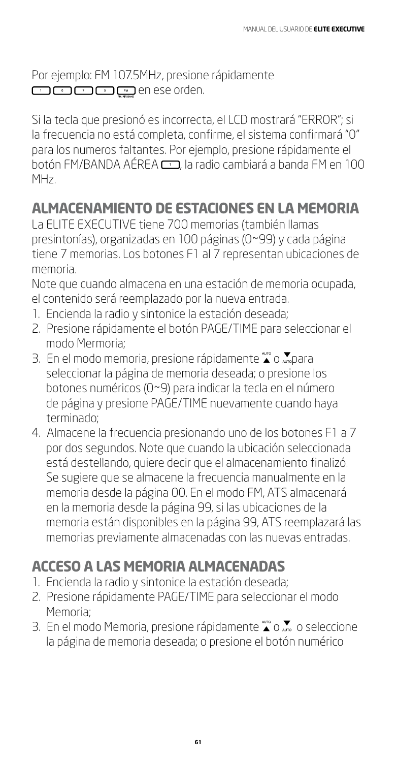Por ejemplo: FM 107.5MHz, presione rápidamente [1] [0] [7] [5] [FM] en ese orden.

Si la tecla que presionó es incorrecta, el LCD mostrará "ERROR"; si la frecuencia no está completa, confirme, el sistema confirmará "0" para los numeros faltantes. Por ejemplo, presione rápidamente el botón FM/BANDA AÉREA [1], la radio cambiará a banda FM en 100 MHz.

## ALMACENAMIENTO DE ESTACIONES EN LA MEMORIA

La ELITE EXECUTIVE tiene 700 memorias (también llamas presintonías), organizadas en 100 páginas (0~99) y cada página tiene 7 memorias. Los botones F1 al 7 representan ubicaciones de memoria.

Note que cuando almacena en una estación de memoria ocupada, el contenido será reemplazado por la nueva entrada.

1. Encienda la radio y sintonice la estación deseada;
2. Presione rápidamente el botón PAGE/TIME para seleccionar el modo Mermoria;
3. En el modo memoria, presione rápidamente ▲ o ▼para seleccionar la página de memoria deseada; o presione los botones numéricos (0~9) para indicar la tecla en el número de página y presione PAGE/TIME nuevamente cuando haya terminado;
4. Almacene la frecuencia presionando uno de los botones F1 a 7 por dos segundos. Note que cuando la ubicación seleccionada está destellando, quiere decir que el almacenamiento finalizó. Se sugiere que se almacene la frecuencia manualmente en la memoria desde la página 00. En el modo FM, ATS almacenará en la memoria desde la página 99, si las ubicaciones de la memoria están disponibles en la página 99, ATS reemplazará las memorias previamente almacenadas con las nuevas entradas.

## ACCESO A LAS MEMORIA ALMACENADAS

1. Encienda la radio y sintonice la estación deseada;
2. Presione rápidamente PAGE/TIME para seleccionar el modo Memoria;
3. En el modo Memoria, presione rápidamente ▲ o ▼ o seleccione la página de memoria deseada; o presione el botón numérico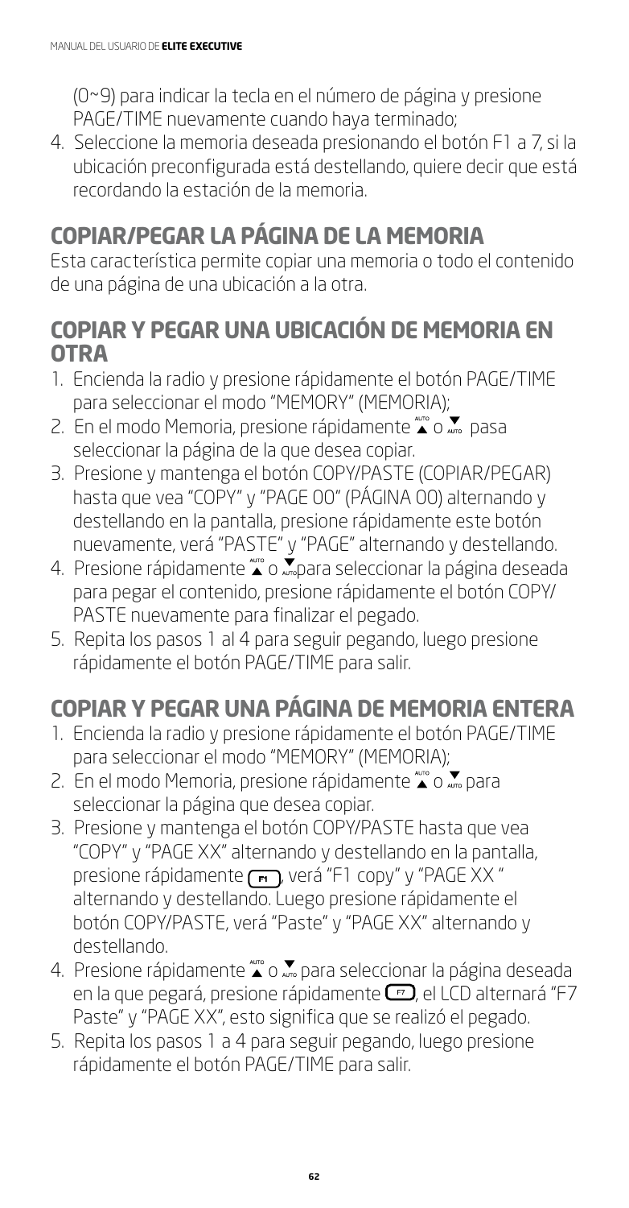(0~9) para indicar la tecla en el número de página y presione PAGE/TIME nuevamente cuando haya terminado;

4. Seleccione la memoria deseada presionando el botón F1 a 7, si la ubicación preconfigurada está destellando, quiere decir que está recordando la estación de la memoria.

## COPIAR/PEGAR LA PÁGINA DE LA MEMORIA

Esta característica permite copiar una memoria o todo el contenido de una página de una ubicación a la otra.

### COPIAR Y PEGAR UNA UBICACIÓN DE MEMORIA EN OTRA

1. Encienda la radio y presione rápidamente el botón PAGE/TIME para seleccionar el modo "MEMORY" (MEMORIA);
2. En el modo Memoria, presione rápidamente ▲ o ▼ pasa seleccionar la página de la que desea copiar.
3. Presione y mantenga el botón COPY/PASTE (COPIAR/PEGAR) hasta que vea "COPY" y "PAGE 00" (PÁGINA 00) alternando y destellando en la pantalla, presione rápidamente este botón nuevamente, verá "PASTE" y "PAGE" alternando y destellando.
4. Presione rápidamente ▲ o ▼ para seleccionar la página deseada para pegar el contenido, presione rápidamente el botón COPY/PASTE nuevamente para finalizar el pegado.
5. Repita los pasos 1 al 4 para seguir pegando, luego presione rápidamente el botón PAGE/TIME para salir.

### COPIAR Y PEGAR UNA PÁGINA DE MEMORIA ENTERA

1. Encienda la radio y presione rápidamente el botón PAGE/TIME para seleccionar el modo "MEMORY" (MEMORIA);
2. En el modo Memoria, presione rápidamente ▲ o ▼ para seleccionar la página que desea copiar.
3. Presione y mantenga el botón COPY/PASTE hasta que vea "COPY" y "PAGE XX" alternando y destellando en la pantalla, presione rápidamente F1, verá "F1 copy" y "PAGE XX " alternando y destellando. Luego presione rápidamente el botón COPY/PASTE, verá "Paste" y "PAGE XX" alternando y destellando.
4. Presione rápidamente ▲ o ▼ para seleccionar la página deseada en la que pegará, presione rápidamente F7, el LCD alternará "F7 Paste" y "PAGE XX", esto significa que se realizó el pegado.
5. Repita los pasos 1 a 4 para seguir pegando, luego presione rápidamente el botón PAGE/TIME para salir.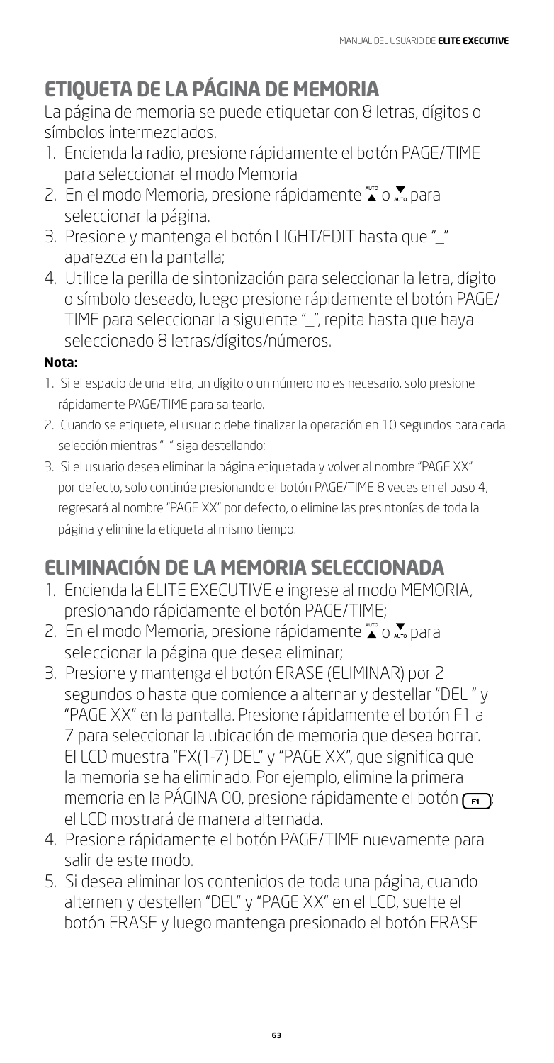## ETIQUETA DE LA PÁGINA DE MEMORIA

La página de memoria se puede etiquetar con 8 letras, dígitos o símbolos intermezclados.

1. Encienda la radio, presione rápidamente el botón PAGE/TIME para seleccionar el modo Memoria
2. En el modo Memoria, presione rápidamente ▲ o ▼ para seleccionar la página.
3. Presione y mantenga el botón LIGHT/EDIT hasta que "_" aparezca en la pantalla;
4. Utilice la perilla de sintonización para seleccionar la letra, dígito o símbolo deseado, luego presione rápidamente el botón PAGE/TIME para seleccionar la siguiente "_", repita hasta que haya seleccionado 8 letras/dígitos/números.

**Nota:**

1. Si el espacio de una letra, un dígito o un número no es necesario, solo presione rápidamente PAGE/TIME para saltearlo.
2. Cuando se etiquete, el usuario debe finalizar la operación en 10 segundos para cada selección mientras "_" siga destellando;
3. Si el usuario desea eliminar la página etiquetada y volver al nombre "PAGE XX" por defecto, solo continúe presionando el botón PAGE/TIME 8 veces en el paso 4, regresará al nombre "PAGE XX" por defecto, o elimine las presintonías de toda la página y elimine la etiqueta al mismo tiempo.

## ELIMINACIÓN DE LA MEMORIA SELECCIONADA

1. Encienda la ELITE EXECUTIVE e ingrese al modo MEMORIA, presionando rápidamente el botón PAGE/TIME;
2. En el modo Memoria, presione rápidamente ▲ o ▼ para seleccionar la página que desea eliminar;
3. Presione y mantenga el botón ERASE (ELIMINAR) por 2 segundos o hasta que comience a alternar y destellar "DEL " y "PAGE XX" en la pantalla. Presione rápidamente el botón F1 a 7 para seleccionar la ubicación de memoria que desea borrar. El LCD muestra "FX(1-7) DEL" y "PAGE XX", que significa que la memoria se ha eliminado. Por ejemplo, elimine la primera memoria en la PÁGINA 00, presione rápidamente el botón F1; el LCD mostrará de manera alternada.
4. Presione rápidamente el botón PAGE/TIME nuevamente para salir de este modo.
5. Si desea eliminar los contenidos de toda una página, cuando alternen y destellen "DEL" y "PAGE XX" en el LCD, suelte el botón ERASE y luego mantenga presionado el botón ERASE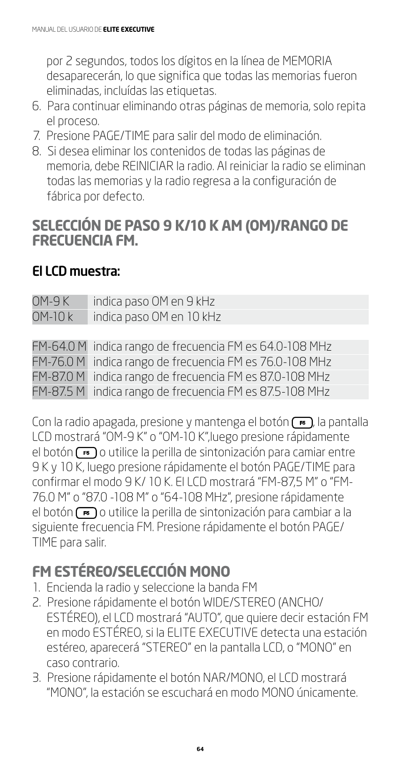por 2 segundos, todos los dígitos en la línea de MEMORIA desaparecerán, lo que significa que todas las memorias fueron eliminadas, incluídas las etiquetas.

6. Para continuar eliminando otras páginas de memoria, solo repita el proceso.
7. Presione PAGE/TIME para salir del modo de eliminación.
8. Si desea eliminar los contenidos de todas las páginas de memoria, debe REINICIAR la radio. Al reiniciar la radio se eliminan todas las memorias y la radio regresa a la configuración de fábrica por defecto.

## SELECCIÓN DE PASO 9 K/10 K AM (OM)/RANGO DE FRECUENCIA FM.

### El LCD muestra:

| | |
|---|---|
| OM-9 K | indica paso OM en 9 kHz |
| OM-10 k | indica paso OM en 10 kHz |

| | |
|---|---|
| FM-64.0 M | indica rango de frecuencia FM es 64.0-108 MHz |
| FM-76.0 M | indica rango de frecuencia FM es 76.0-108 MHz |
| FM-87.0 M | indica rango de frecuencia FM es 87.0-108 MHz |
| FM-87.5 M | indica rango de frecuencia FM es 87.5-108 MHz |

Con la radio apagada, presione y mantenga el botón F5, la pantalla LCD mostrará "OM-9 K" o "OM-10 K",luego presione rápidamente el botón F5 o utilice la perilla de sintonización para camiar entre 9 K y 10 K, luego presione rápidamente el botón PAGE/TIME para confirmar el modo 9 K/ 10 K. El LCD mostrará "FM-87,5 M" o "FM-76.0 M" o "87.0 -108 M" o "64-108 MHz", presione rápidamente el botón F5 o utilice la perilla de sintonización para cambiar a la siguiente frecuencia FM. Presione rápidamente el botón PAGE/ TIME para salir.

## FM ESTÉREO/SELECCIÓN MONO

1. Encienda la radio y seleccione la banda FM
2. Presione rápidamente el botón WIDE/STEREO (ANCHO/ ESTÉREO), el LCD mostrará "AUTO", que quiere decir estación FM en modo ESTÉREO, si la ELITE EXECUTIVE detecta una estación estéreo, aparecerá "STEREO" en la pantalla LCD, o "MONO" en caso contrario.
3. Presione rápidamente el botón NAR/MONO, el LCD mostrará "MONO", la estación se escuchará en modo MONO únicamente.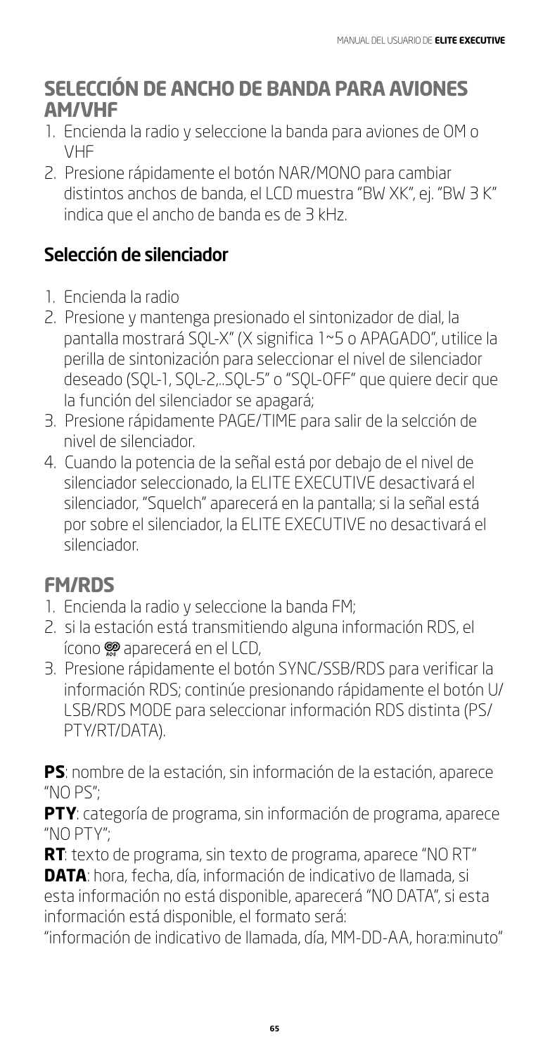## SELECCIÓN DE ANCHO DE BANDA PARA AVIONES AM/VHF

1. Encienda la radio y seleccione la banda para aviones de OM o VHF
2. Presione rápidamente el botón NAR/MONO para cambiar distintos anchos de banda, el LCD muestra "BW XK", ej. "BW 3 K" indica que el ancho de banda es de 3 kHz.

## Selección de silenciador

1. Encienda la radio
2. Presione y mantenga presionado el sintonizador de dial, la pantalla mostrará SQL-X" (X significa 1~5 o APAGADO", utilice la perilla de sintonización para seleccionar el nivel de silenciador deseado (SQL-1, SQL-2,..SQL-5" o "SQL-OFF" que quiere decir que la función del silenciador se apagará;
3. Presione rápidamente PAGE/TIME para salir de la selcción de nivel de silenciador.
4. Cuando la potencia de la señal está por debajo de el nivel de silenciador seleccionado, la ELITE EXECUTIVE desactivará el silenciador, "Squelch" aparecerá en la pantalla; si la señal está por sobre el silenciador, la ELITE EXECUTIVE no desactivará el silenciador.

## FM/RDS

1. Encienda la radio y seleccione la banda FM;
2. si la estación está transmitiendo alguna información RDS, el ícono RDS aparecerá en el LCD,
3. Presione rápidamente el botón SYNC/SSB/RDS para verificar la información RDS; continúe presionando rápidamente el botón U/LSB/RDS MODE para seleccionar información RDS distinta (PS/PTY/RT/DATA).

**PS**: nombre de la estación, sin información de la estación, aparece "NO PS";

**PTY**: categoría de programa, sin información de programa, aparece "NO PTY";

**RT**: texto de programa, sin texto de programa, aparece "NO RT"

**DATA**: hora, fecha, día, información de indicativo de llamada, si esta información no está disponible, aparecerá "NO DATA", si esta información está disponible, el formato será:
"información de indicativo de llamada, día, MM-DD-AA, hora:minuto"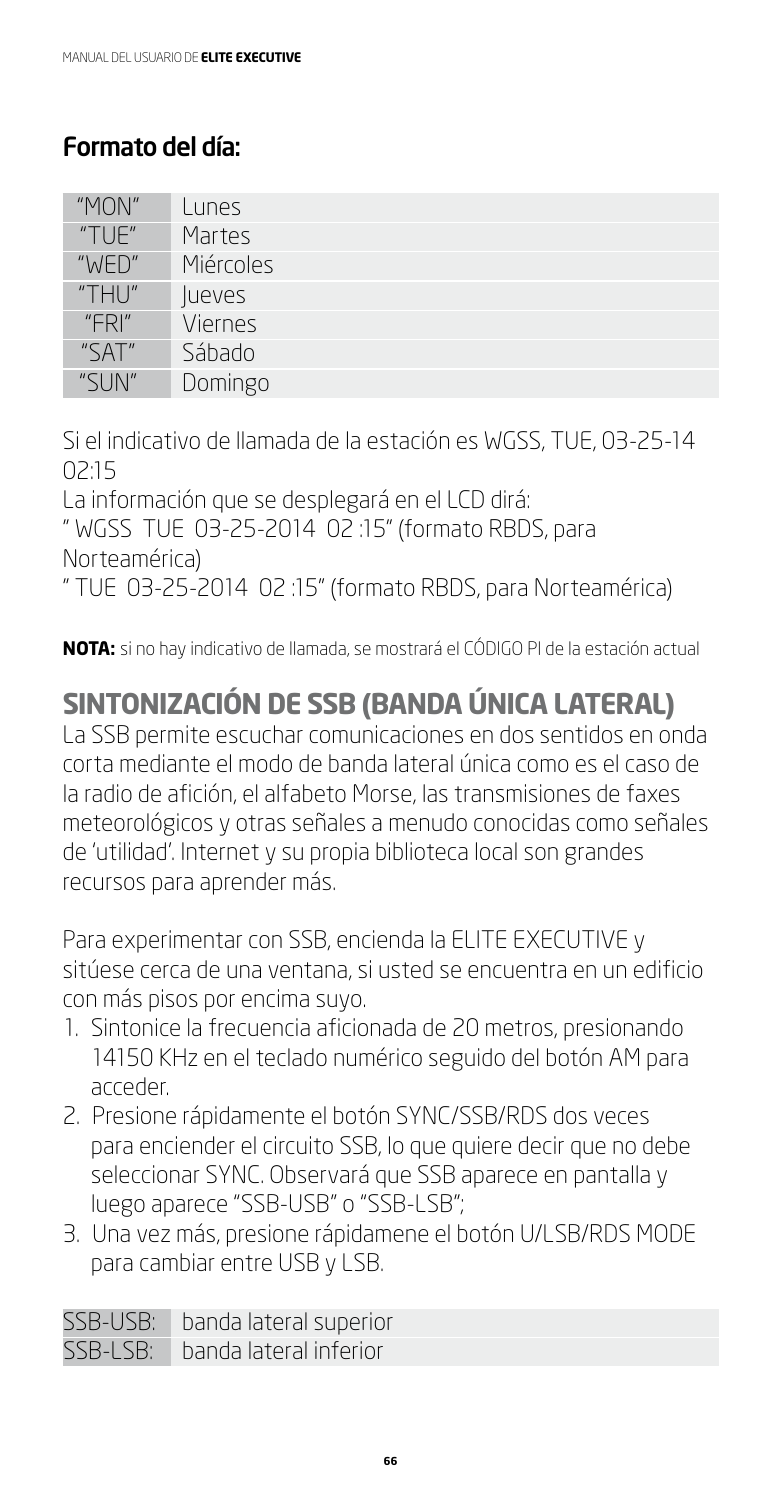## Formato del día:

| "MON" | Lunes |
|---|---|
| "TUE" | Martes |
| "WED" | Miércoles |
| "THU" | Jueves |
| "FRI" | Viernes |
| "SAT" | Sábado |
| "SUN" | Domingo |

Si el indicativo de llamada de la estación es WGSS, TUE, 03-25-14 02:15

La información que se desplegará en el LCD dirá:

" WGSS TUE 03-25-2014 02 :15" (formato RBDS, para Norteamérica)

" TUE 03-25-2014 02 :15" (formato RBDS, para Norteamérica)

**NOTA:** si no hay indicativo de llamada, se mostrará el CÓDIGO PI de la estación actual

# SINTONIZACIÓN DE SSB (BANDA ÚNICA LATERAL)

La SSB permite escuchar comunicaciones en dos sentidos en onda corta mediante el modo de banda lateral única como es el caso de la radio de afición, el alfabeto Morse, las transmisiones de faxes meteorológicos y otras señales a menudo conocidas como señales de 'utilidad'. Internet y su propia biblioteca local son grandes recursos para aprender más.

Para experimentar con SSB, encienda la ELITE EXECUTIVE y sitúese cerca de una ventana, si usted se encuentra en un edificio con más pisos por encima suyo.

1. Sintonice la frecuencia aficionada de 20 metros, presionando 14150 KHz en el teclado numérico seguido del botón AM para acceder.
2. Presione rápidamente el botón SYNC/SSB/RDS dos veces para encienderr el circuito SSB, lo que quiere decir que no debe seleccionar SYNC. Observará que SSB aparece en pantalla y luego aparece "SSB-USB" o "SSB-LSB";
3. Una vez más, presione rápidamene el botón U/LSB/RDS MODE para cambiar entre USB y LSB.

| SSB-USB: | banda lateral superior |
|---|---|
| SSB-LSB: | banda lateral inferior |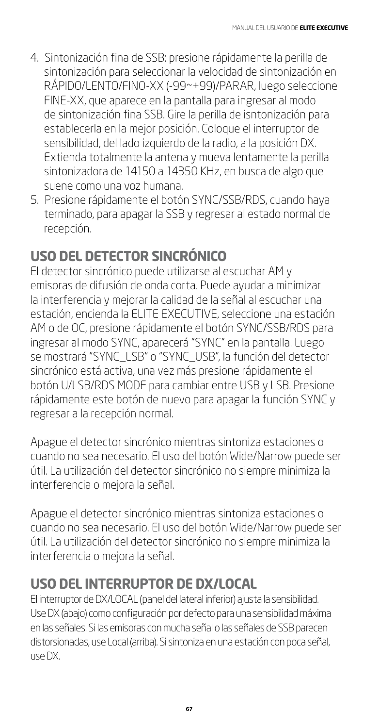4. Sintonización fina de SSB: presione rápidamente la perilla de sintonización para seleccionar la velocidad de sintonización en RÁPIDO/LENTO/FINO-XX (-99~+99)/PARAR, luego seleccione FINE-XX, que aparece en la pantalla para ingresar al modo de sintonización fina SSB. Gire la perilla de isntonización para establecerla en la mejor posición. Coloque el interruptor de sensibilidad, del lado izquierdo de la radio, a la posición DX. Extienda totalmente la antena y mueva lentamente la perilla sintonizadora de 14150 a 14350 KHz, en busca de algo que suene como una voz humana.
5. Presione rápidamente el botón SYNC/SSB/RDS, cuando haya terminado, para apagar la SSB y regresar al estado normal de recepción.

## USO DEL DETECTOR SINCRÓNICO

El detector sincrónico puede utilizarse al escuchar AM y emisoras de difusión de onda corta. Puede ayudar a minimizar la interferencia y mejorar la calidad de la señal al escuchar una estación, encienda la ELITE EXECUTIVE, seleccione una estación AM o de OC, presione rápidamente el botón SYNC/SSB/RDS para ingresar al modo SYNC, aparecerá "SYNC" en la pantalla. Luego se mostrará "SYNC_LSB" o "SYNC_USB", la función del detector sincrónico está activa, una vez más presione rápidamente el botón U/LSB/RDS MODE para cambiar entre USB y LSB. Presione rápidamente este botón de nuevo para apagar la función SYNC y regresar a la recepción normal.

Apague el detector sincrónico mientras sintoniza estaciones o cuando no sea necesario. El uso del botón Wide/Narrow puede ser útil. La utilización del detector sincrónico no siempre minimiza la interferencia o mejora la señal.

Apague el detector sincrónico mientras sintoniza estaciones o cuando no sea necesario. El uso del botón Wide/Narrow puede ser útil. La utilización del detector sincrónico no siempre minimiza la interferencia o mejora la señal.

## USO DEL INTERRUPTOR DE DX/LOCAL

El interruptor de DX/LOCAL (panel del lateral inferior) ajusta la sensibilidad. Use DX (abajo) como configuración por defecto para una sensibilidad máxima en las señales. Si las emisoras con mucha señal o las señales de SSB parecen distorsionadas, use Local (arriba). Si sintoniza en una estación con poca señal, use DX.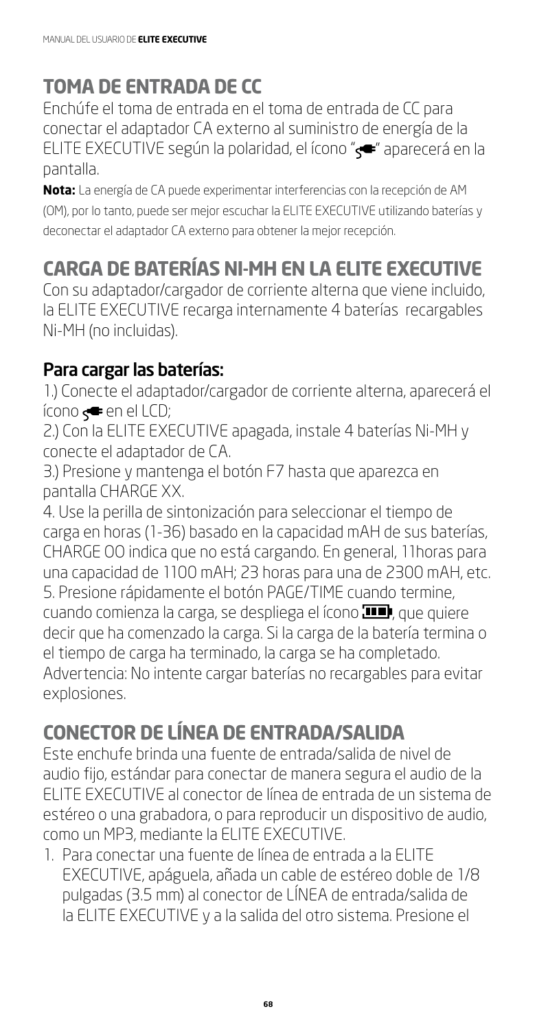## TOMA DE ENTRADA DE CC

Enchúfe el toma de entrada en el toma de entrada de CC para conectar el adaptador CA externo al suministro de energía de la ELITE EXECUTIVE según la polaridad, el ícono "🔌" aparecerá en la pantalla.

**Nota:** La energía de CA puede experimentar interferencias con la recepción de AM (OM), por lo tanto, puede ser mejor escuchar la ELITE EXECUTIVE utilizando baterías y deconectar el adaptador CA externo para obtener la mejor recepción.

## CARGA DE BATERÍAS NI-MH EN LA ELITE EXECUTIVE

Con su adaptador/cargador de corriente alterna que viene incluido, la ELITE EXECUTIVE recarga internamente 4 baterías recargables Ni-MH (no incluidas).

### Para cargar las baterías:

1.) Conecte el adaptador/cargador de corriente alterna, aparecerá el ícono 🔌 en el LCD;

2.) Con la ELITE EXECUTIVE apagada, instale 4 baterías Ni-MH y conecte el adaptador de CA.

3.) Presione y mantenga el botón F7 hasta que aparezca en pantalla CHARGE XX.

4. Use la perilla de sintonización para seleccionar el tiempo de carga en horas (1-36) basado en la capacidad mAH de sus baterías, CHARGE 00 indica que no está cargando. En general, 11horas para una capacidad de 1100 mAH; 23 horas para una de 2300 mAH, etc.

5. Presione rápidamente el botón PAGE/TIME cuando termine, cuando comienza la carga, se despliega el ícono 🔋, que quiere decir que ha comenzado la carga. Si la carga de la batería termina o el tiempo de carga ha terminado, la carga se ha completado.

Advertencia: No intente cargar baterías no recargables para evitar explosiones.

## CONECTOR DE LÍNEA DE ENTRADA/SALIDA

Este enchufe brinda una fuente de entrada/salida de nivel de audio fijo, estándar para conectar de manera segura el audio de la ELITE EXECUTIVE al conector de línea de entrada de un sistema de estéreo o una grabadora, o para reproducir un dispositivo de audio, como un MP3, mediante la ELITE EXECUTIVE.

1. Para conectar una fuente de línea de entrada a la ELITE EXECUTIVE, apáguela, añada un cable de estéreo doble de 1/8 pulgadas (3.5 mm) al conector de LÍNEA de entrada/salida de la ELITE EXECUTIVE y a la salida del otro sistema. Presione el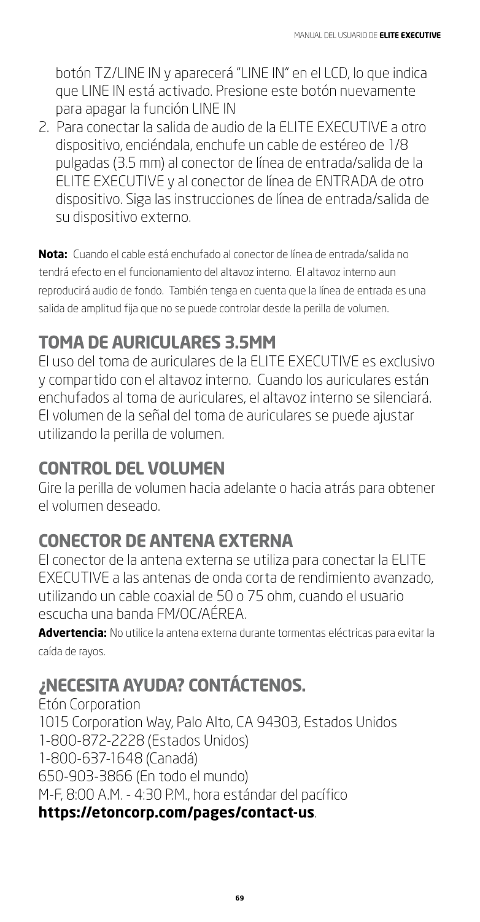botón TZ/LINE IN y aparecerá "LINE IN" en el LCD, lo que indica que LINE IN está activado. Presione este botón nuevamente para apagar la función LINE IN

2. Para conectar la salida de audio de la ELITE EXECUTIVE a otro dispositivo, enciéndala, enchufe un cable de estéreo de 1/8 pulgadas (3.5 mm) al conector de línea de entrada/salida de la ELITE EXECUTIVE y al conector de línea de ENTRADA de otro dispositivo. Siga las instrucciones de línea de entrada/salida de su dispositivo externo.

**Nota:** Cuando el cable está enchufado al conector de línea de entrada/salida no tendrá efecto en el funcionamiento del altavoz interno. El altavoz interno aun reproducirá audio de fondo. También tenga en cuenta que la línea de entrada es una salida de amplitud fija que no se puede controlar desde la perilla de volumen.

## TOMA DE AURICULARES 3.5MM

El uso del toma de auriculares de la ELITE EXECUTIVE es exclusivo y compartido con el altavoz interno. Cuando los auriculares están enchufados al toma de auriculares, el altavoz interno se silenciará. El volumen de la señal del toma de auriculares se puede ajustar utilizando la perilla de volumen.

## CONTROL DEL VOLUMEN

Gire la perilla de volumen hacia adelante o hacia atrás para obtener el volumen deseado.

## CONECTOR DE ANTENA EXTERNA

El conector de la antena externa se utiliza para conectar la ELITE EXECUTIVE a las antenas de onda corta de rendimiento avanzado, utilizando un cable coaxial de 50 o 75 ohm, cuando el usuario escucha una banda FM/OC/AÉREA.

**Advertencia:** No utilice la antena externa durante tormentas eléctricas para evitar la caída de rayos.

## ¿NECESITA AYUDA? CONTÁCTENOS.

Etón Corporation
1015 Corporation Way, Palo Alto, CA 94303, Estados Unidos
1-800-872-2228 (Estados Unidos)
1-800-637-1648 (Canadá)
650-903-3866 (En todo el mundo)
M-F, 8:00 A.M. - 4:30 P.M., hora estándar del pacífico
**https://etoncorp.com/pages/contact-us**.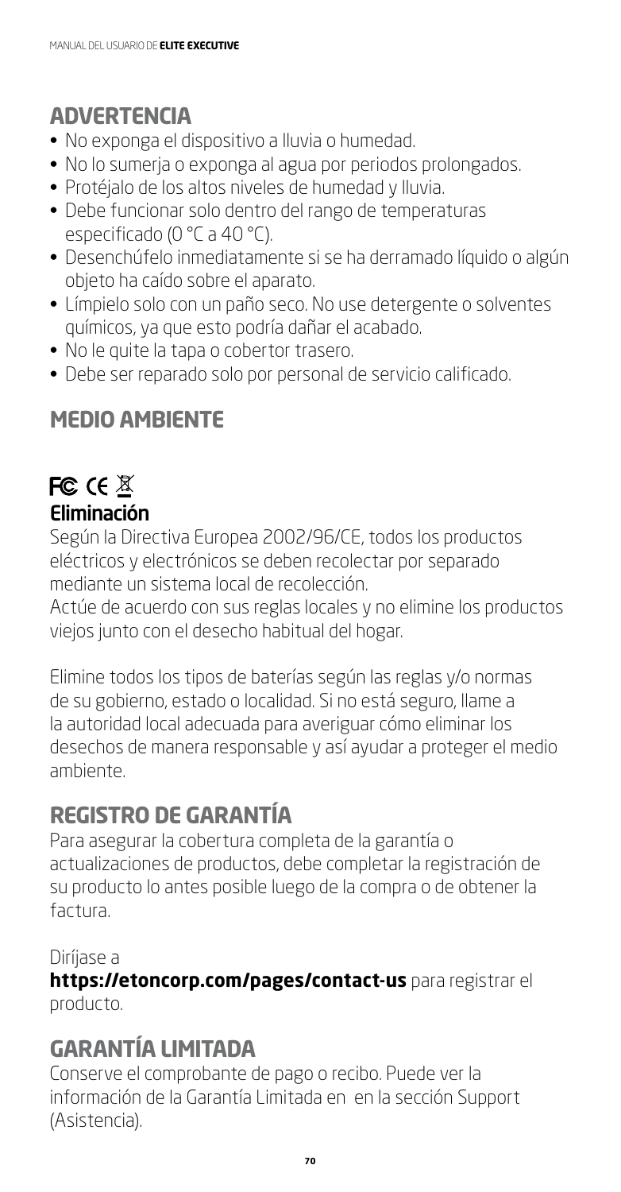## ADVERTENCIA

- No exponga el dispositivo a lluvia o humedad.
- No lo sumerja o exponga al agua por periodos prolongados.
- Protéjalo de los altos niveles de humedad y lluvia.
- Debe funcionar solo dentro del rango de temperaturas especificado (0 °C a 40 °C).
- Desenchúfelo inmediatamente si se ha derramado líquido o algún objeto ha caído sobre el aparato.
- Límpielo solo con un paño seco. No use detergente o solventes químicos, ya que esto podría dañar el acabado.
- No le quite la tapa o cobertor trasero.
- Debe ser reparado solo por personal de servicio calificado.

## MEDIO AMBIENTE

FC CE

### Eliminación

Según la Directiva Europea 2002/96/CE, todos los productos eléctricos y electrónicos se deben recolectar por separado mediante un sistema local de recolección.
Actúe de acuerdo con sus reglas locales y no elimine los productos viejos junto con el desecho habitual del hogar.

Elimine todos los tipos de baterías según las reglas y/o normas de su gobierno, estado o localidad. Si no está seguro, llame a la autoridad local adecuada para averiguar cómo eliminar los desechos de manera responsable y así ayudar a proteger el medio ambiente.

## REGISTRO DE GARANTÍA

Para asegurar la cobertura completa de la garantía o actualizaciones de productos, debe completar la registración de su producto lo antes posible luego de la compra o de obtener la factura.

Diríjase a
**https://etoncorp.com/pages/contact-us** para registrar el producto.

## GARANTÍA LIMITADA

Conserve el comprobante de pago o recibo. Puede ver la información de la Garantía Limitada en en la sección Support (Asistencia).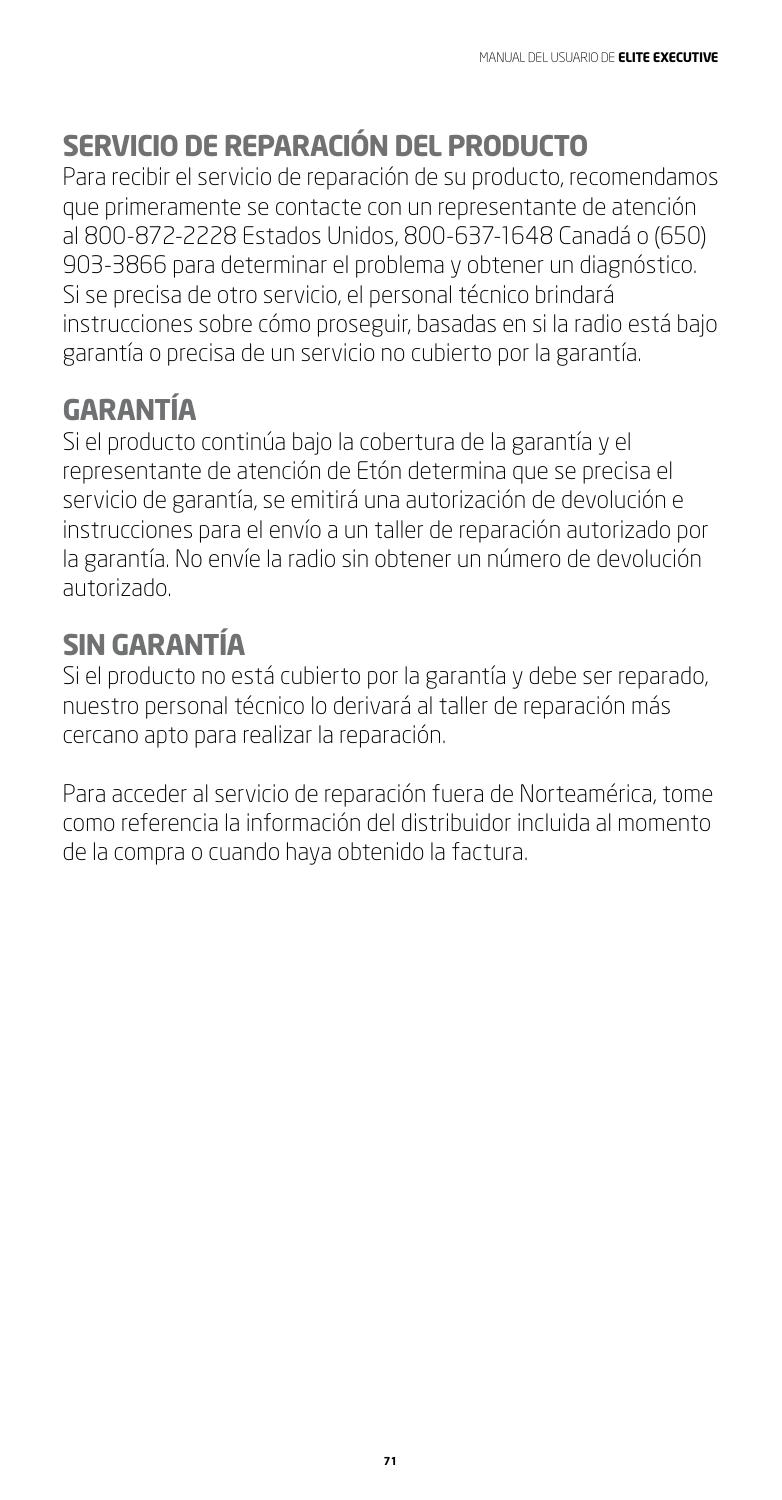## SERVICIO DE REPARACIÓN DEL PRODUCTO

Para recibir el servicio de reparación de su producto, recomendamos que primeramente se contacte con un representante de atención al 800-872-2228 Estados Unidos, 800-637-1648 Canadá o (650) 903-3866 para determinar el problema y obtener un diagnóstico. Si se precisa de otro servicio, el personal técnico brindará instrucciones sobre cómo proseguir, basadas en si la radio está bajo garantía o precisa de un servicio no cubierto por la garantía.

## GARANTÍA

Si el producto continúa bajo la cobertura de la garantía y el representante de atención de Etón determina que se precisa el servicio de garantía, se emitirá una autorización de devolución e instrucciones para el envío a un taller de reparación autorizado por la garantía. No envíe la radio sin obtener un número de devolución autorizado.

## SIN GARANTÍA

Si el producto no está cubierto por la garantía y debe ser reparado, nuestro personal técnico lo derivará al taller de reparación más cercano apto para realizar la reparación.

Para acceder al servicio de reparación fuera de Norteamérica, tome como referencia la información del distribuidor incluida al momento de la compra o cuando haya obtenido la factura.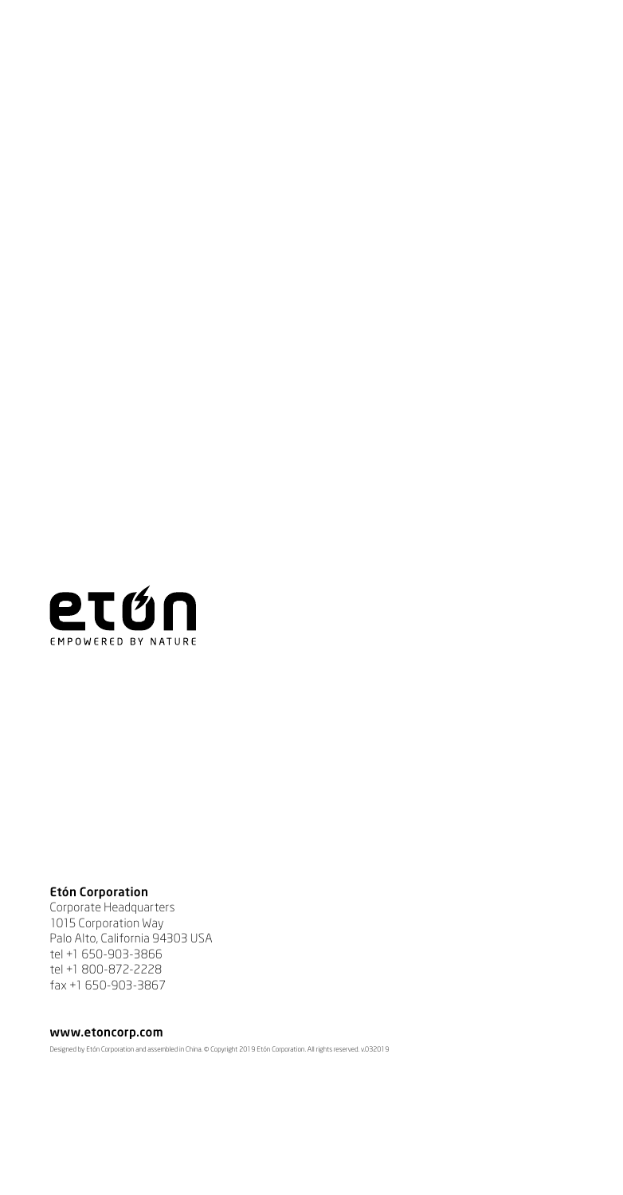etón

EMPOWERED BY NATURE

**Etón Corporation**

Corporate Headquarters
1015 Corporation Way
Palo Alto, California 94303 USA
tel +1 650-903-3866
tel +1 800-872-2228
fax +1 650-903-3867

**www.etoncorp.com**

Designed by Etón Corporation and assembled in China. © Copyright 2019 Etón Corporation. All rights reserved. v032019